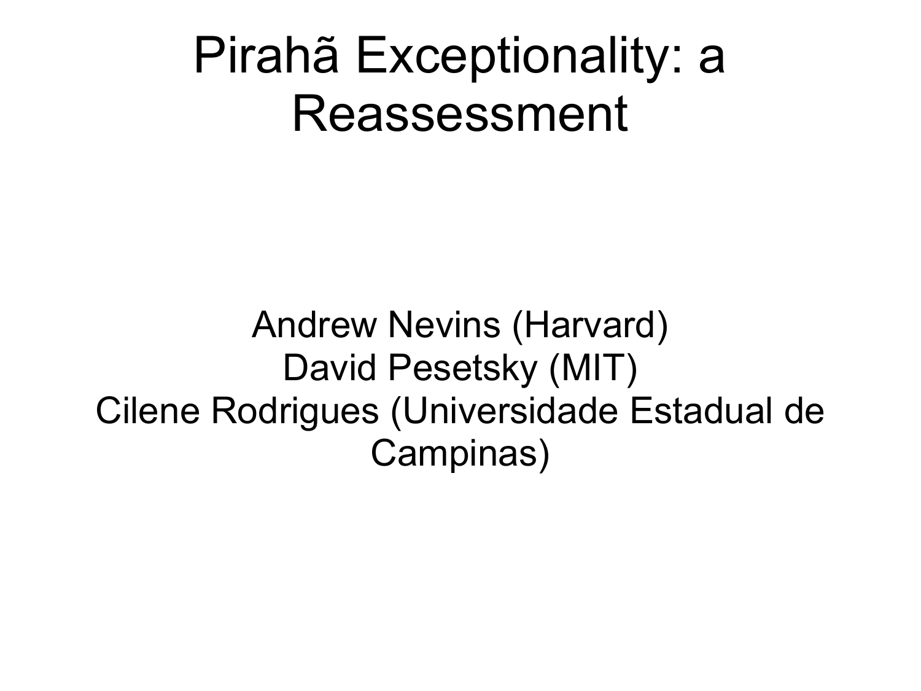# Pirahã Exceptionality: a Reassessment

Andrew Nevins (Harvard)
David Pesetsky (MIT)
Cilene Rodrigues (Universidade Estadual de Campinas)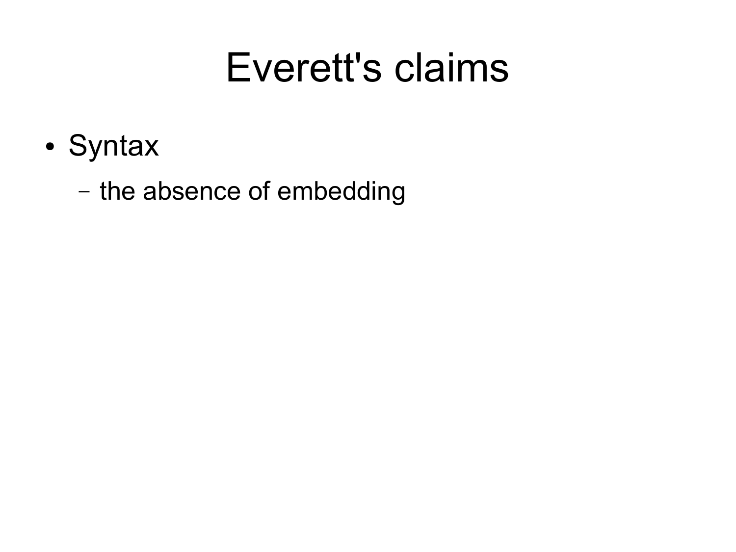# Everett's claims

- Syntax
  - the absence of embedding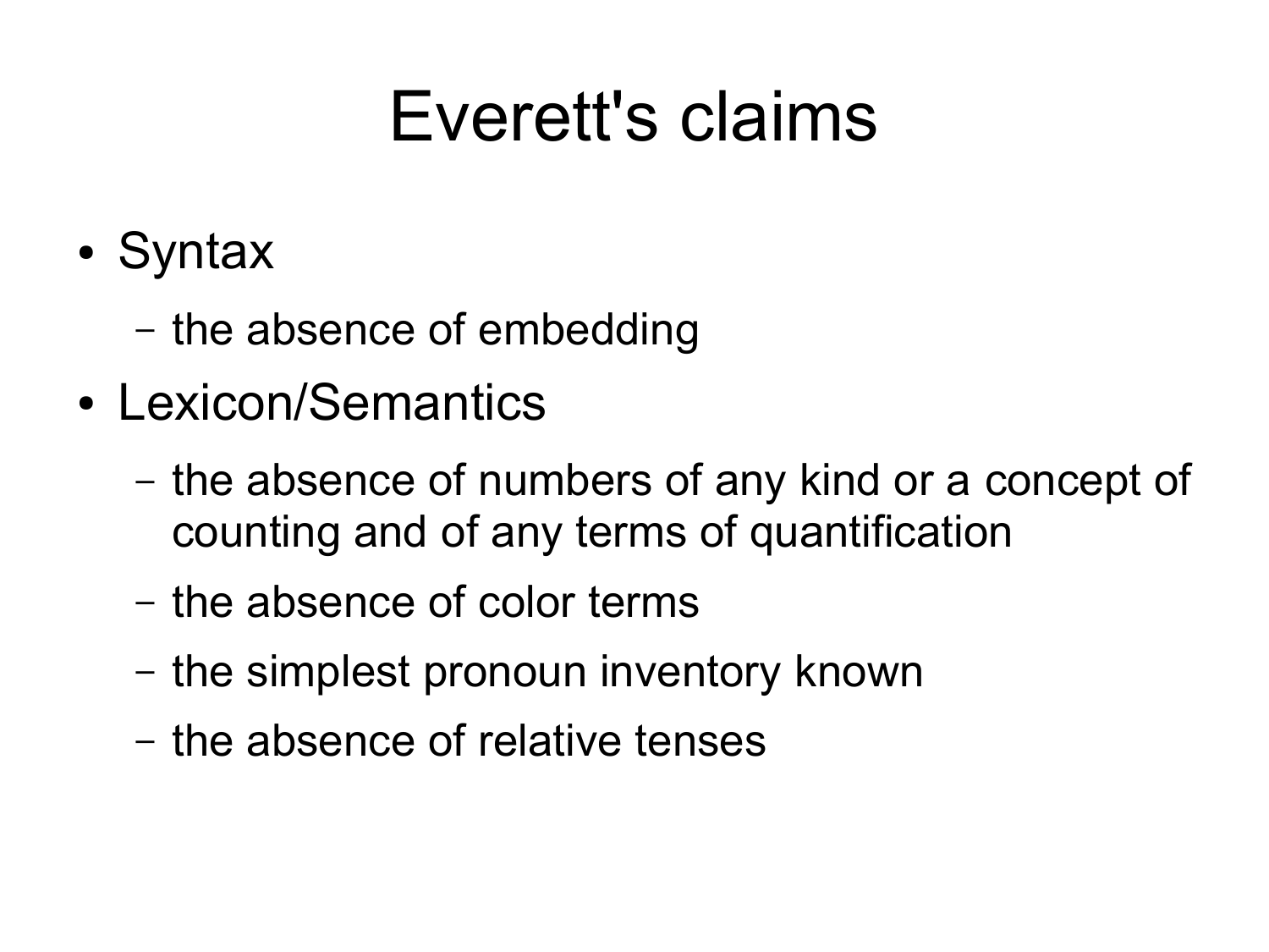# Everett's claims

- Syntax
  - the absence of embedding
- Lexicon/Semantics
  - the absence of numbers of any kind or a concept of counting and of any terms of quantification
  - the absence of color terms
  - the simplest pronoun inventory known
  - the absence of relative tenses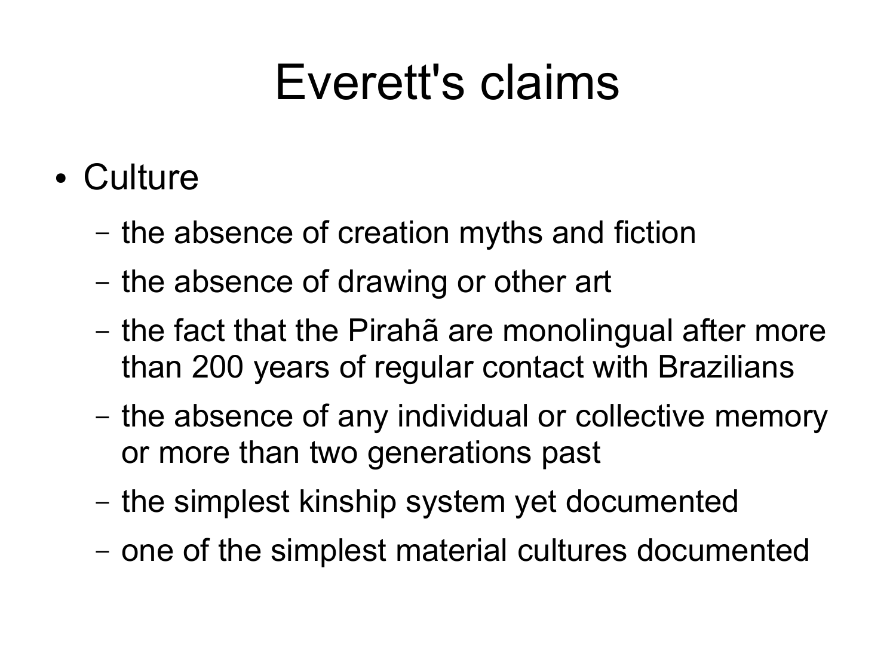# Everett's claims

- Culture
  - the absence of creation myths and fiction
  - the absence of drawing or other art
  - the fact that the Pirahã are monolingual after more than 200 years of regular contact with Brazilians
  - the absence of any individual or collective memory or more than two generations past
  - the simplest kinship system yet documented
  - one of the simplest material cultures documented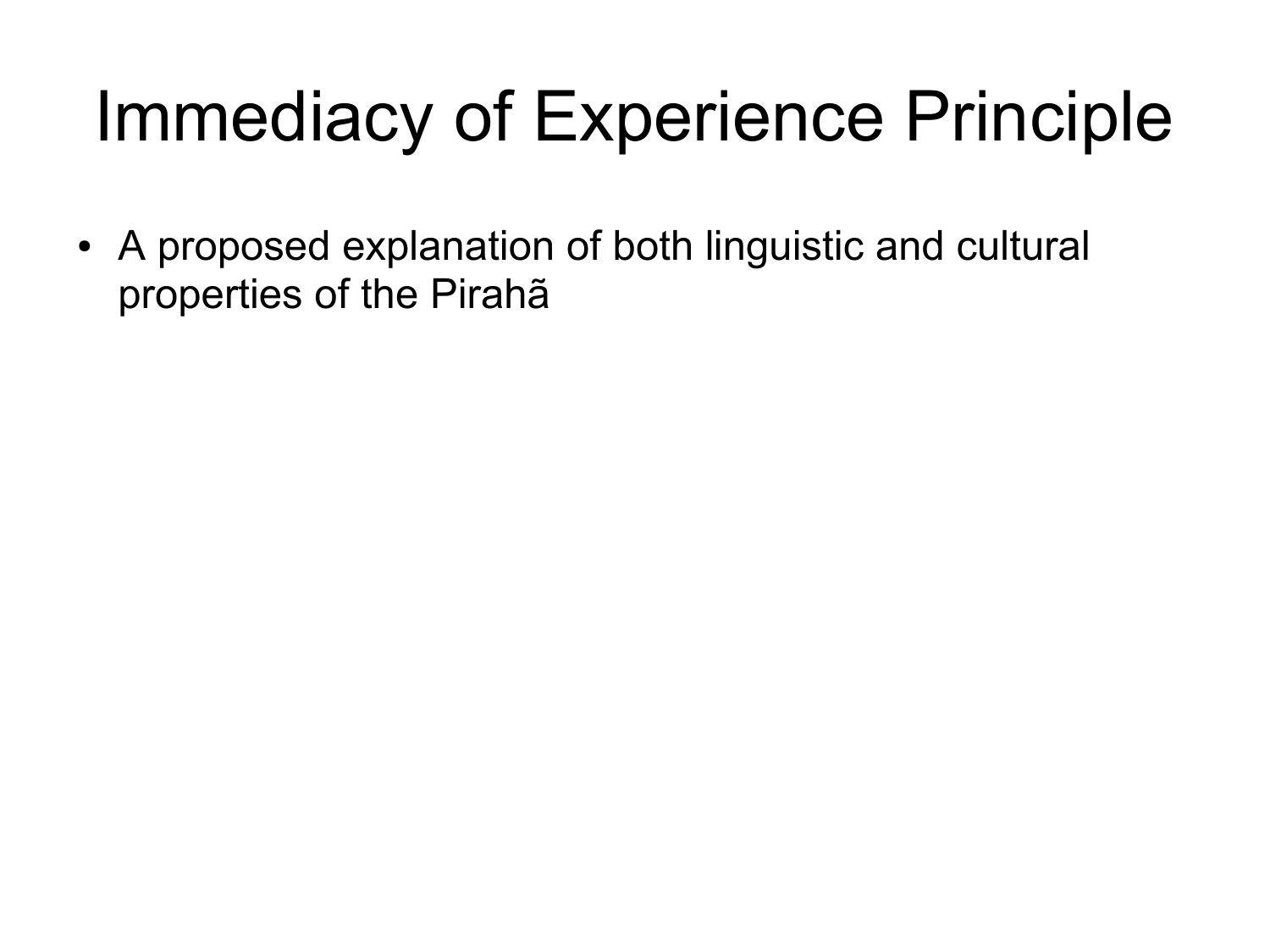# Immediacy of Experience Principle

- A proposed explanation of both linguistic and cultural properties of the Pirahã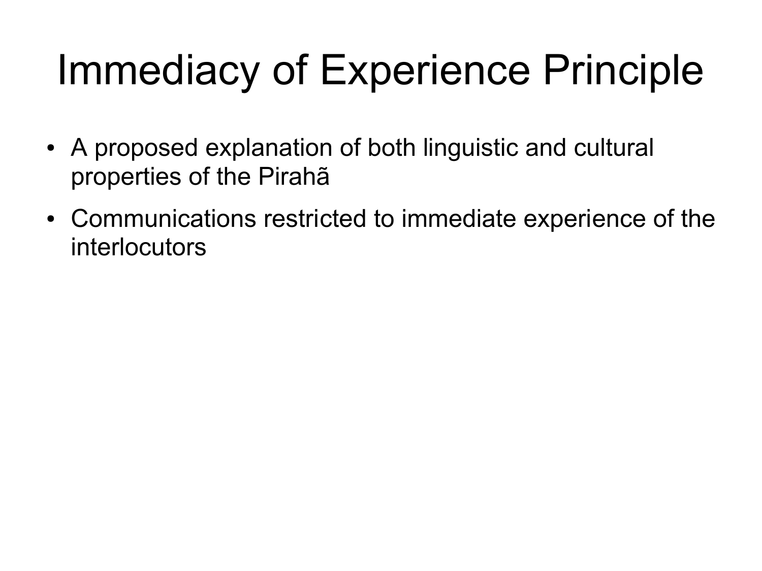# Immediacy of Experience Principle

- A proposed explanation of both linguistic and cultural properties of the Pirahã
- Communications restricted to immediate experience of the interlocutors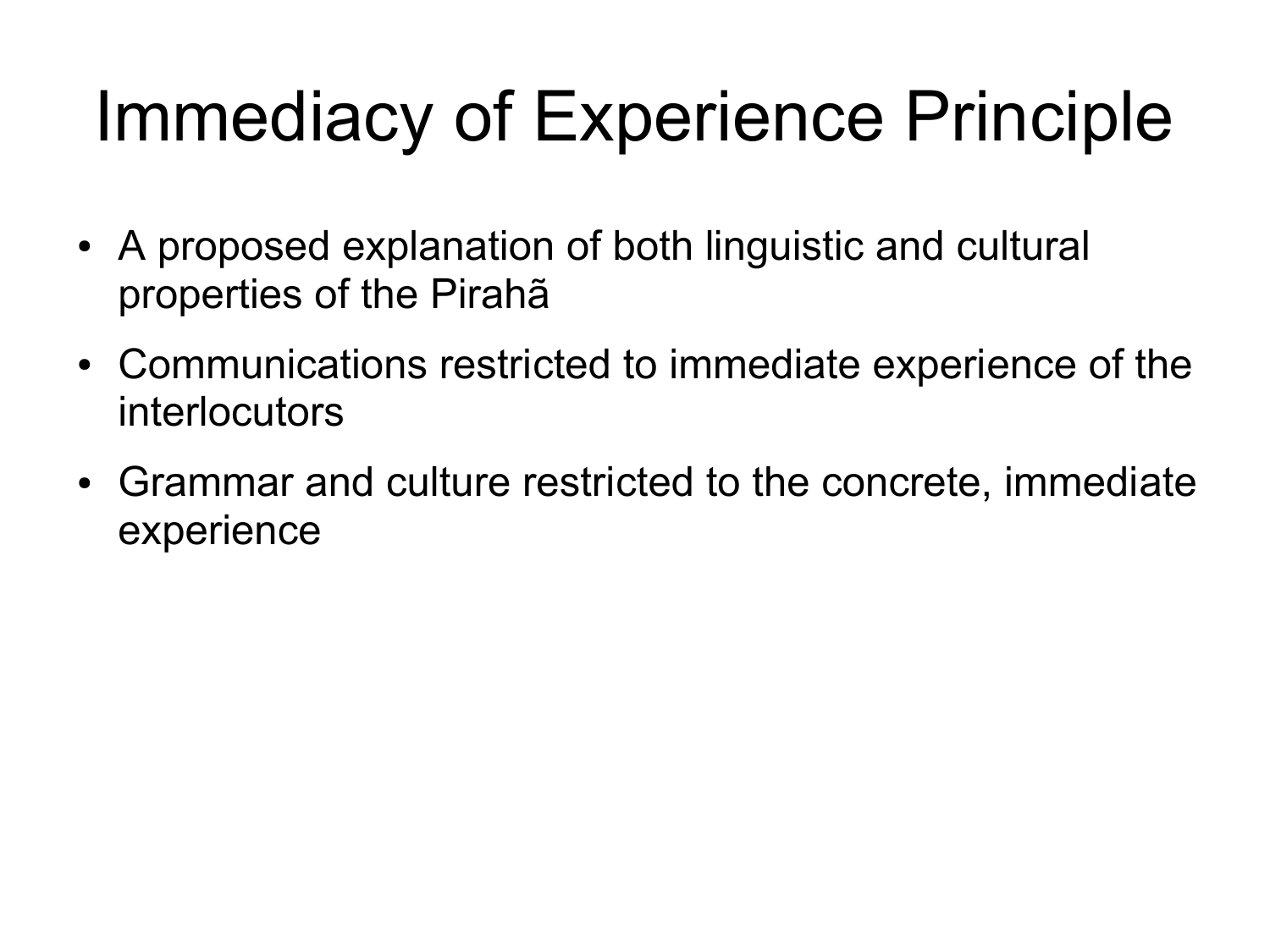# Immediacy of Experience Principle

- A proposed explanation of both linguistic and cultural properties of the Pirahã
- Communications restricted to immediate experience of the interlocutors
- Grammar and culture restricted to the concrete, immediate experience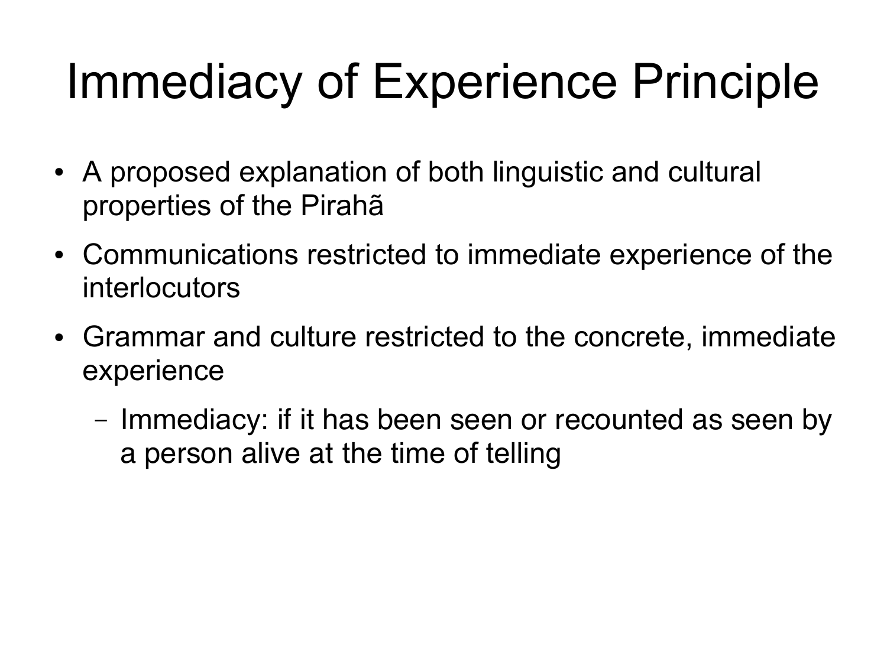# Immediacy of Experience Principle

- A proposed explanation of both linguistic and cultural properties of the Pirahã
- Communications restricted to immediate experience of the interlocutors
- Grammar and culture restricted to the concrete, immediate experience
  - Immediacy: if it has been seen or recounted as seen by a person alive at the time of telling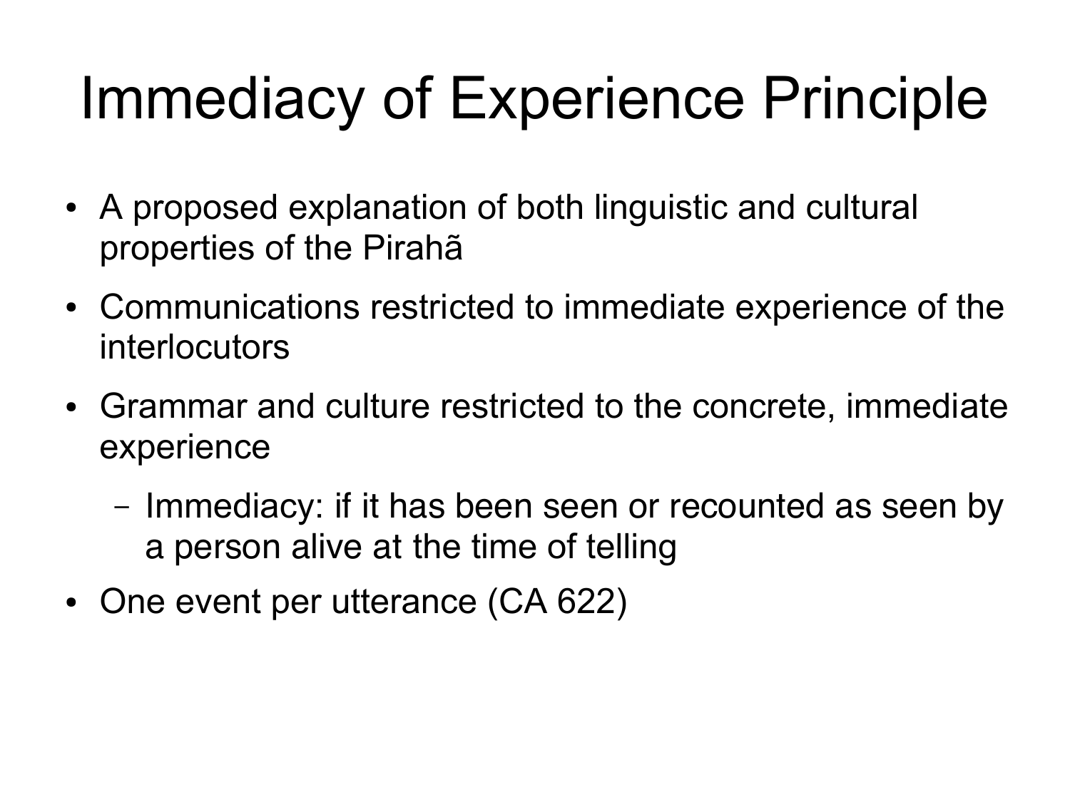# Immediacy of Experience Principle

- A proposed explanation of both linguistic and cultural properties of the Pirahã
- Communications restricted to immediate experience of the interlocutors
- Grammar and culture restricted to the concrete, immediate experience
  - Immediacy: if it has been seen or recounted as seen by a person alive at the time of telling
- One event per utterance (CA 622)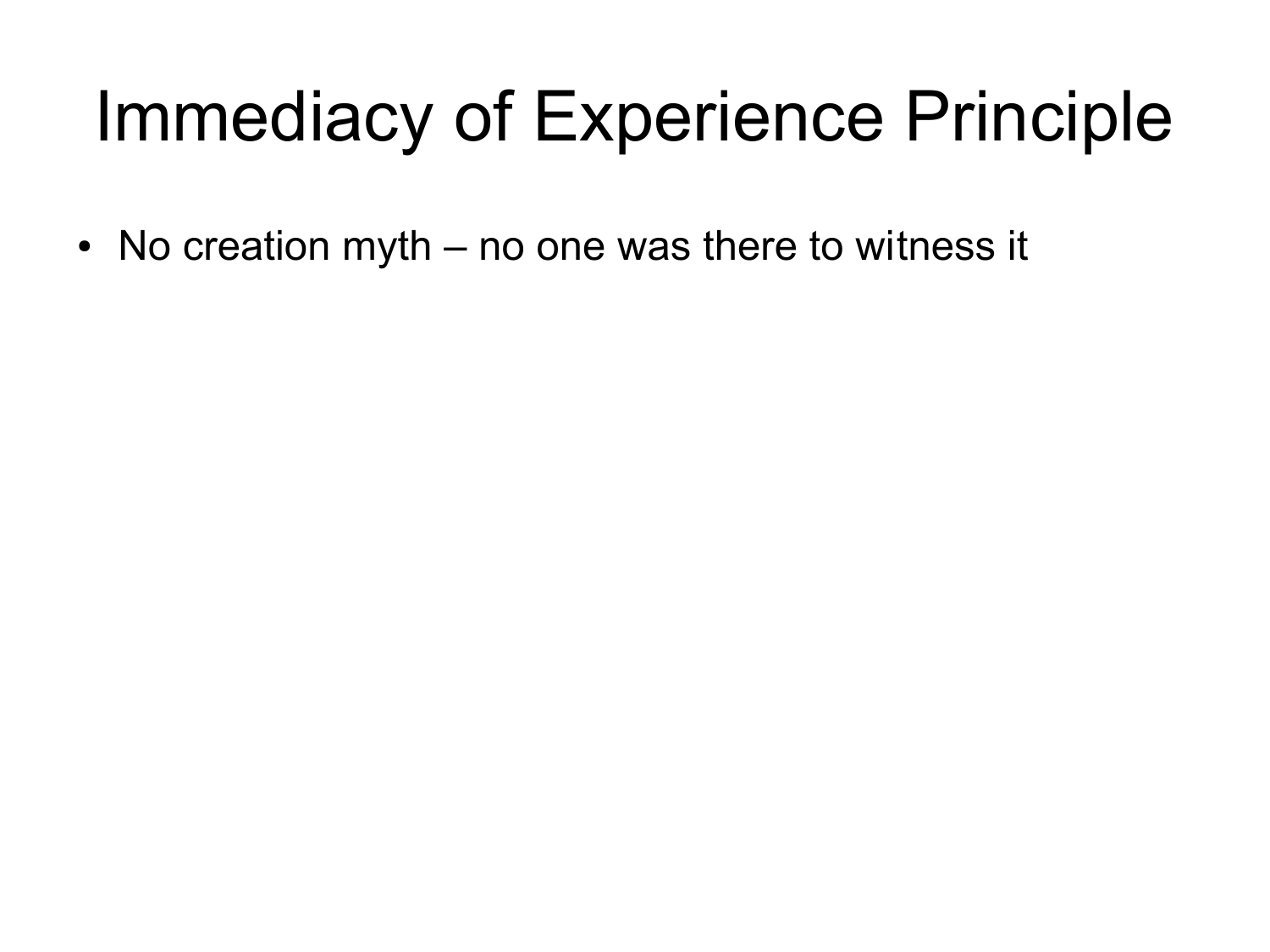# Immediacy of Experience Principle

- No creation myth – no one was there to witness it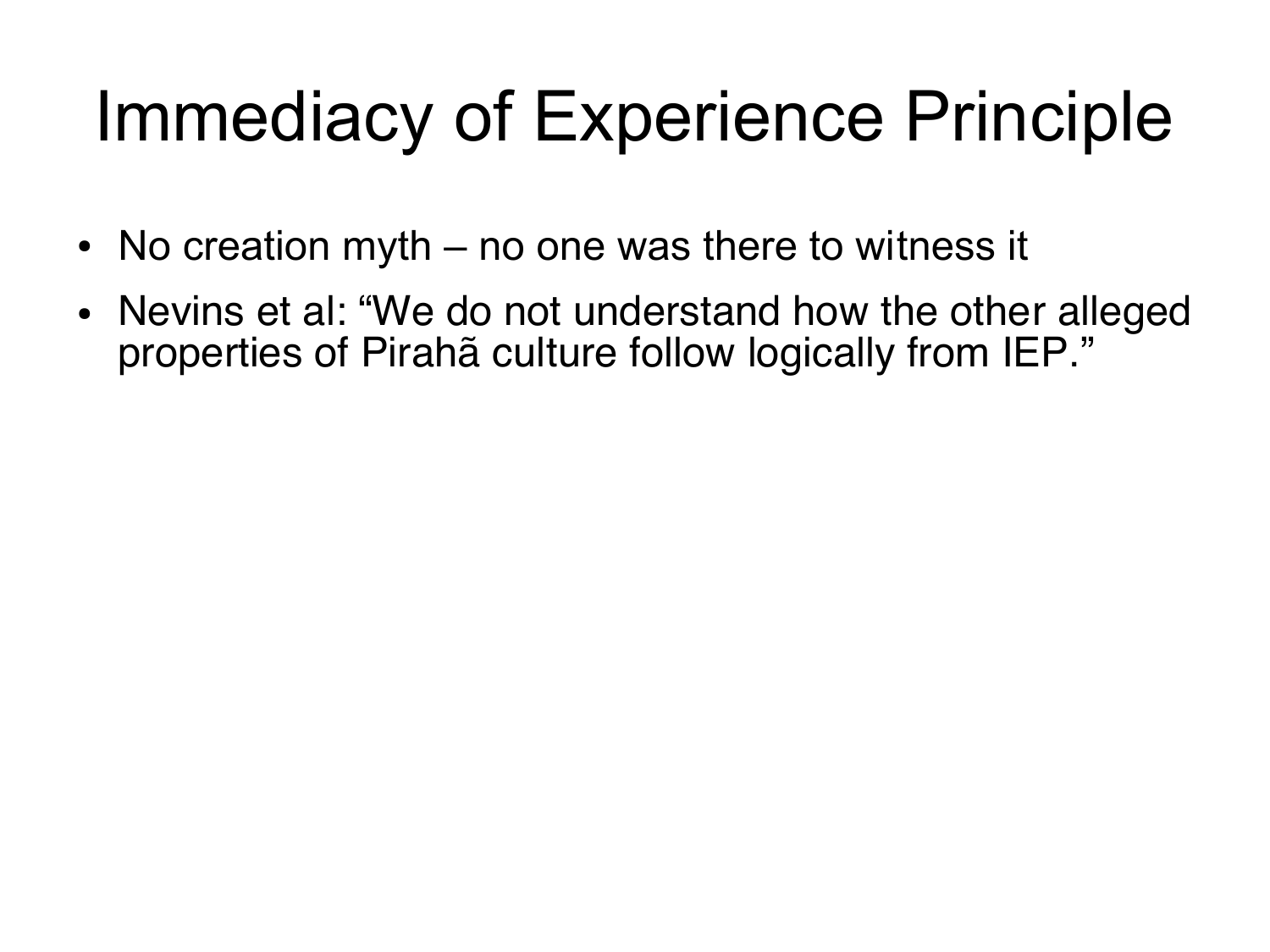# Immediacy of Experience Principle

- No creation myth – no one was there to witness it
- Nevins et al: “We do not understand how the other alleged properties of Pirahã culture follow logically from IEP.”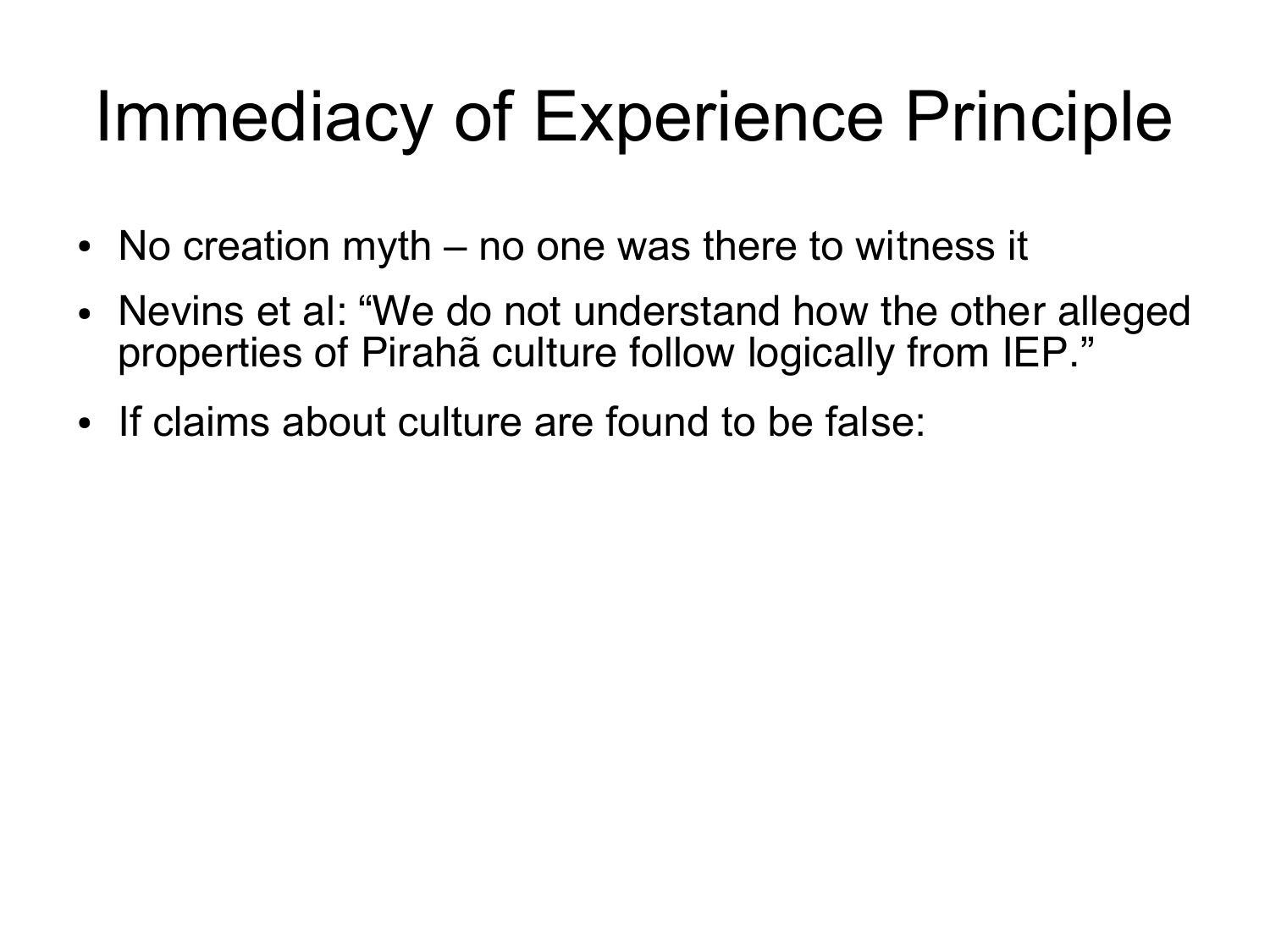# Immediacy of Experience Principle

- No creation myth – no one was there to witness it
- Nevins et al: "We do not understand how the other alleged properties of Pirahã culture follow logically from IEP."
- If claims about culture are found to be false: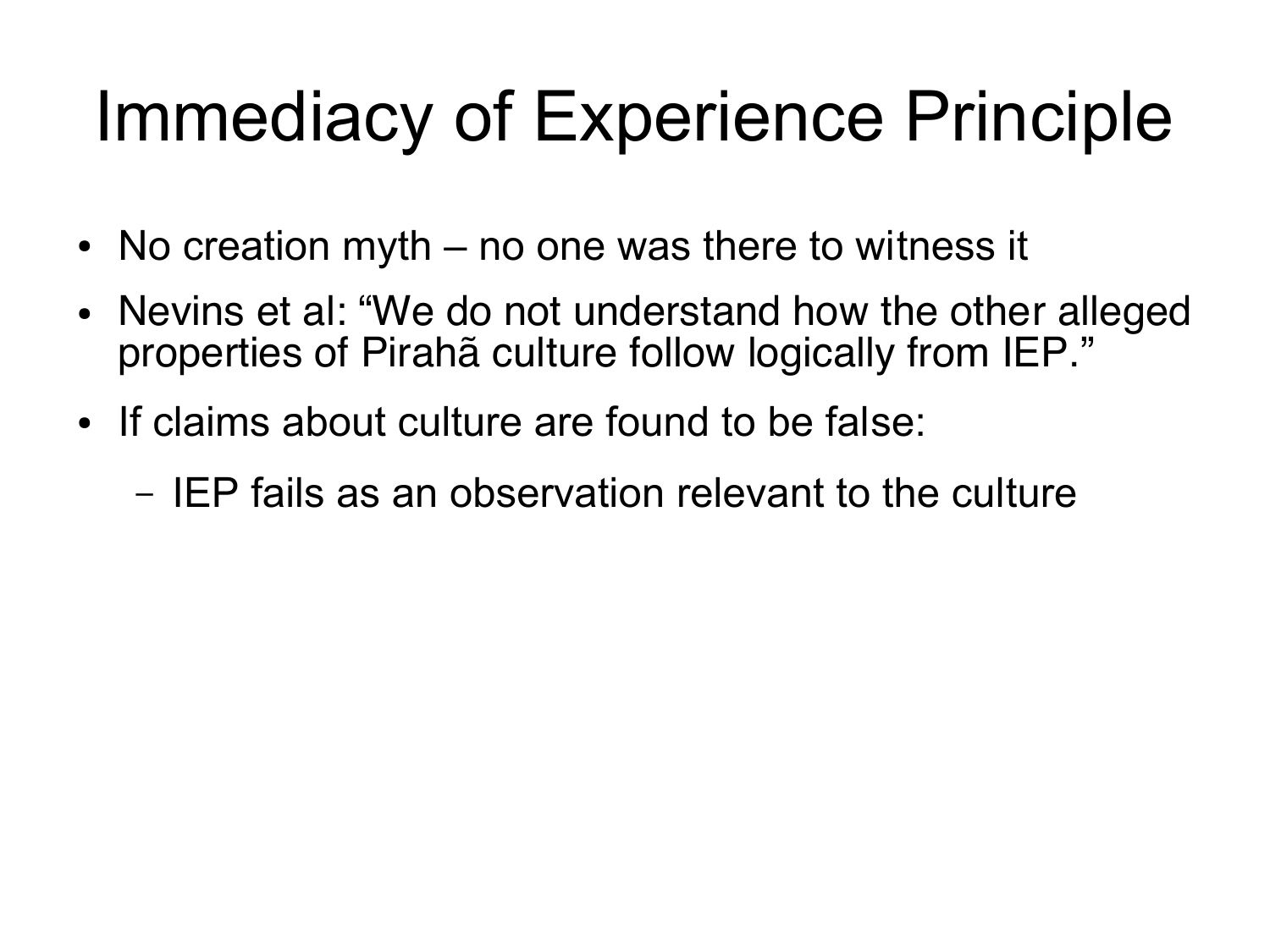# Immediacy of Experience Principle

- No creation myth – no one was there to witness it
- Nevins et al: “We do not understand how the other alleged properties of Pirahã culture follow logically from IEP.”
- If claims about culture are found to be false:
  - IEP fails as an observation relevant to the culture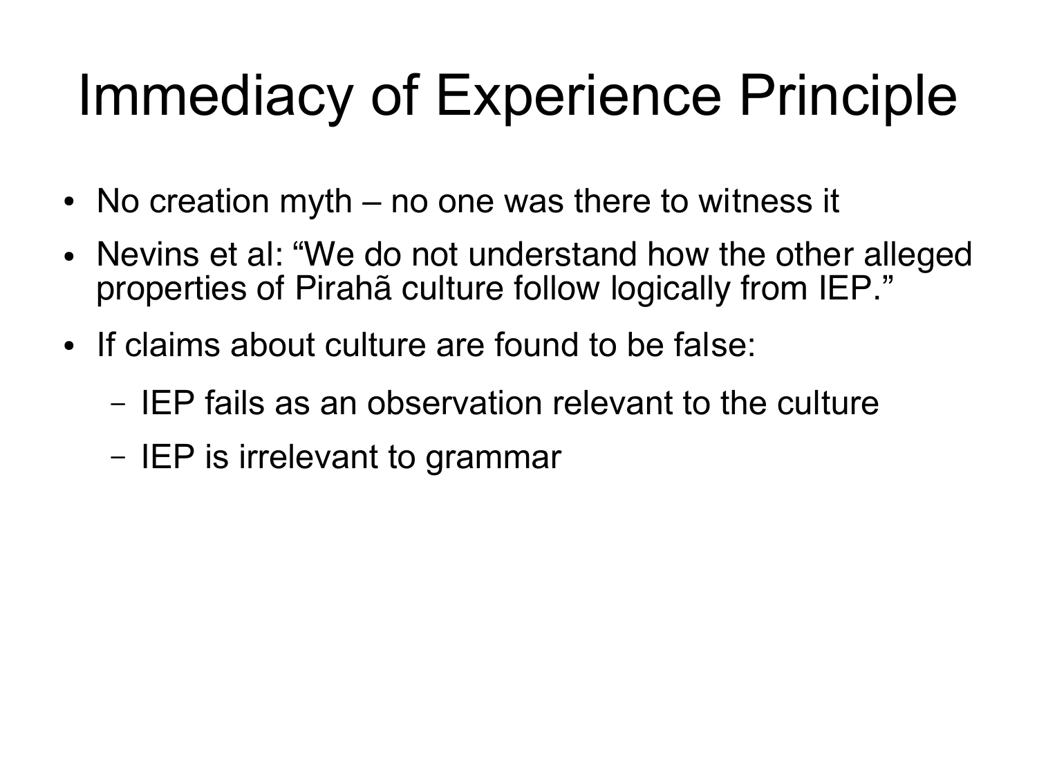# Immediacy of Experience Principle

- No creation myth – no one was there to witness it
- Nevins et al: "We do not understand how the other alleged properties of Pirahã culture follow logically from IEP."
- If claims about culture are found to be false:
  - IEP fails as an observation relevant to the culture
  - IEP is irrelevant to grammar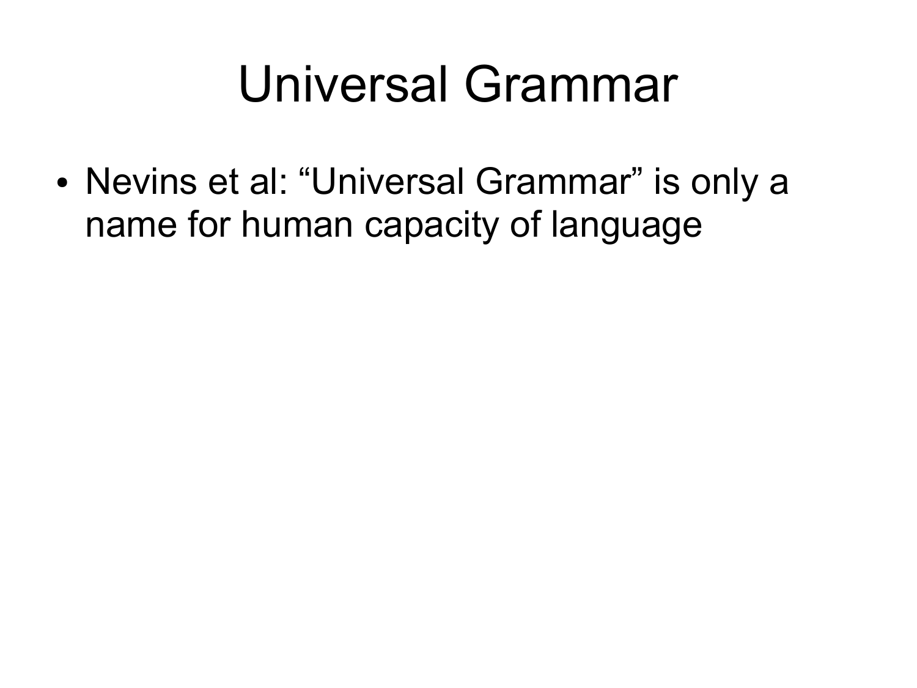# Universal Grammar

- Nevins et al: “Universal Grammar” is only a name for human capacity of language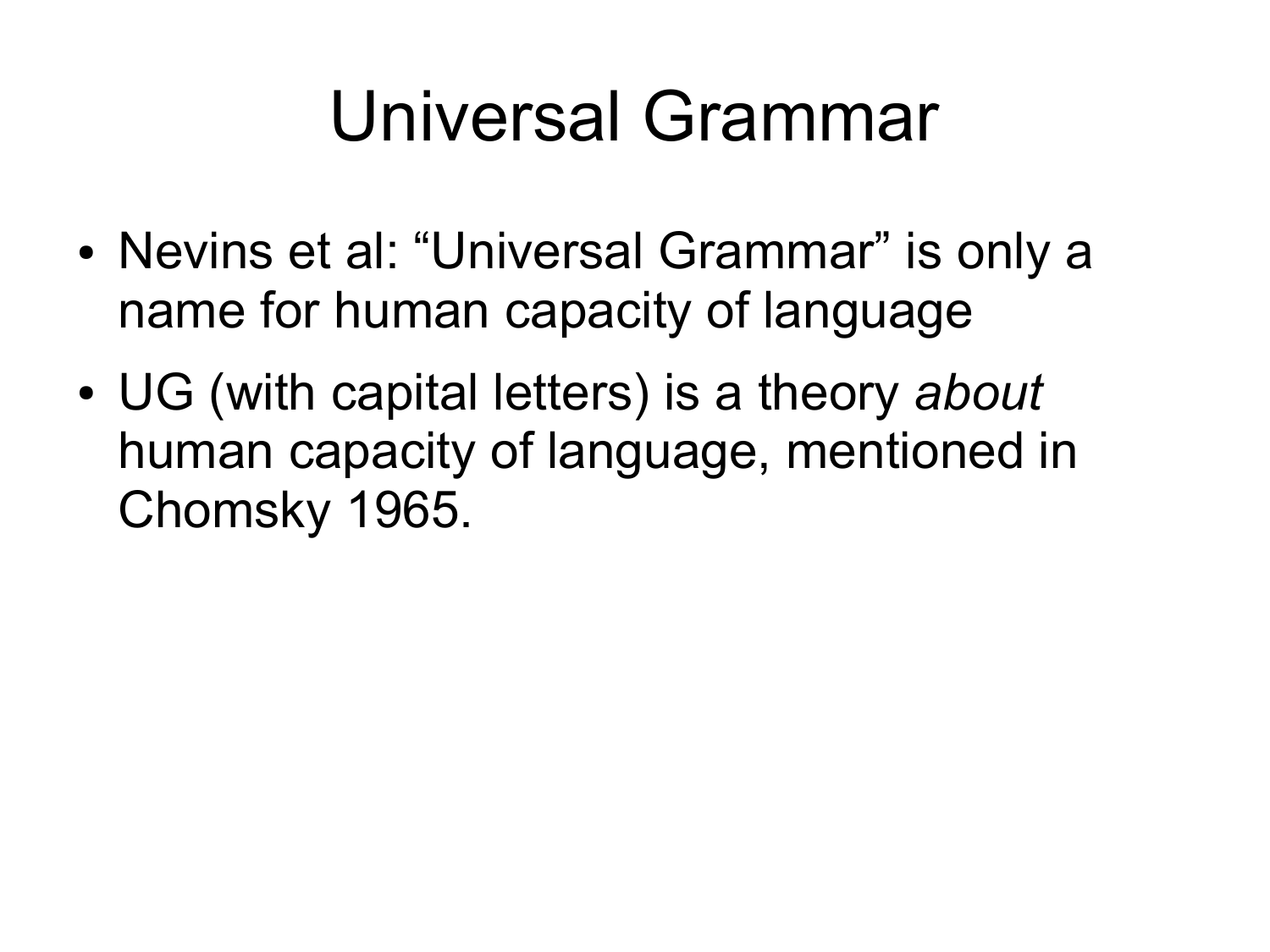# Universal Grammar

- Nevins et al: “Universal Grammar” is only a name for human capacity of language
- UG (with capital letters) is a theory *about* human capacity of language, mentioned in Chomsky 1965.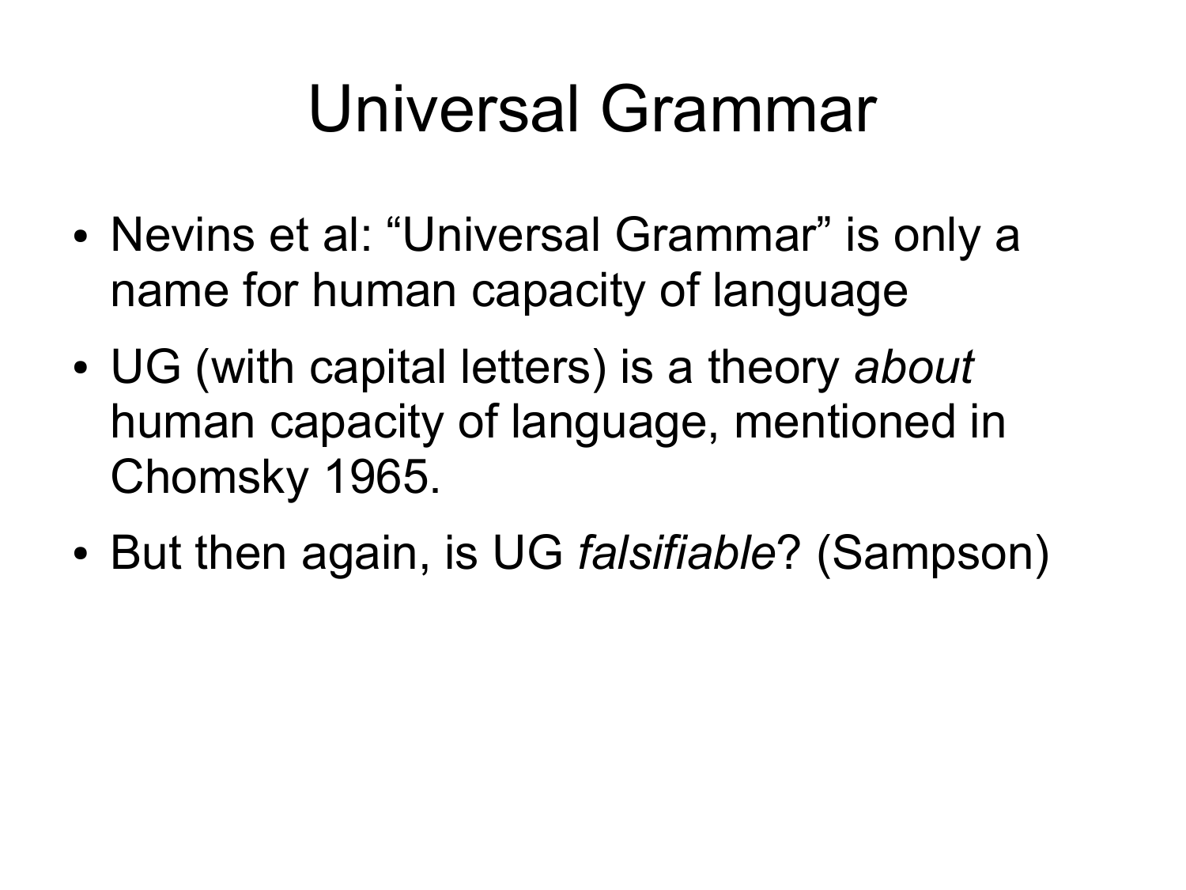# Universal Grammar

- Nevins et al: “Universal Grammar” is only a name for human capacity of language
- UG (with capital letters) is a theory *about* human capacity of language, mentioned in Chomsky 1965.
- But then again, is UG *falsifiable*? (Sampson)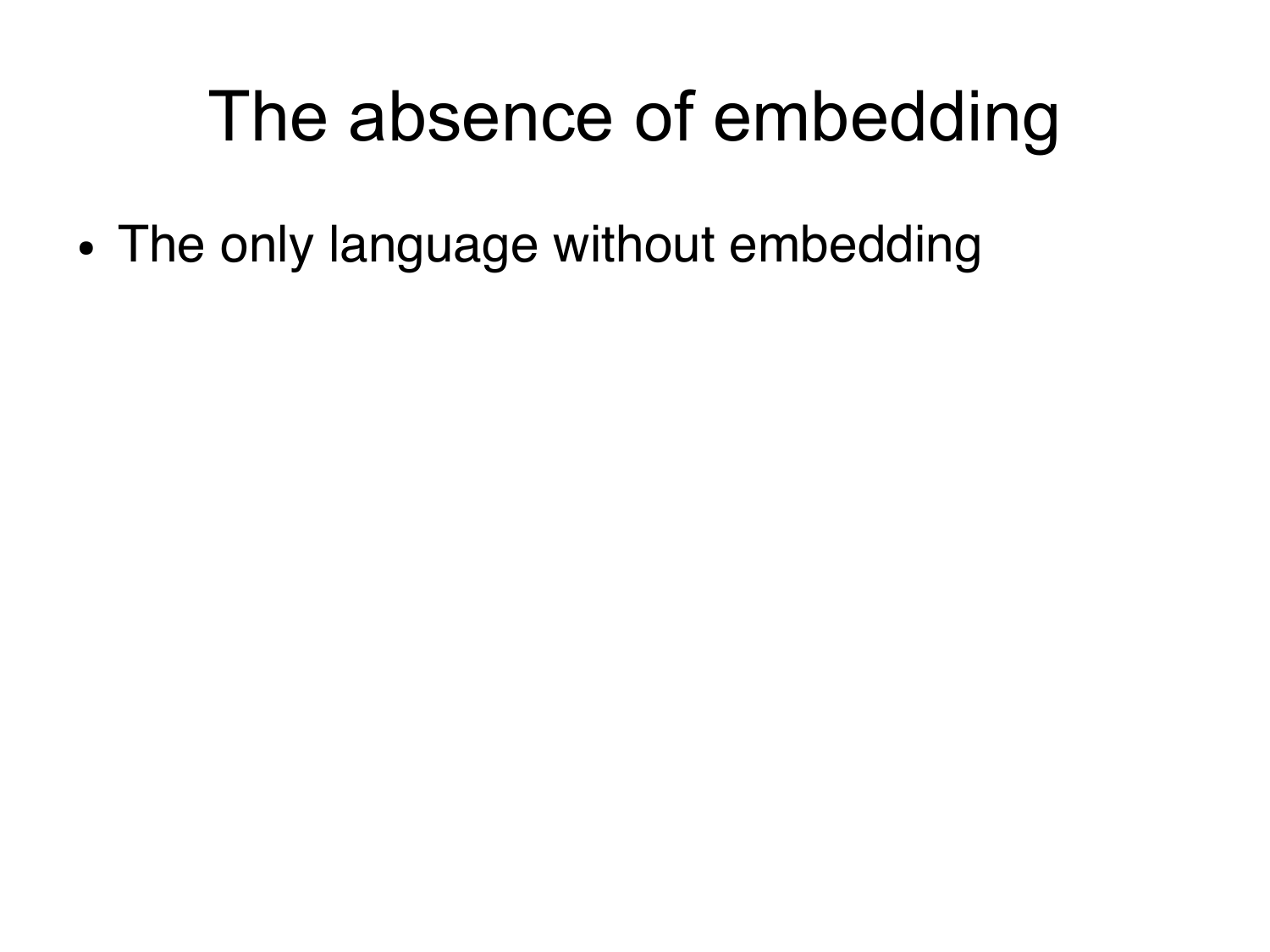# The absence of embedding

- The only language without embedding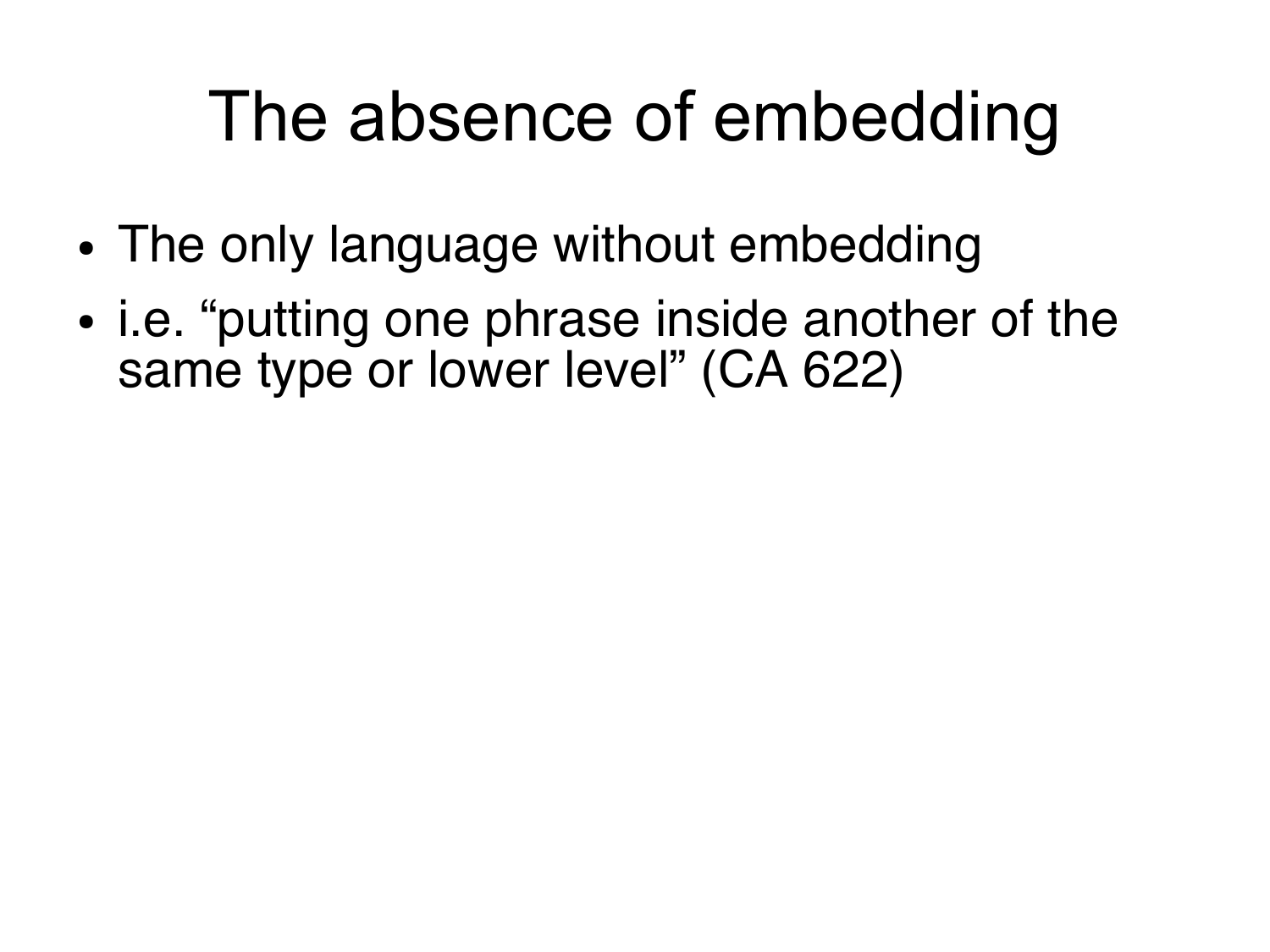# The absence of embedding

- The only language without embedding
- i.e. “putting one phrase inside another of the same type or lower level” (CA 622)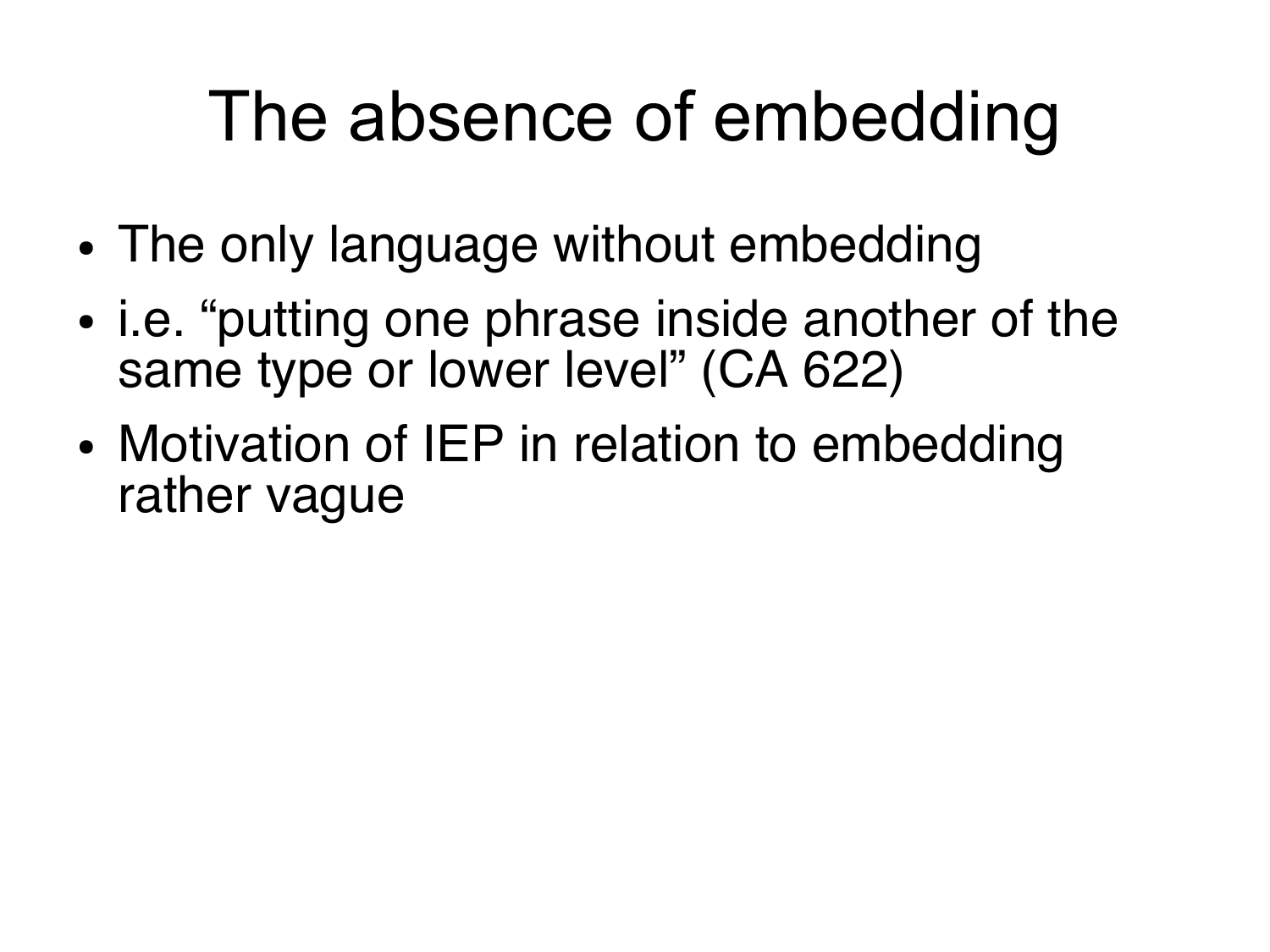# The absence of embedding

- The only language without embedding
- i.e. “putting one phrase inside another of the same type or lower level” (CA 622)
- Motivation of IEP in relation to embedding rather vague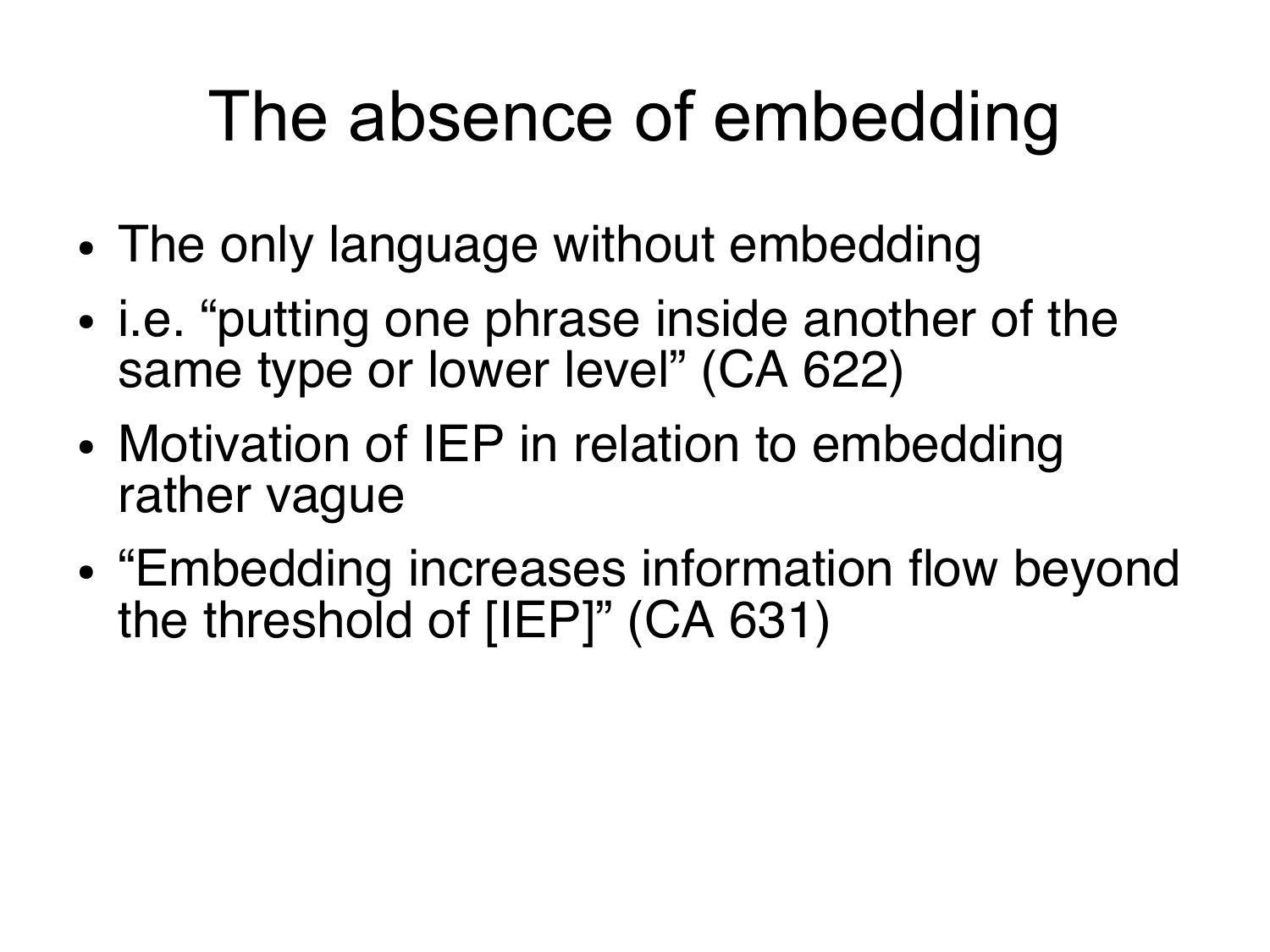# The absence of embedding

- The only language without embedding
- i.e. “putting one phrase inside another of the same type or lower level” (CA 622)
- Motivation of IEP in relation to embedding rather vague
- “Embedding increases information flow beyond the threshold of [IEP]” (CA 631)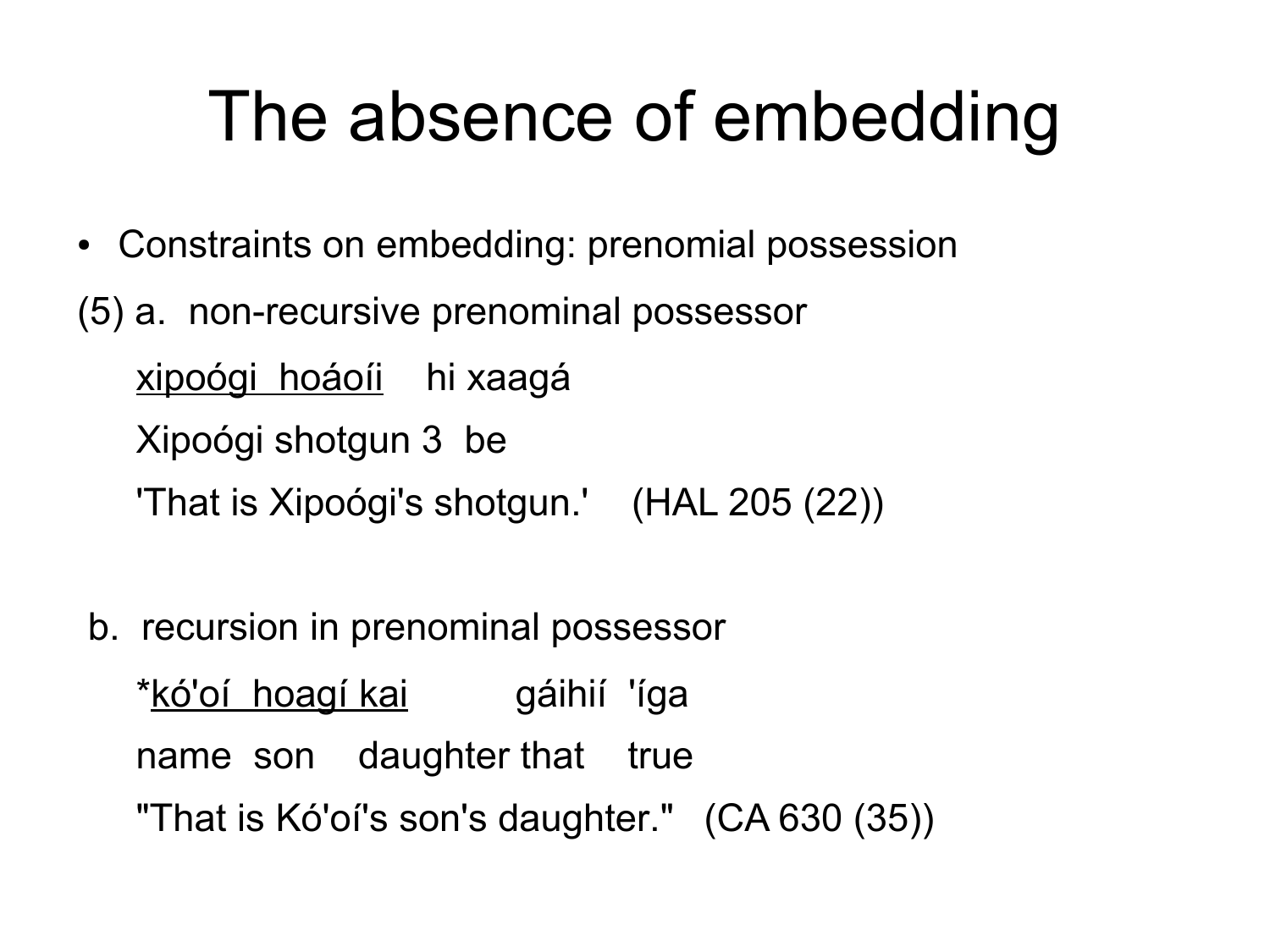# The absence of embedding

- Constraints on embedding: prenomial possession

(5) a. non-recursive prenominal possessor

<u>xipoógi hoáoíi</u> hi xaagá

Xipoógi shotgun 3 be

'That is Xipoógi's shotgun.' (HAL 205 (22))

b. recursion in prenominal possessor

*<u>kó'oí hoagí kai</u> gáihií 'íga

name son daughter that true

"That is Kó'oí's son's daughter." (CA 630 (35))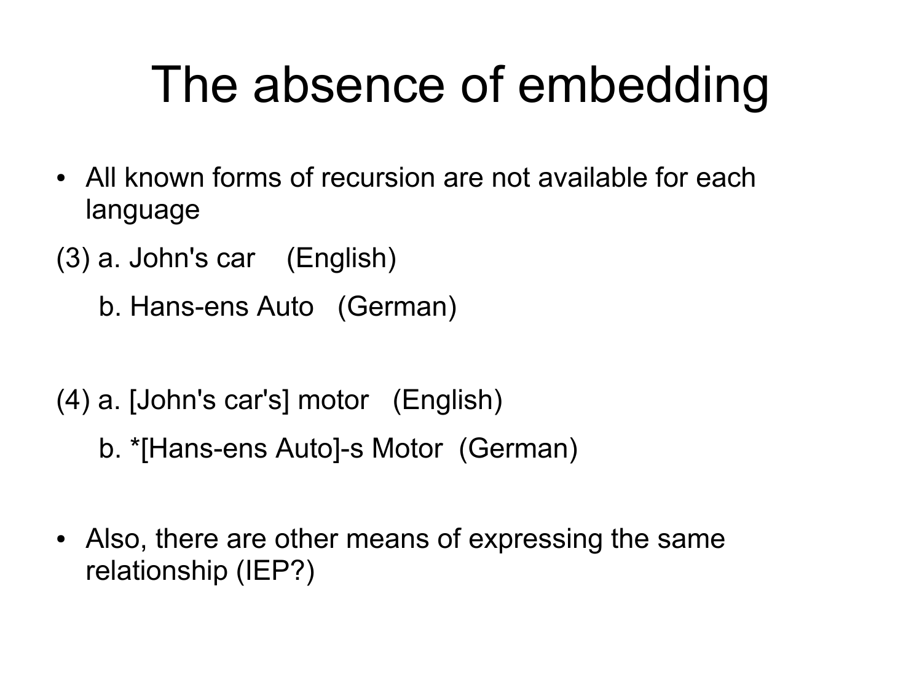# The absence of embedding

- All known forms of recursion are not available for each language

(3) a. John's car (English)

b. Hans-ens Auto (German)

(4) a. [John's car's] motor (English)

b. *[Hans-ens Auto]-s Motor (German)

- Also, there are other means of expressing the same relationship (IEP?)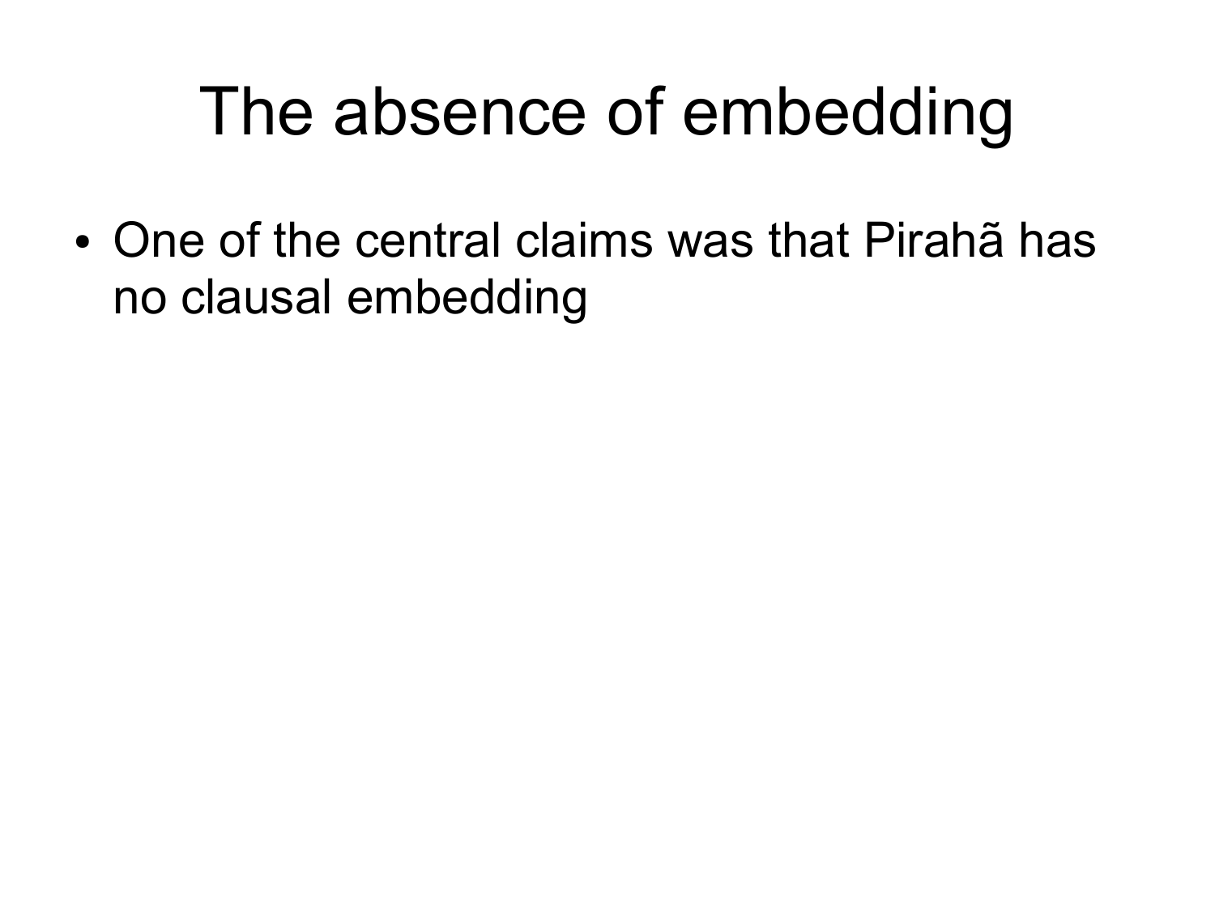# The absence of embedding

- One of the central claims was that Pirahã has no clausal embedding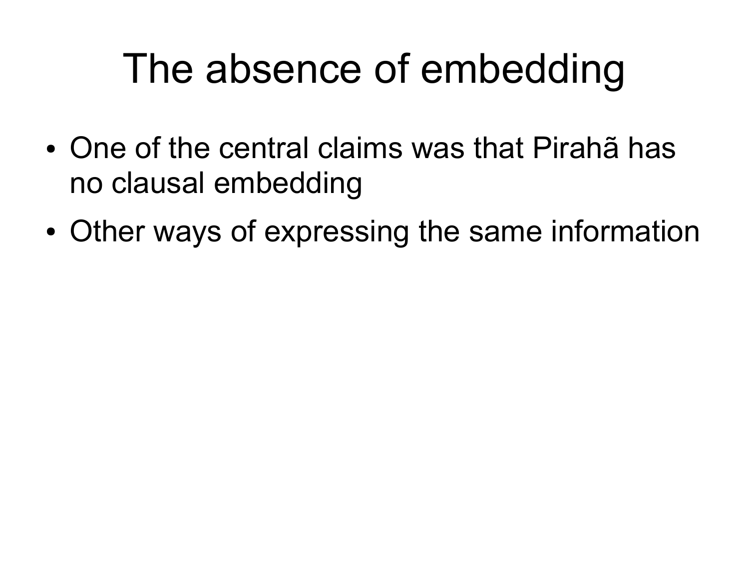# The absence of embedding

- One of the central claims was that Pirahã has no clausal embedding
- Other ways of expressing the same information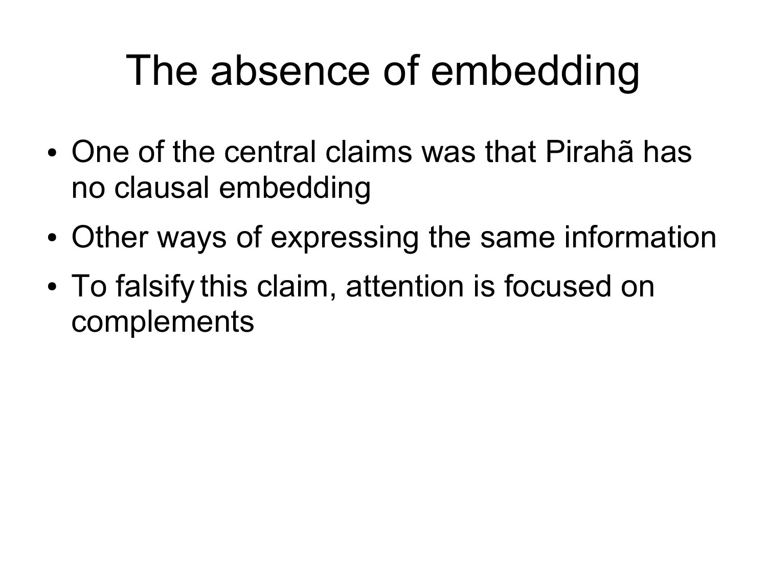# The absence of embedding

- One of the central claims was that Pirahã has no clausal embedding
- Other ways of expressing the same information
- To falsify this claim, attention is focused on complements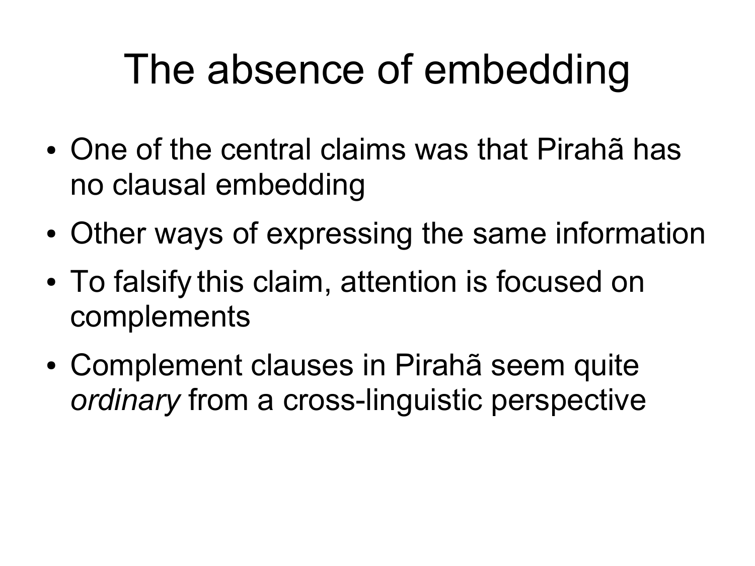# The absence of embedding

- One of the central claims was that Pirahã has no clausal embedding
- Other ways of expressing the same information
- To falsify this claim, attention is focused on complements
- Complement clauses in Pirahã seem quite *ordinary* from a cross-linguistic perspective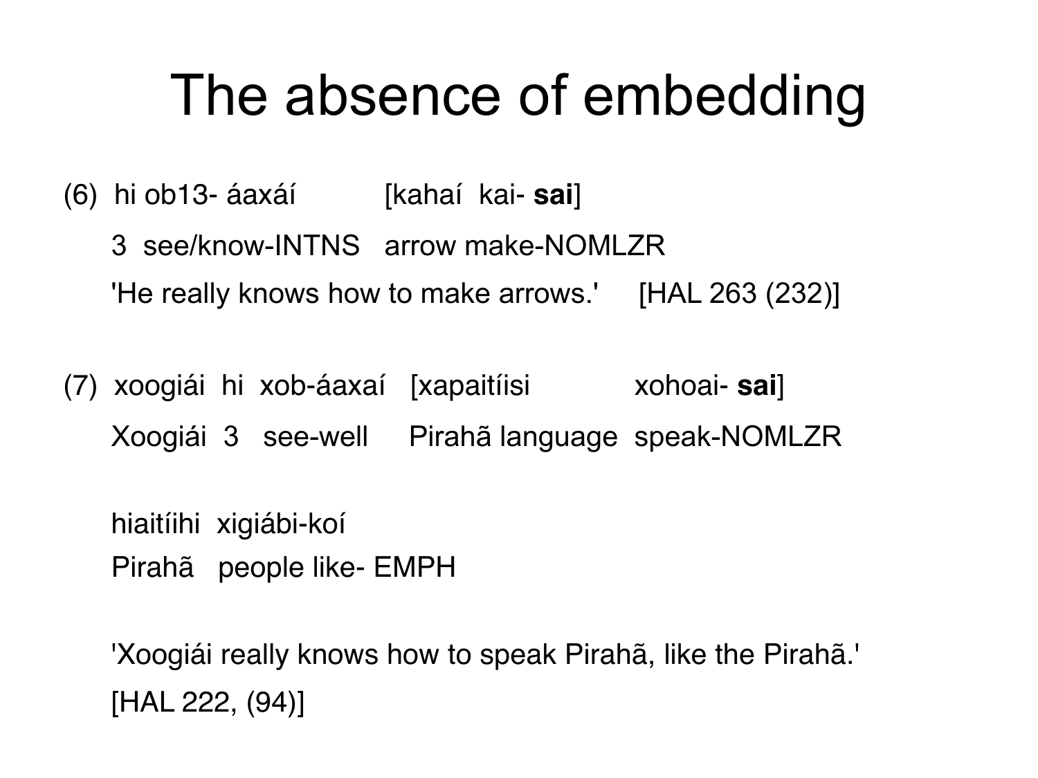# The absence of embedding

(6) hi ob13- áaxáí [kahaí kai- **sai**]

3 see/know-INTNS arrow make-NOMLZR

'He really knows how to make arrows.' [HAL 263 (232)]

(7) xoogiái hi xob-áaxaí [xapaitíisi xohoai- **sai**]

Xoogiái 3 see-well Pirahã language speak-NOMLZR

hiaitíihi xigiábi-koí

Pirahã people like- EMPH

'Xoogiái really knows how to speak Pirahã, like the Pirahã.'

[HAL 222, (94)]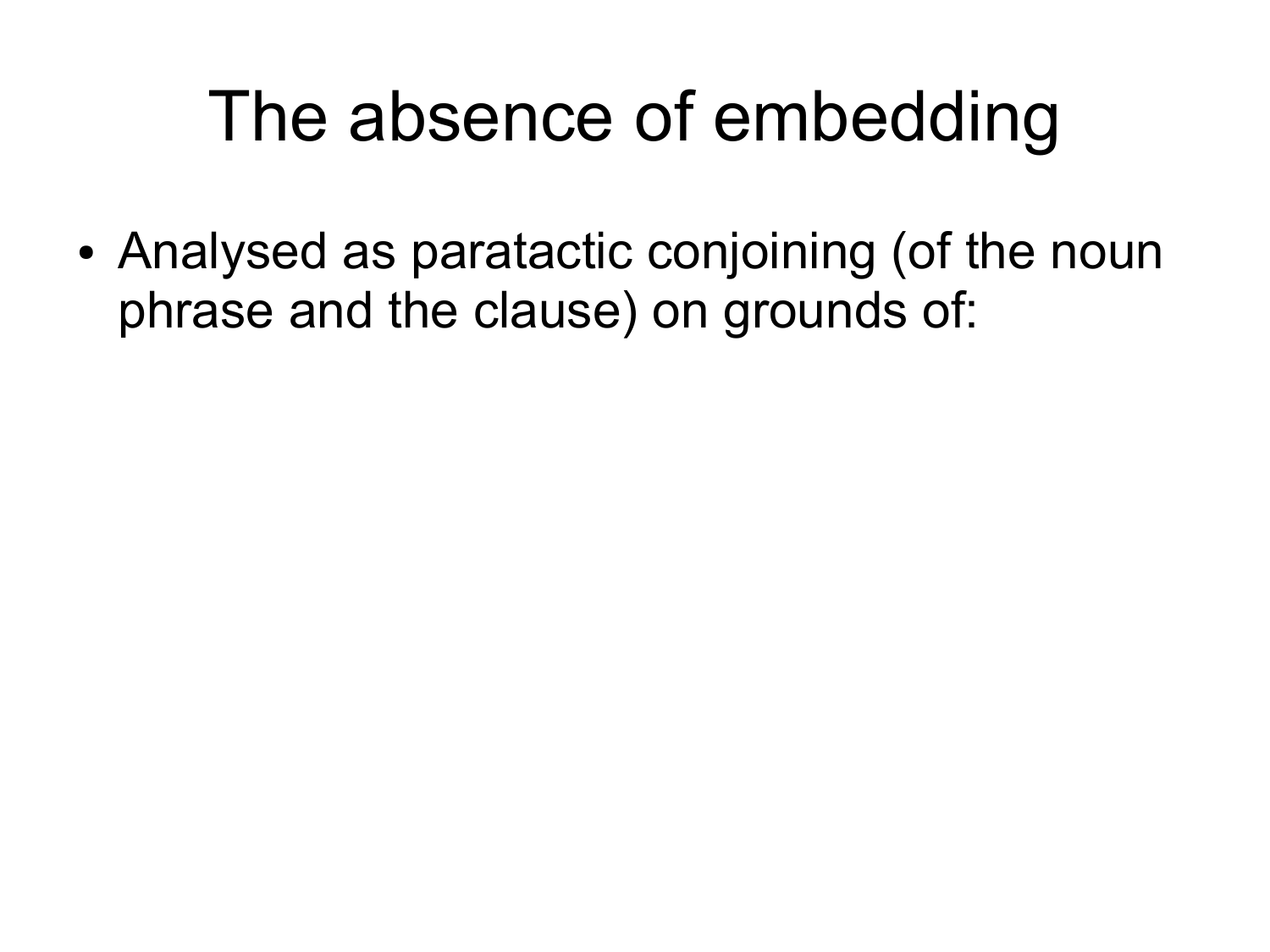# The absence of embedding

- Analysed as paratactic conjoining (of the noun phrase and the clause) on grounds of: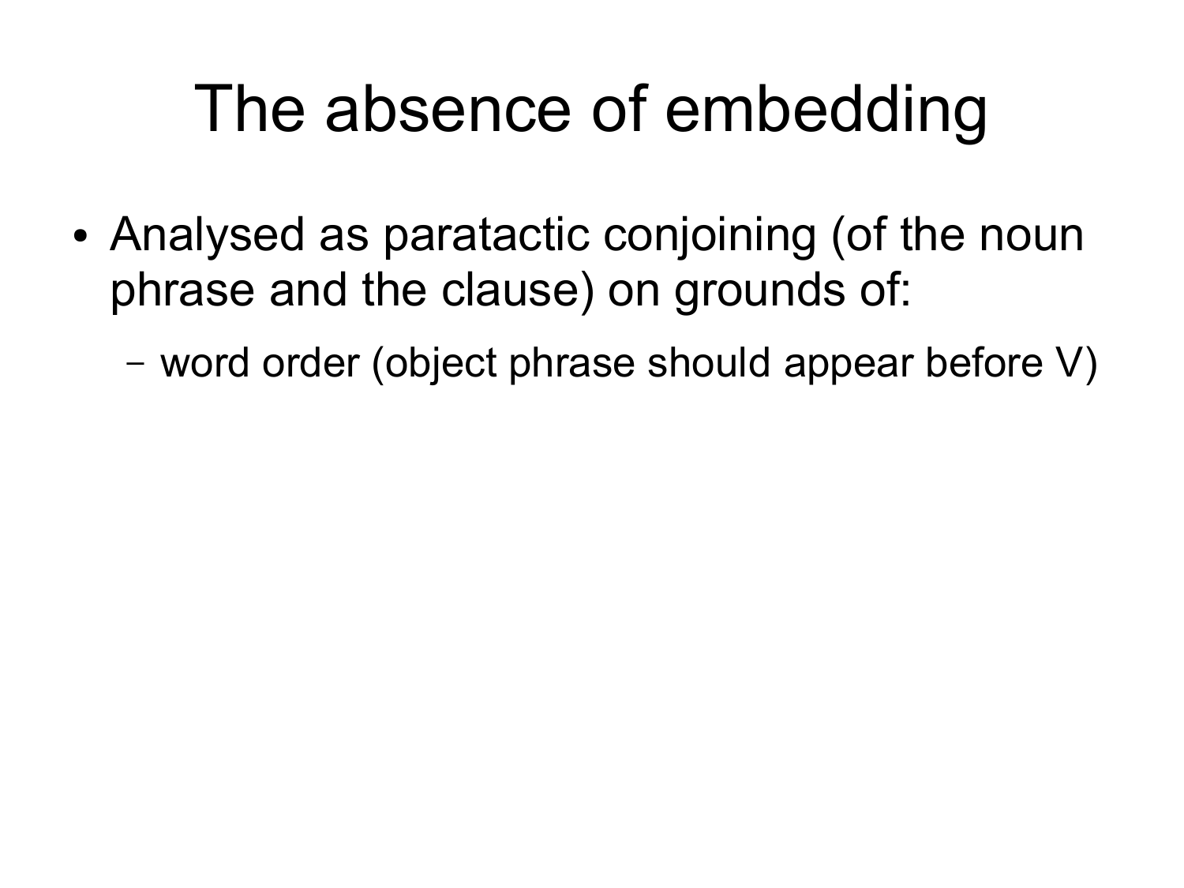# The absence of embedding

- Analysed as paratactic conjoining (of the noun phrase and the clause) on grounds of:
  - word order (object phrase should appear before V)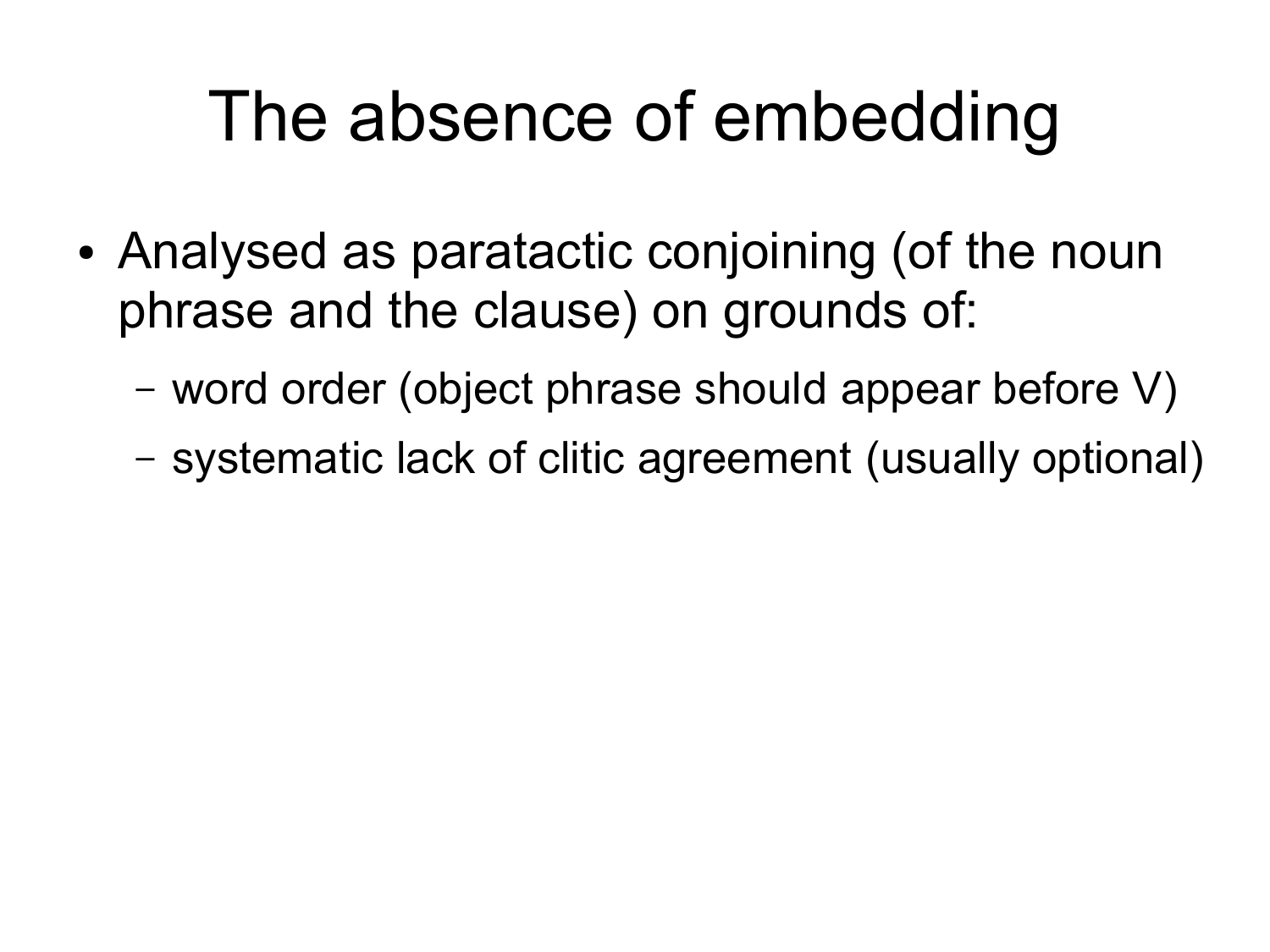# The absence of embedding

- Analysed as paratactic conjoining (of the noun phrase and the clause) on grounds of:
  - word order (object phrase should appear before V)
  - systematic lack of clitic agreement (usually optional)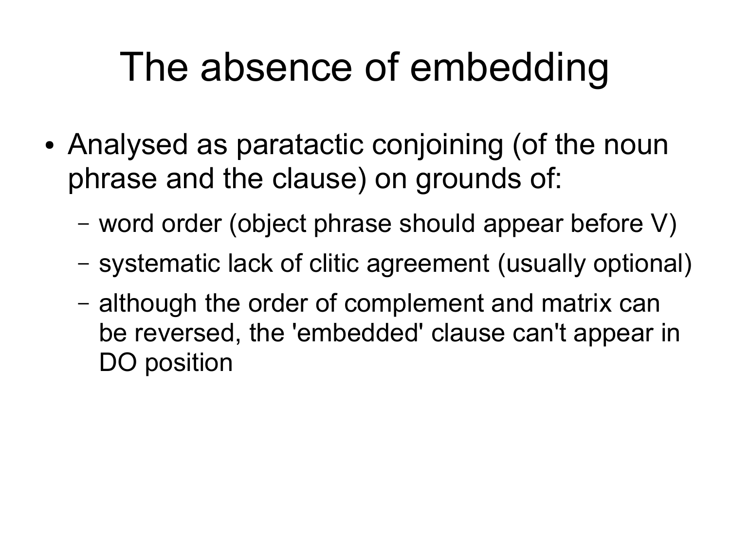# The absence of embedding

- Analysed as paratactic conjoining (of the noun phrase and the clause) on grounds of:
  - word order (object phrase should appear before V)
  - systematic lack of clitic agreement (usually optional)
  - although the order of complement and matrix can be reversed, the 'embedded' clause can't appear in DO position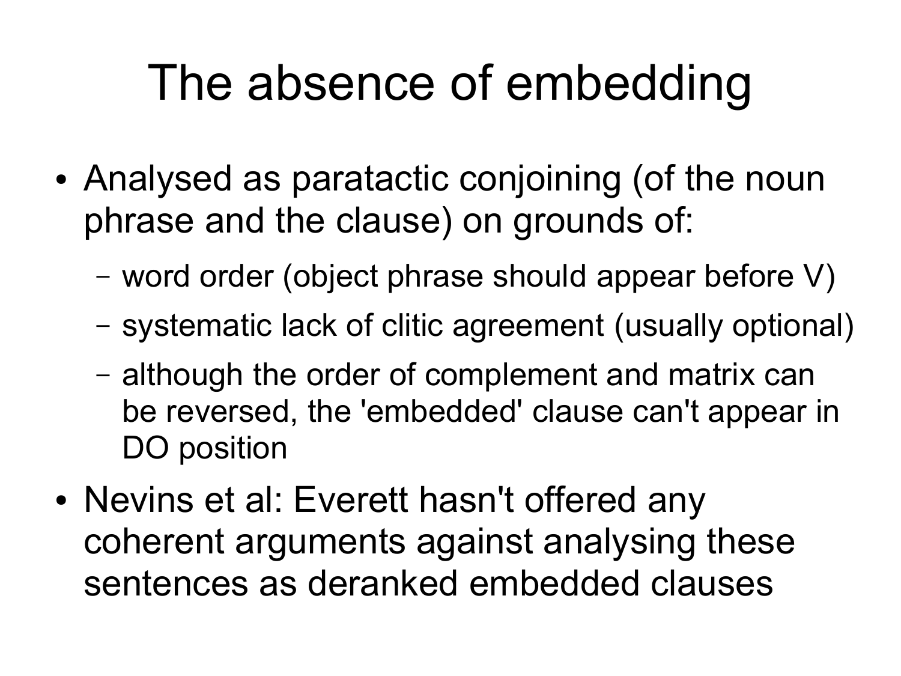# The absence of embedding

- Analysed as paratactic conjoining (of the noun phrase and the clause) on grounds of:
  - word order (object phrase should appear before V)
  - systematic lack of clitic agreement (usually optional)
  - although the order of complement and matrix can be reversed, the 'embedded' clause can't appear in DO position
- Nevins et al: Everett hasn't offered any coherent arguments against analysing these sentences as deranked embedded clauses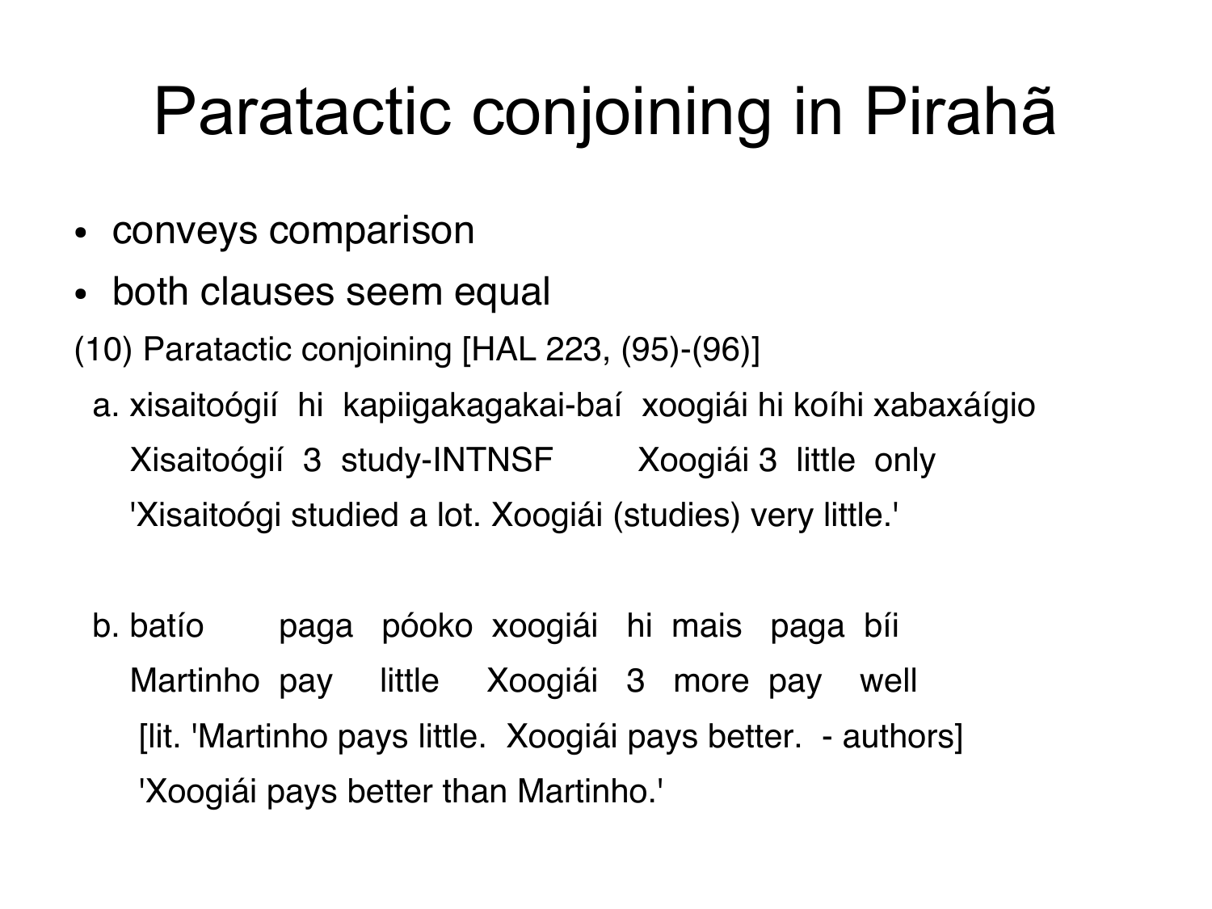# Paratactic conjoining in Pirahã

- conveys comparison
- both clauses seem equal

(10) Paratactic conjoining [HAL 223, (95)-(96)]

a. xisaitoógií hi kapiigakagakai-baí xoogiái hi koíhi xabaxáígio
   Xisaitoógií 3 study-INTNSF Xoogiái 3 little only
   'Xisaitoógi studied a lot. Xoogiái (studies) very little.'

b. batío paga póoko xoogiái hi mais paga bíi
   Martinho pay little Xoogiái 3 more pay well
   [lit. 'Martinho pays little. Xoogiái pays better. - authors]
   'Xoogiái pays better than Martinho.'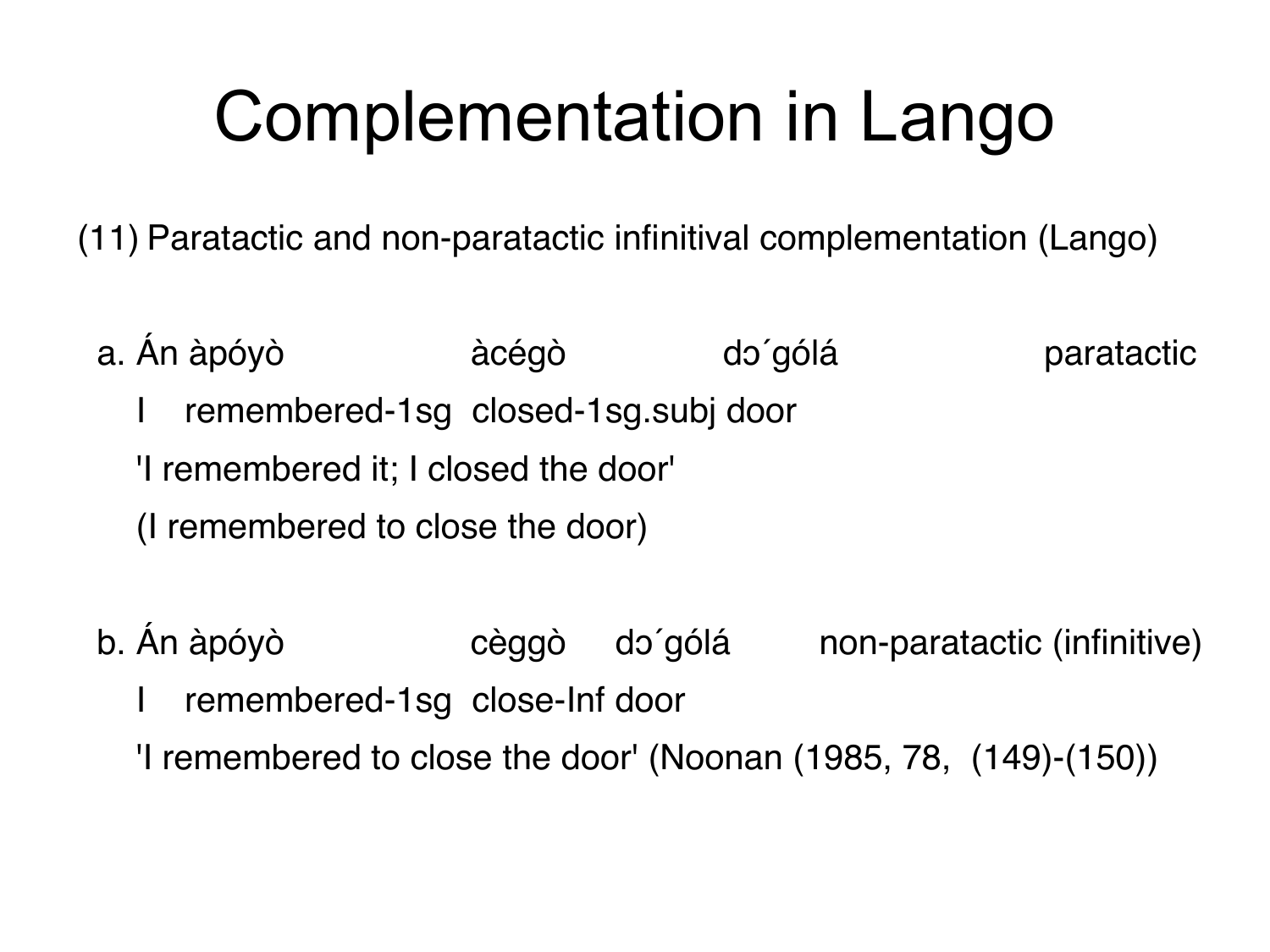# Complementation in Lango

(11) Paratactic and non-paratactic infinitival complementation (Lango)

a. Án àpóyò àcégò dɔ´gólá — paratactic

   I remembered-1sg closed-1sg.subj door

   'I remembered it; I closed the door'

   (I remembered to close the door)

b. Án àpóyò cèggò dɔ´gólá — non-paratactic (infinitive)

   I remembered-1sg close-Inf door

   'I remembered to close the door' (Noonan (1985, 78, (149)-(150))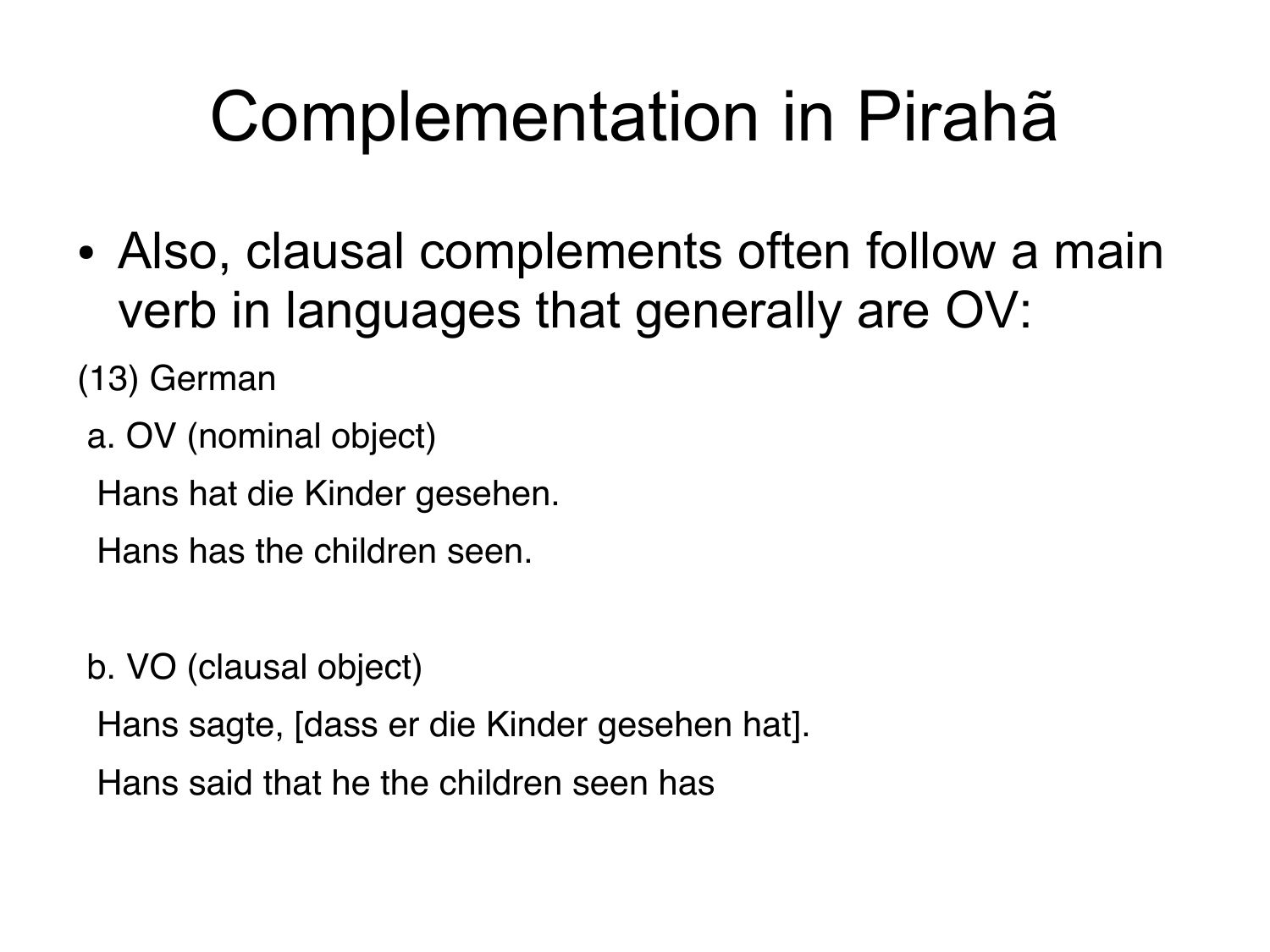# Complementation in Pirahã

- Also, clausal complements often follow a main verb in languages that generally are OV:

(13) German

a. OV (nominal object)

Hans hat die Kinder gesehen.

Hans has the children seen.

b. VO (clausal object)

Hans sagte, [dass er die Kinder gesehen hat].

Hans said that he the children seen has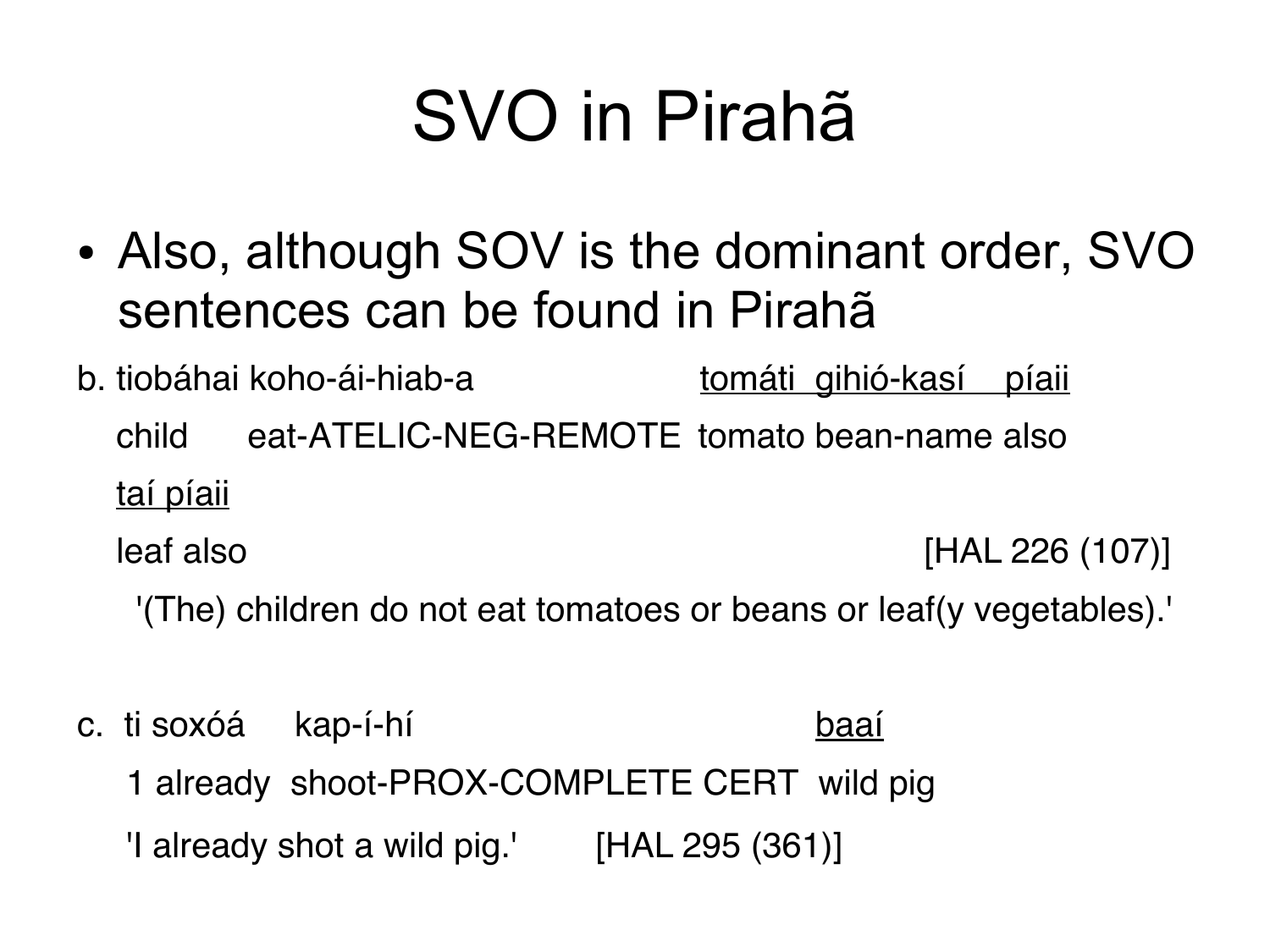# SVO in Pirahã

- Also, although SOV is the dominant order, SVO sentences can be found in Pirahã

b. tiobáhai koho-ái-hiab-a <u>tomáti gihió-kasí píaii</u>
   child eat-ATELIC-NEG-REMOTE tomato bean-name also
   <u>taí píaii</u>
   leaf also [HAL 226 (107)]
   '(The) children do not eat tomatoes or beans or leaf(y vegetables).'

c. ti soxóá kap-í-hí <u>baaí</u>
   1 already shoot-PROX-COMPLETE CERT wild pig
   'I already shot a wild pig.' [HAL 295 (361)]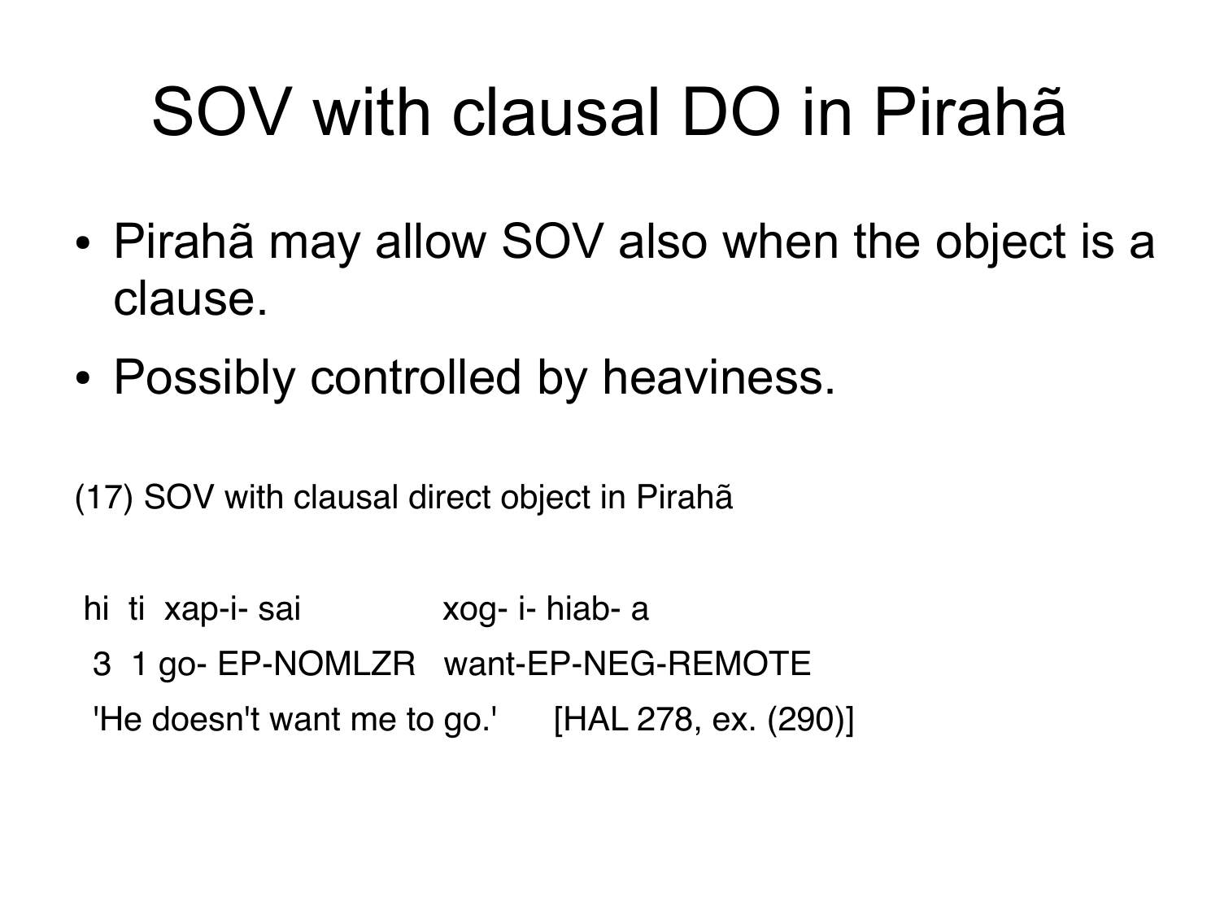# SOV with clausal DO in Pirahã

- Pirahã may allow SOV also when the object is a clause.
- Possibly controlled by heaviness.

(17) SOV with clausal direct object in Pirahã

```
hi  ti  xap-i- sai              xog- i- hiab- a
 3  1 go- EP-NOMLZR   want-EP-NEG-REMOTE
 'He doesn't want me to go.'      [HAL 278, ex. (290)]
```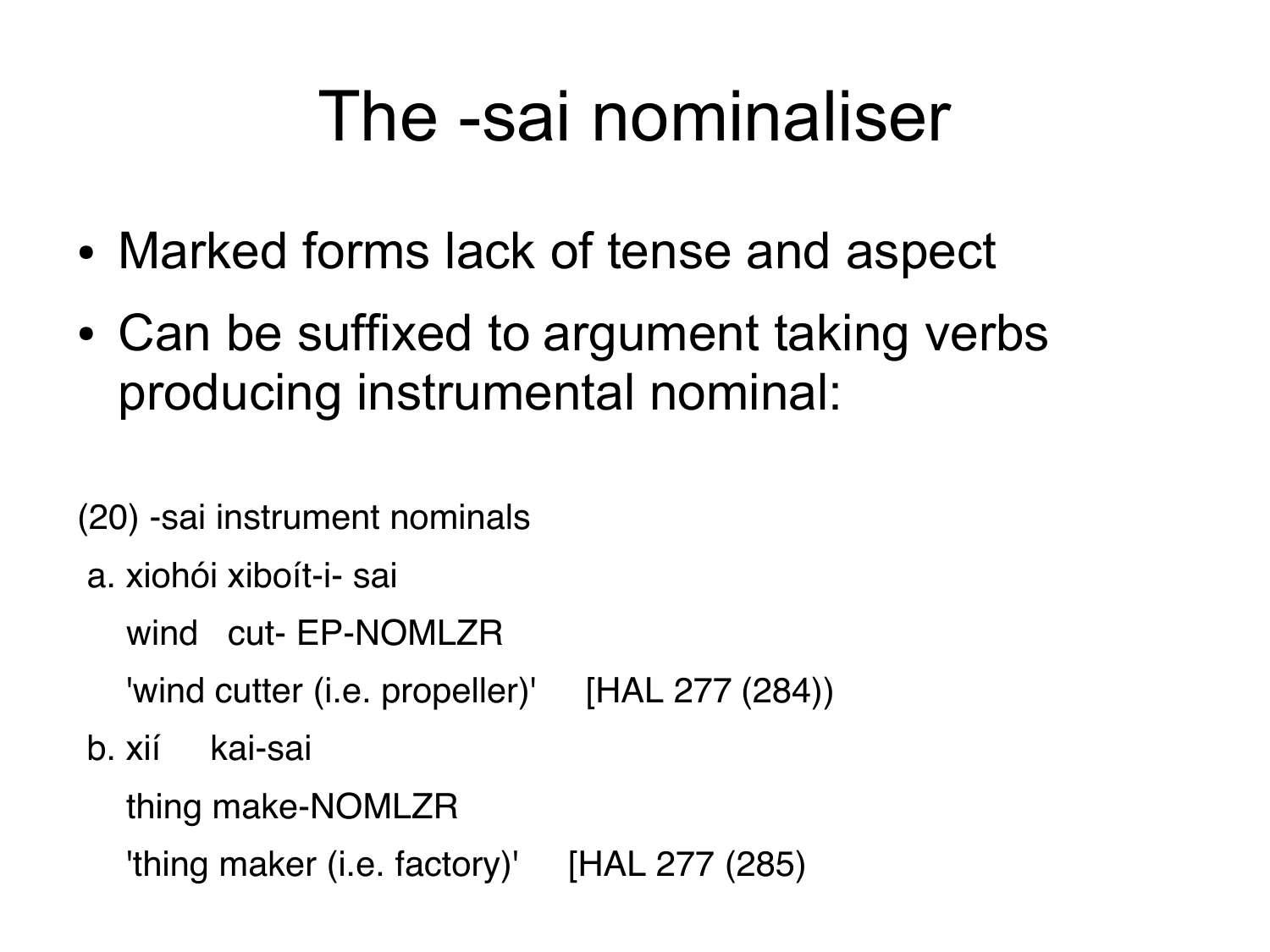# The -sai nominaliser

- Marked forms lack of tense and aspect
- Can be suffixed to argument taking verbs producing instrumental nominal:

(20) -sai instrument nominals

a. xiohói xiboít-i- sai

wind cut- EP-NOMLZR

'wind cutter (i.e. propeller)' [HAL 277 (284))

b. xií kai-sai

thing make-NOMLZR

'thing maker (i.e. factory)' [HAL 277 (285)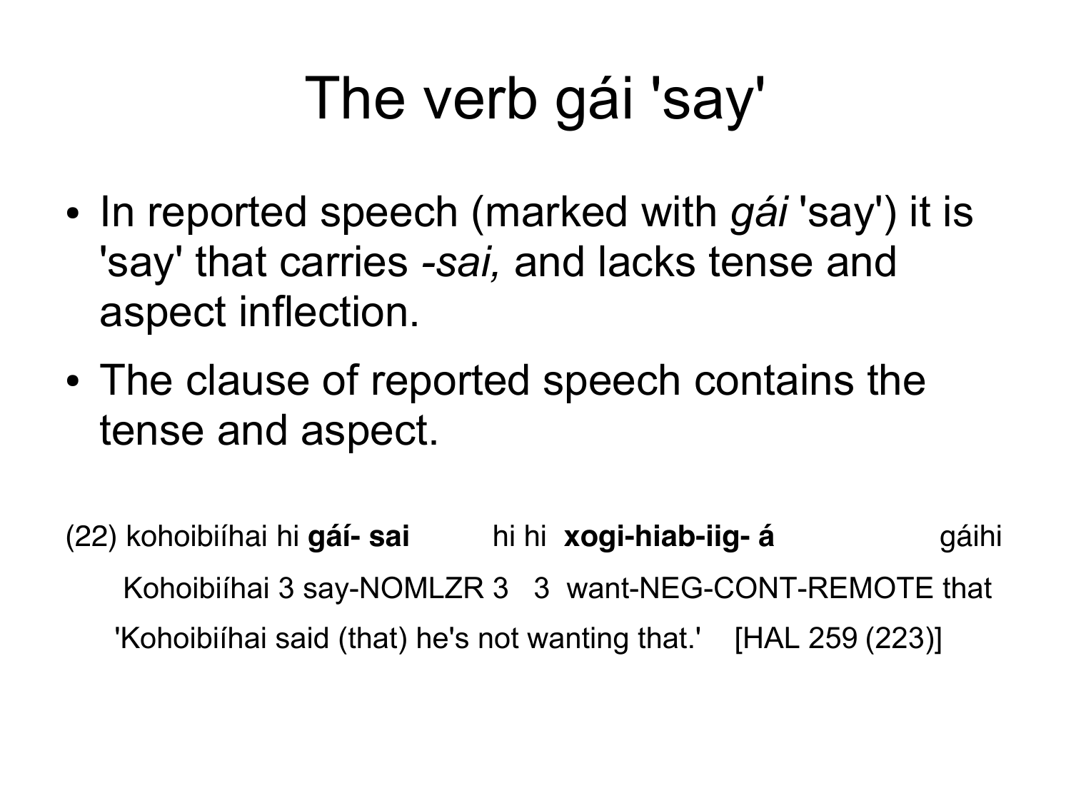# The verb gái 'say'

- In reported speech (marked with *gái* 'say') it is 'say' that carries *-sai,* and lacks tense and aspect inflection.
- The clause of reported speech contains the tense and aspect.

(22) kohoibiíhai hi **gáí- sai** hi hi **xogi-hiab-iig- á** gáihi

Kohoibiíhai 3 say-NOMLZR 3 3 want-NEG-CONT-REMOTE that

'Kohoibiíhai said (that) he's not wanting that.' [HAL 259 (223)]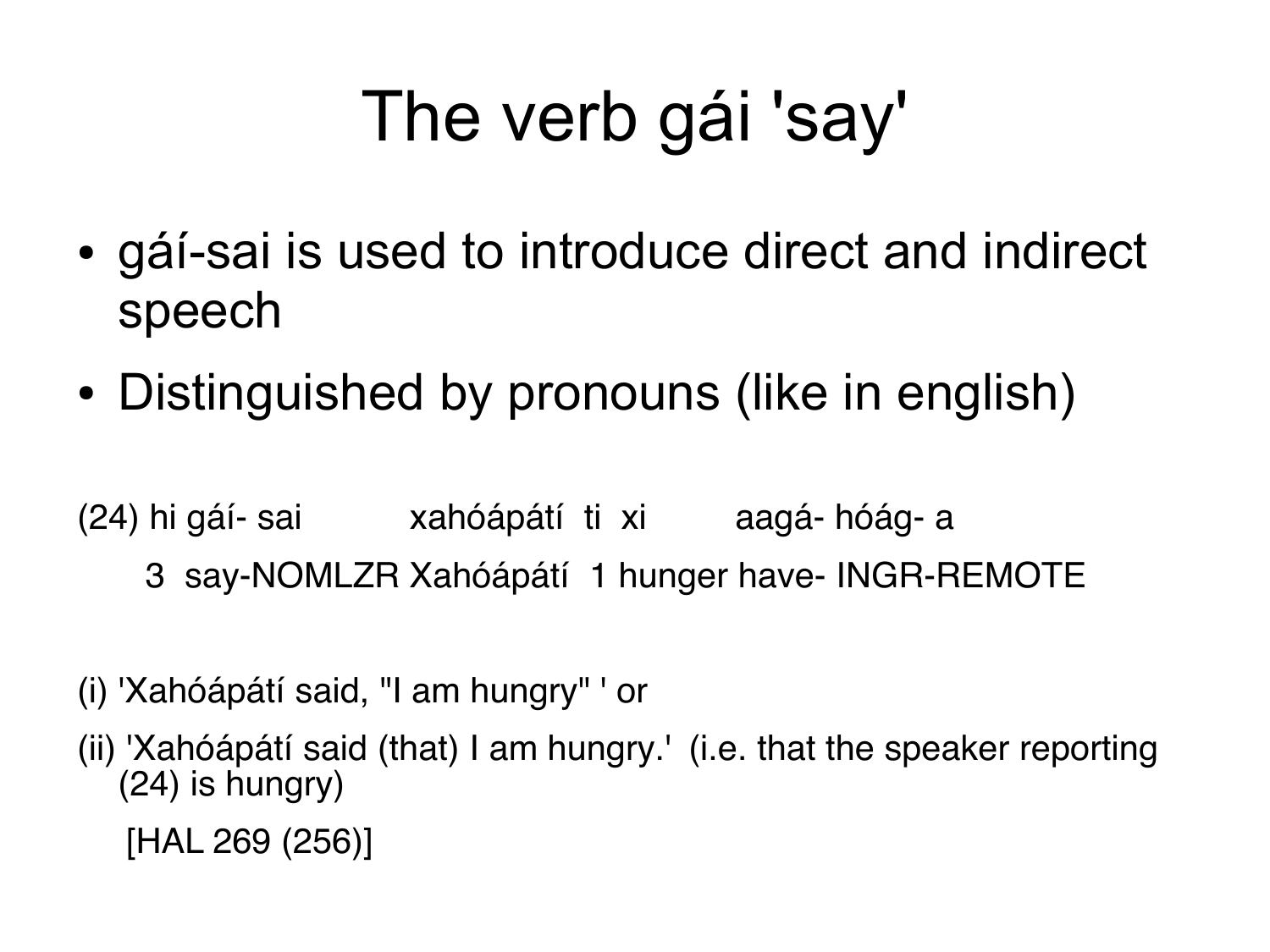# The verb gái 'say'

- gái-sai is used to introduce direct and indirect speech
- Distinguished by pronouns (like in english)

(24) hi gái- sai xahóápátí ti xi aagá- hóág- a

3 say-NOMLZR Xahóápátí 1 hunger have- INGR-REMOTE

(i) 'Xahóápátí said, "I am hungry" ' or

(ii) 'Xahóápátí said (that) I am hungry.' (i.e. that the speaker reporting (24) is hungry)

[HAL 269 (256)]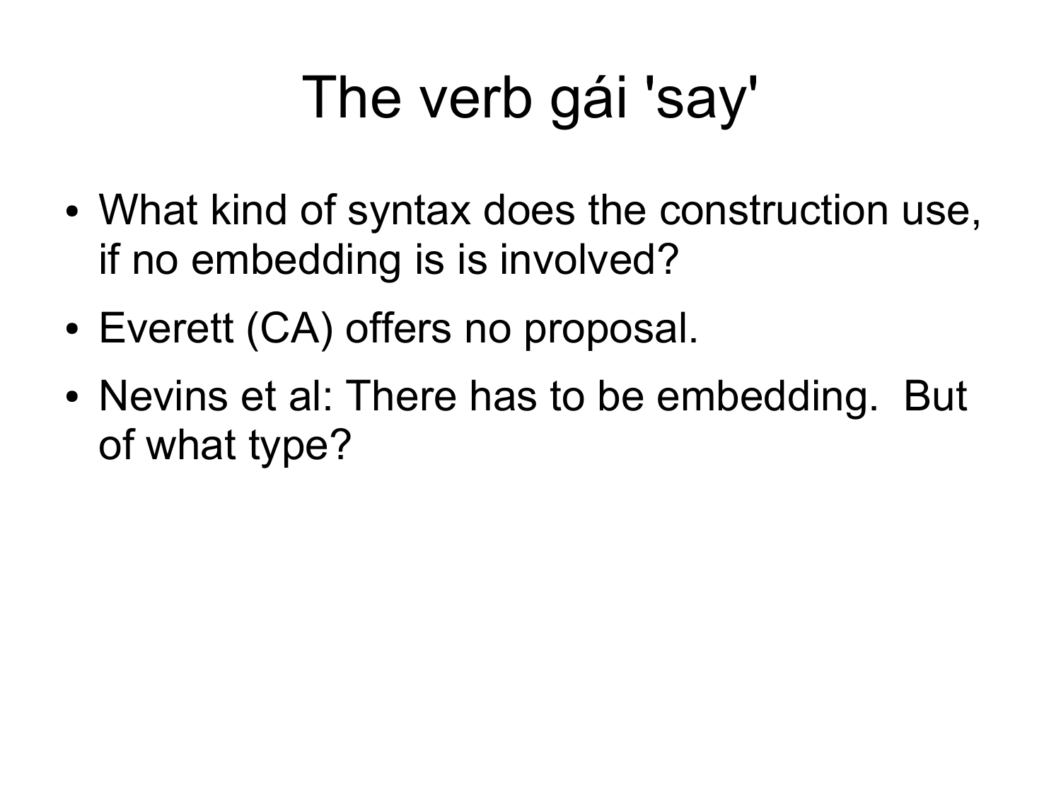# The verb gái 'say'

- What kind of syntax does the construction use, if no embedding is is involved?
- Everett (CA) offers no proposal.
- Nevins et al: There has to be embedding. But of what type?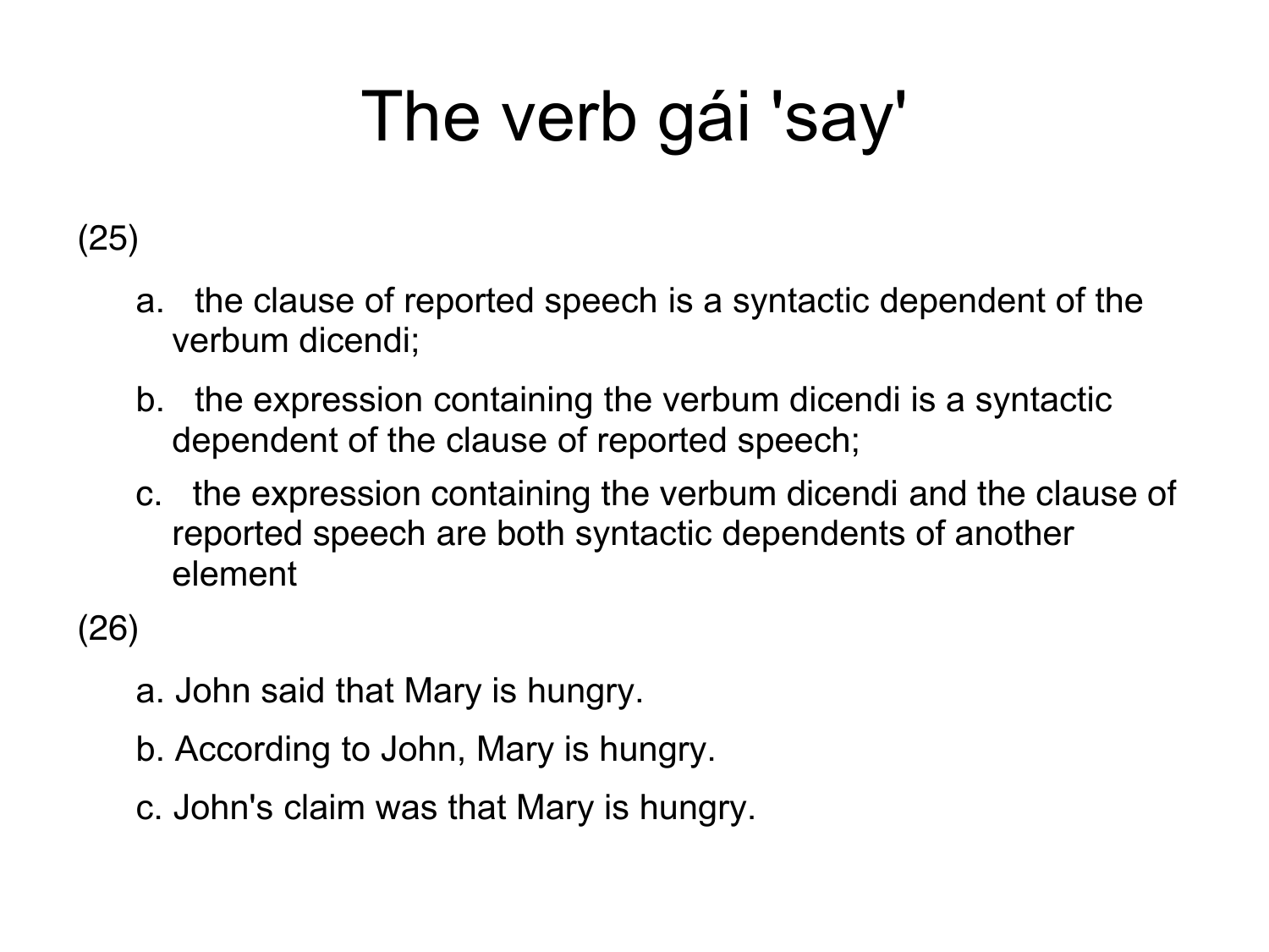# The verb gái 'say'

(25)

a. the clause of reported speech is a syntactic dependent of the verbum dicendi;

b. the expression containing the verbum dicendi is a syntactic dependent of the clause of reported speech;

c. the expression containing the verbum dicendi and the clause of reported speech are both syntactic dependents of another element

(26)

a. John said that Mary is hungry.

b. According to John, Mary is hungry.

c. John's claim was that Mary is hungry.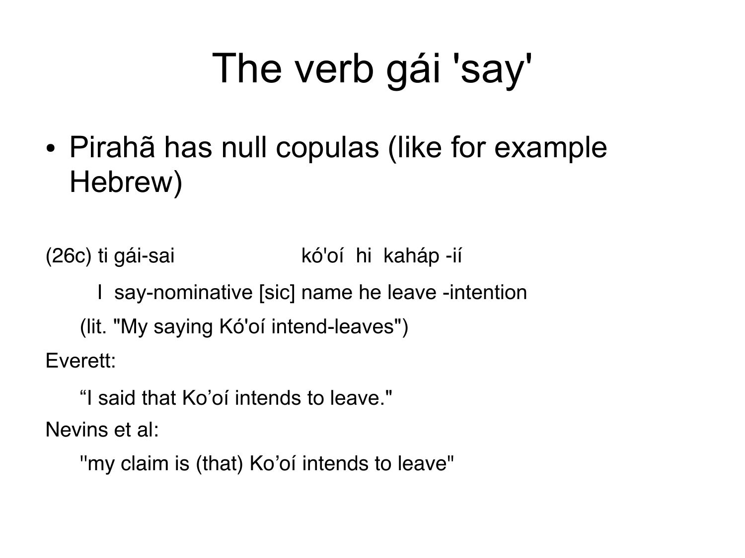# The verb gái 'say'

- Pirahã has null copulas (like for example Hebrew)

(26c) ti gái-sai kó'oí hi kaháp -ií

I say-nominative [sic] name he leave -intention

(lit. "My saying Kó'oí intend-leaves")

Everett:

"I said that Ko'oí intends to leave."

Nevins et al:

"my claim is (that) Ko'oí intends to leave"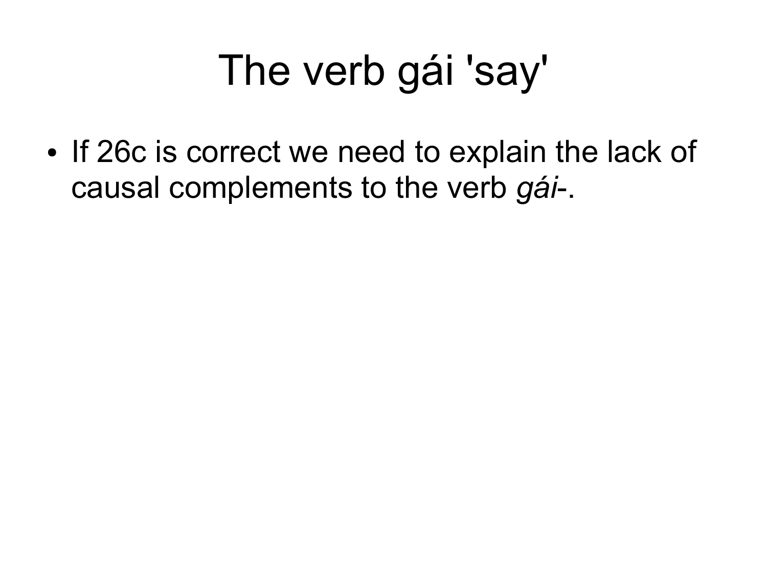# The verb gái 'say'

- If 26c is correct we need to explain the lack of causal complements to the verb *gái*-.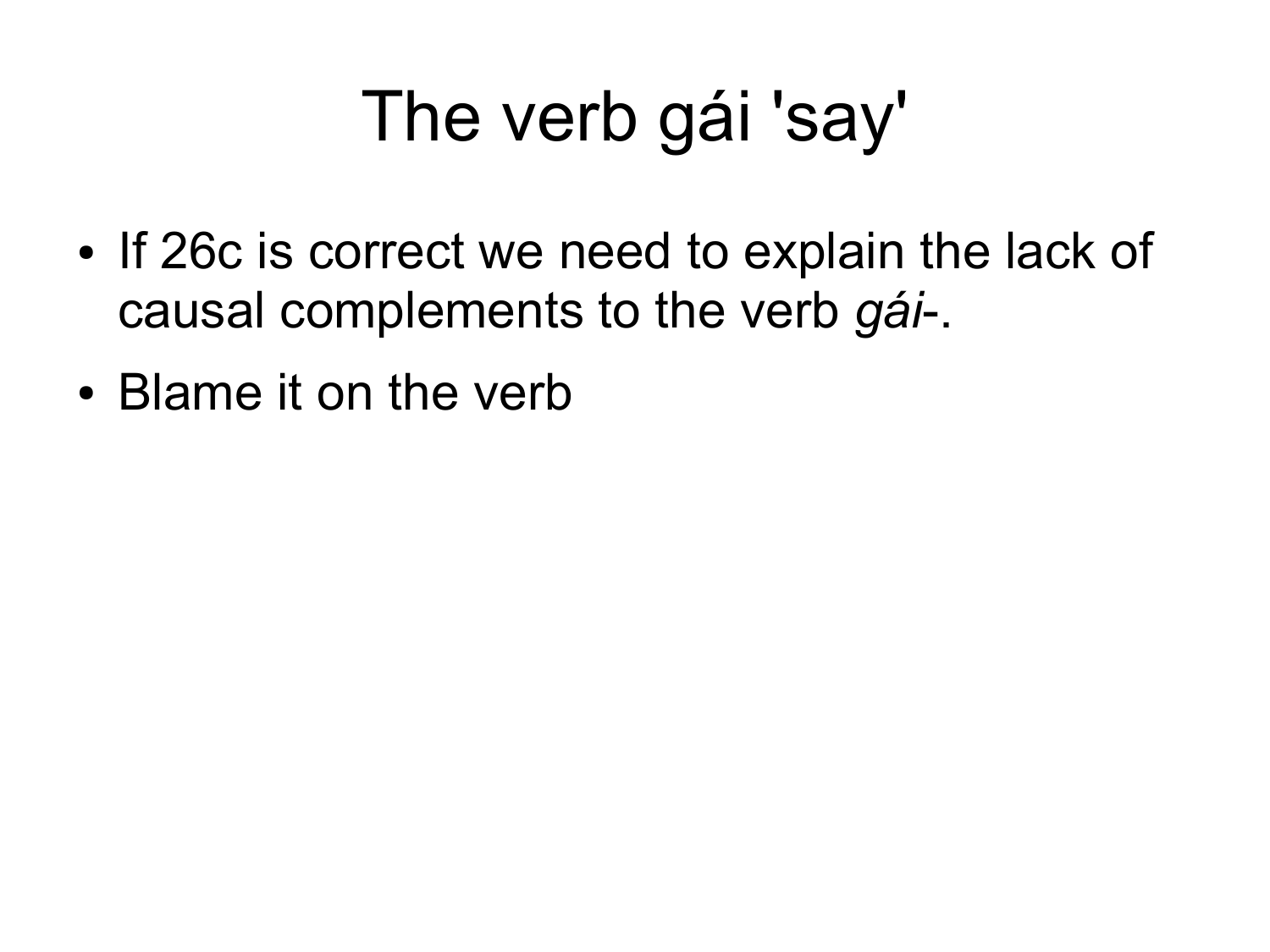# The verb gái 'say'

- If 26c is correct we need to explain the lack of causal complements to the verb *gái*-.
- Blame it on the verb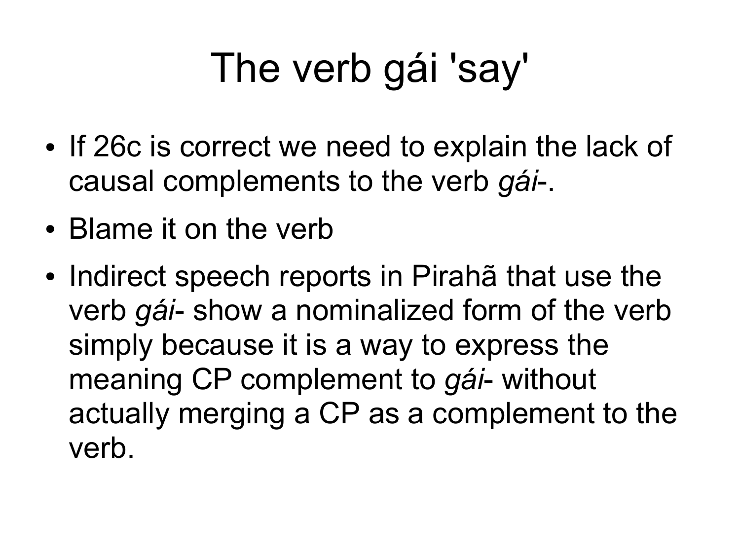# The verb gái 'say'

- If 26c is correct we need to explain the lack of causal complements to the verb *gái*-.
- Blame it on the verb
- Indirect speech reports in Pirahã that use the verb *gái*- show a nominalized form of the verb simply because it is a way to express the meaning CP complement to *gái*- without actually merging a CP as a complement to the verb.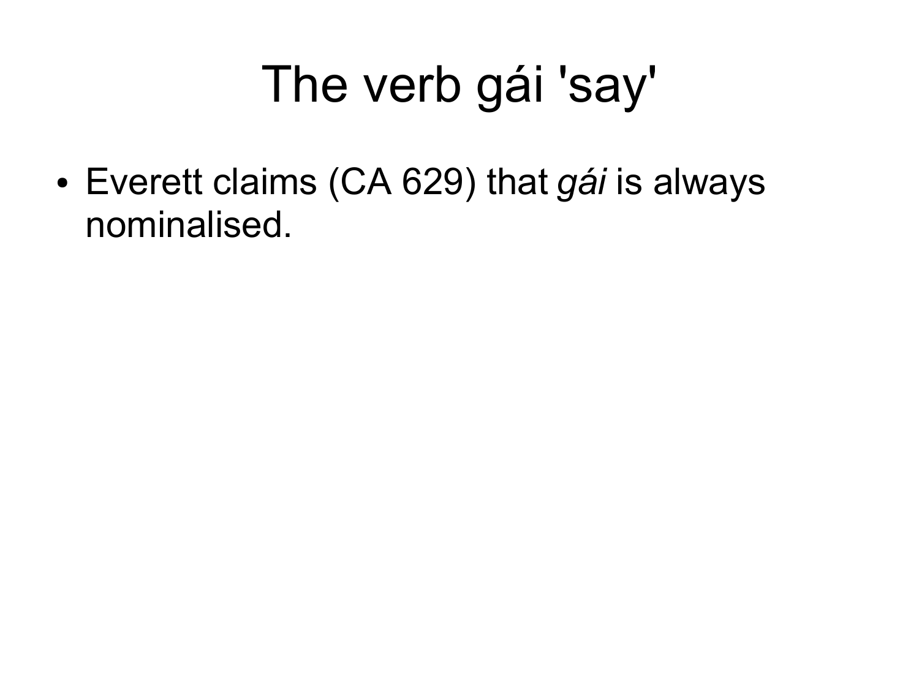# The verb gái 'say'

- Everett claims (CA 629) that *gái* is always nominalised.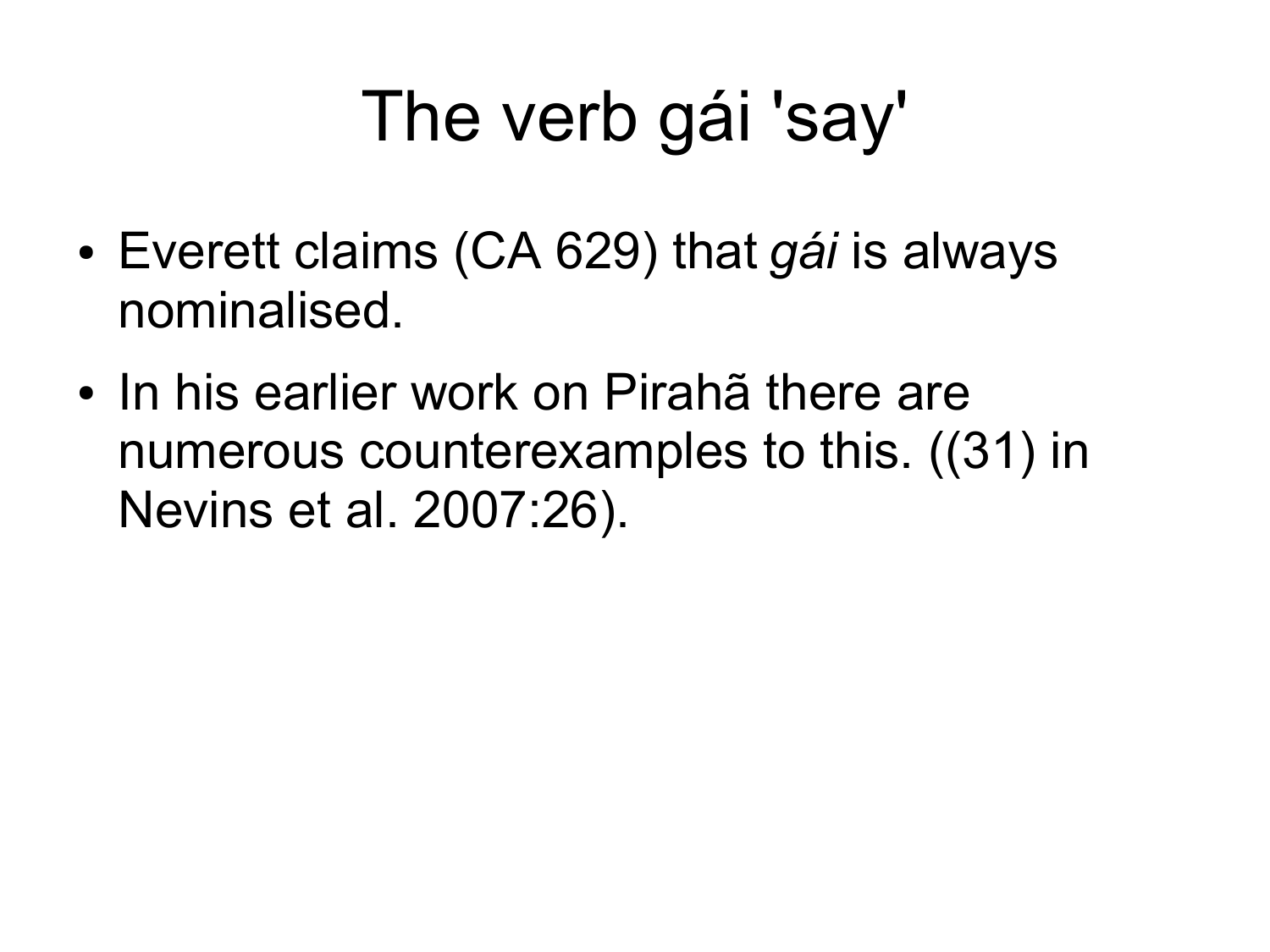# The verb gái 'say'

- Everett claims (CA 629) that *gái* is always nominalised.
- In his earlier work on Pirahã there are numerous counterexamples to this. ((31) in Nevins et al. 2007:26).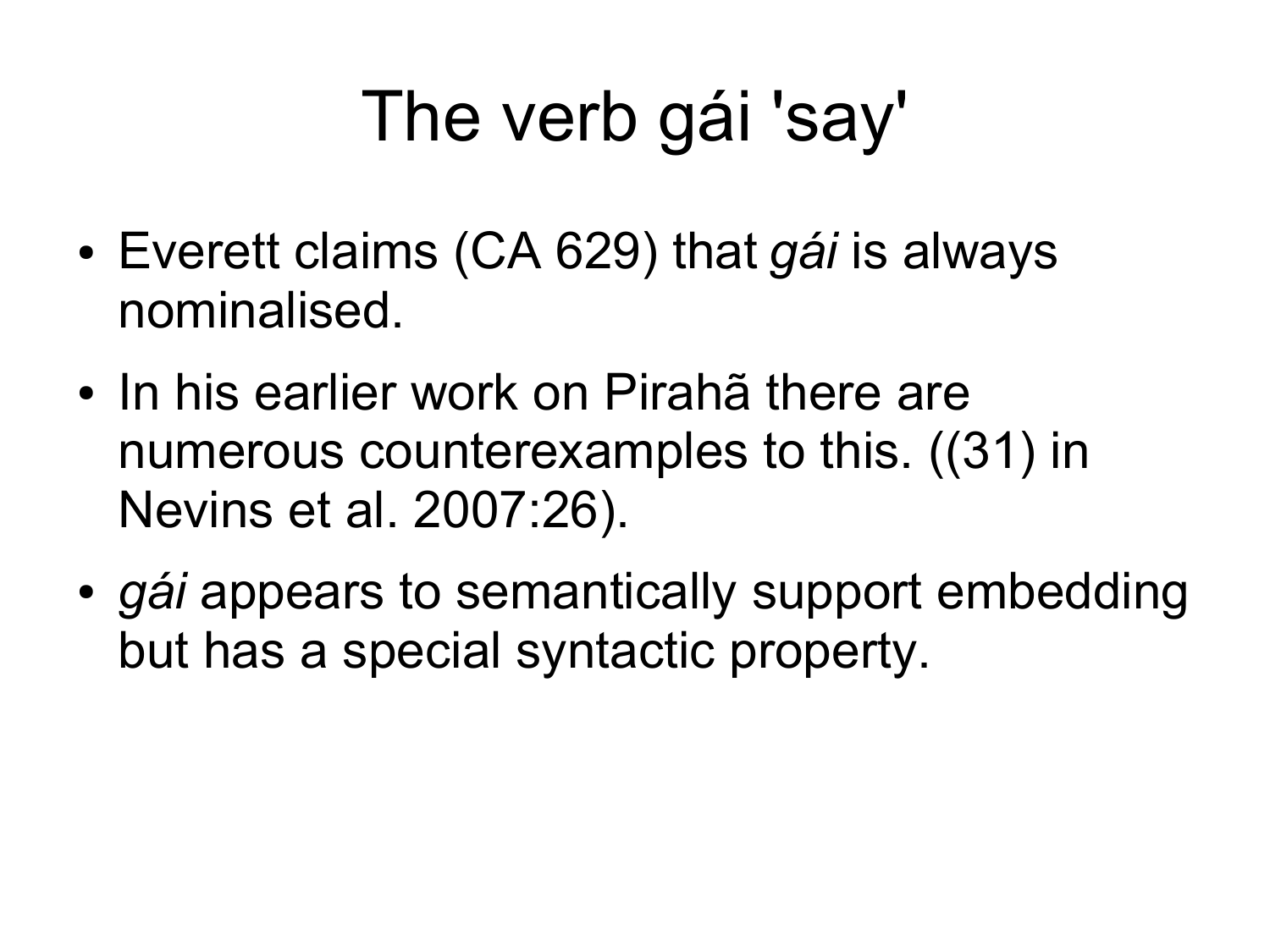# The verb gái 'say'

- Everett claims (CA 629) that *gái* is always nominalised.
- In his earlier work on Pirahã there are numerous counterexamples to this. ((31) in Nevins et al. 2007:26).
- *gái* appears to semantically support embedding but has a special syntactic property.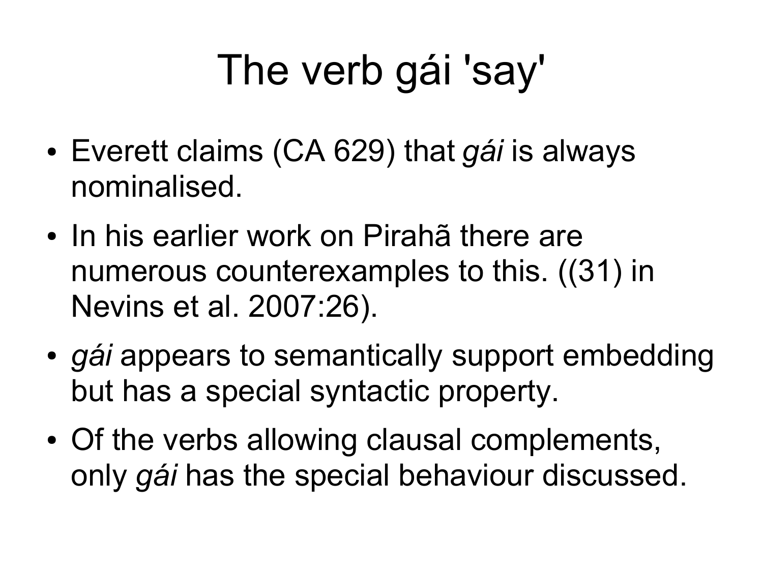# The verb gái 'say'

- Everett claims (CA 629) that *gái* is always nominalised.
- In his earlier work on Pirahã there are numerous counterexamples to this. ((31) in Nevins et al. 2007:26).
- *gái* appears to semantically support embedding but has a special syntactic property.
- Of the verbs allowing clausal complements, only *gái* has the special behaviour discussed.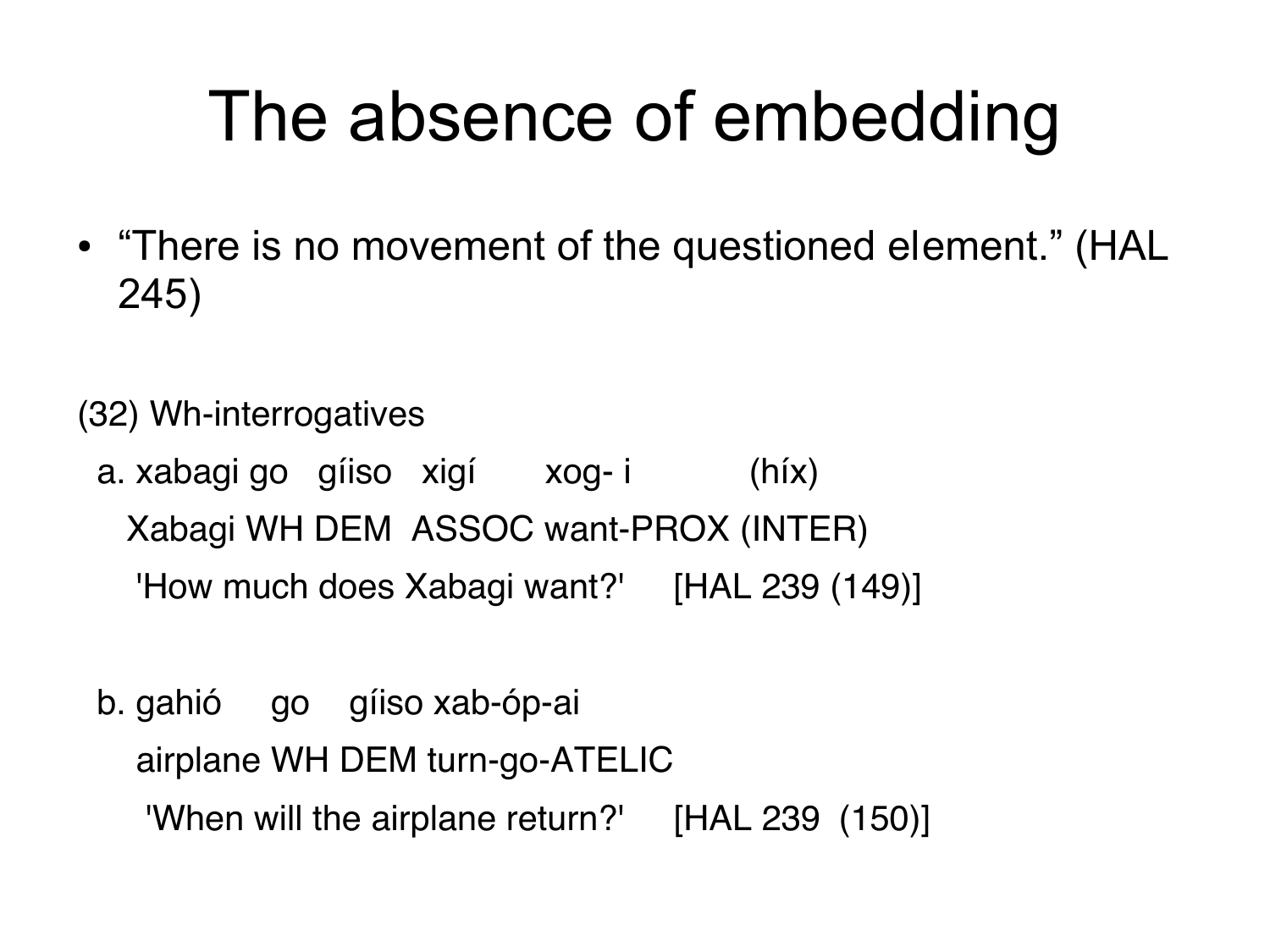# The absence of embedding

- “There is no movement of the questioned element.” (HAL 245)

(32) Wh-interrogatives

a. xabagi go gíiso xigí xog- i (híx)

Xabagi WH DEM ASSOC want-PROX (INTER)

'How much does Xabagi want?' [HAL 239 (149)]

b. gahió go gíiso xab-óp-ai

airplane WH DEM turn-go-ATELIC

'When will the airplane return?' [HAL 239 (150)]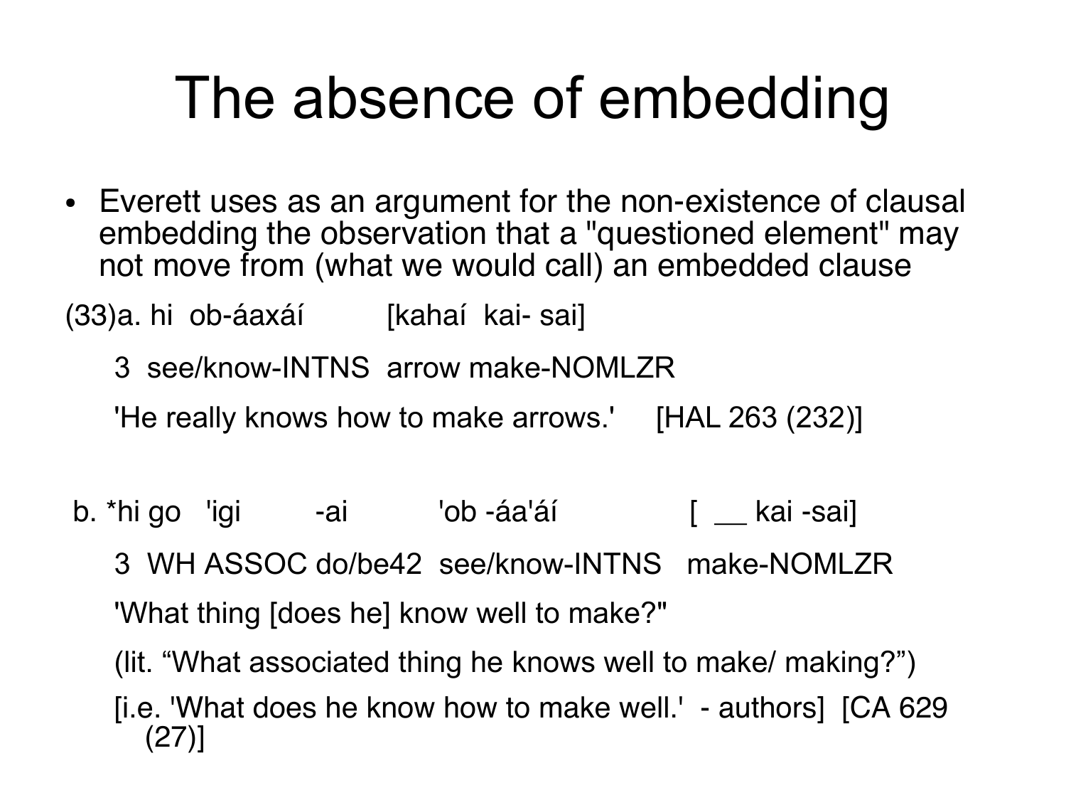# The absence of embedding

- Everett uses as an argument for the non-existence of clausal embedding the observation that a "questioned element" may not move from (what we would call) an embedded clause

(33)a. hi ob-áaxáí [kahaí kai- sai]

3 see/know-INTNS arrow make-NOMLZR

'He really knows how to make arrows.' [HAL 263 (232)]

b. *hi go 'igi -ai 'ob -áa'áí [ __ kai -sai]

3 WH ASSOC do/be42 see/know-INTNS make-NOMLZR

'What thing [does he] know well to make?"

(lit. "What associated thing he knows well to make/ making?")

[i.e. 'What does he know how to make well.' - authors] [CA 629 (27)]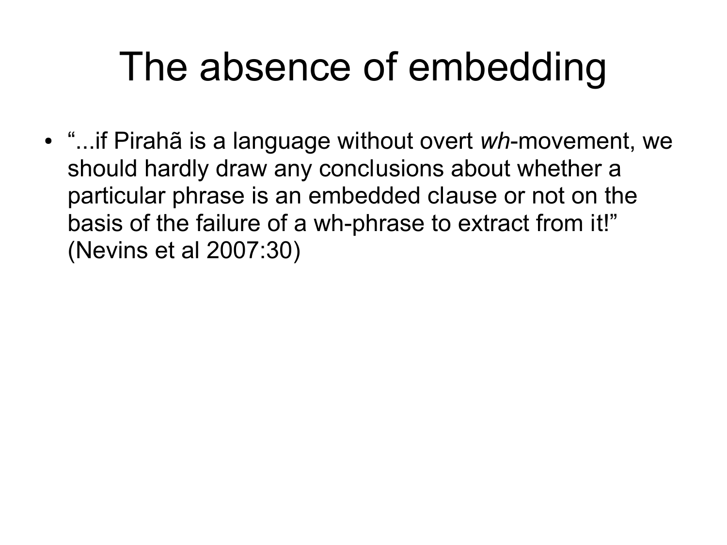# The absence of embedding

- "...if Pirahã is a language without overt *wh*-movement, we should hardly draw any conclusions about whether a particular phrase is an embedded clause or not on the basis of the failure of a wh-phrase to extract from it!" (Nevins et al 2007:30)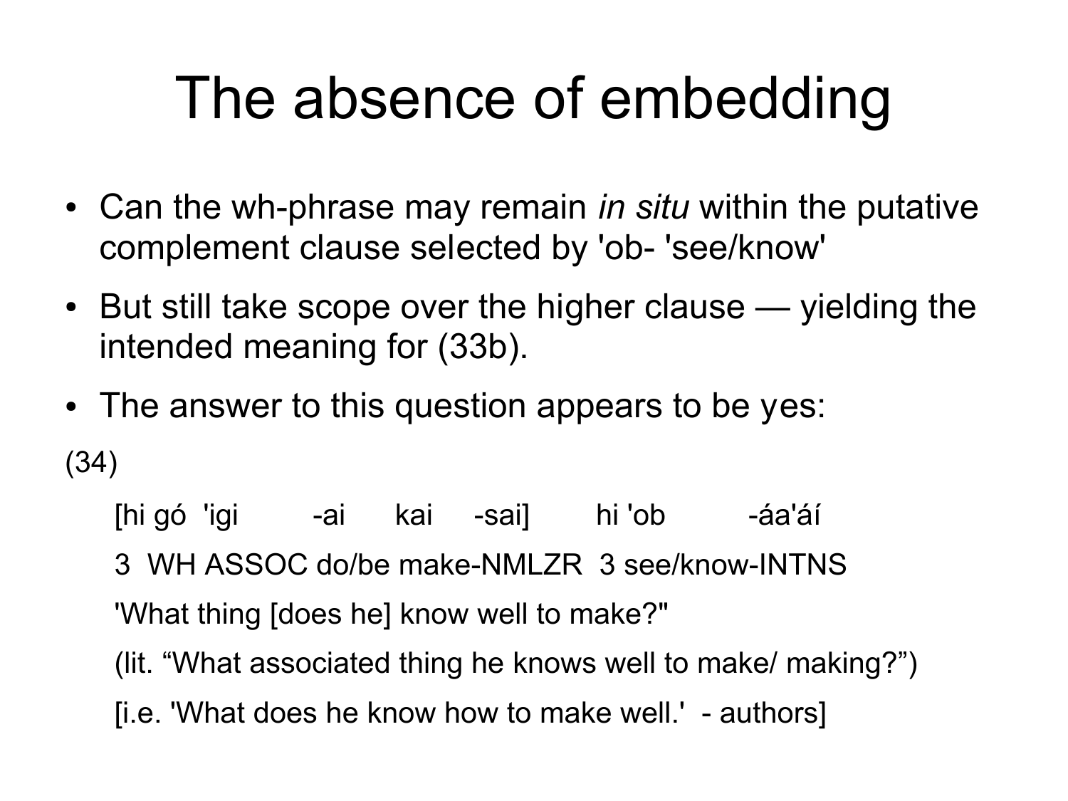# The absence of embedding

- Can the wh-phrase may remain *in situ* within the putative complement clause selected by 'ob- 'see/know'
- But still take scope over the higher clause — yielding the intended meaning for (33b).
- The answer to this question appears to be yes:

(34)

[hi gó 'igi -ai kai -sai] hi 'ob -áa'áí

3 WH ASSOC do/be make-NMLZR 3 see/know-INTNS

'What thing [does he] know well to make?"

(lit. “What associated thing he knows well to make/ making?”)

[i.e. 'What does he know how to make well.' - authors]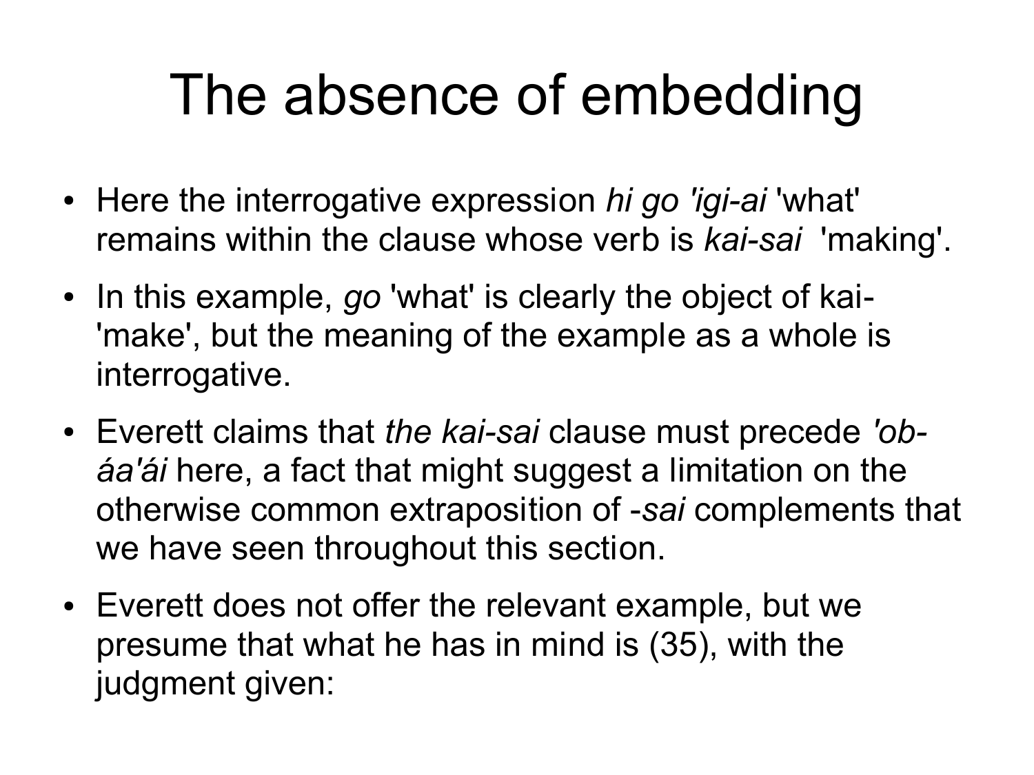# The absence of embedding

- Here the interrogative expression *hi go 'igi-ai* 'what' remains within the clause whose verb is *kai-sai* 'making'.
- In this example, *go* 'what' is clearly the object of kai- 'make', but the meaning of the example as a whole is interrogative.
- Everett claims that *the kai-sai* clause must precede *'ob-áa'ái* here, a fact that might suggest a limitation on the otherwise common extraposition of *-sai* complements that we have seen throughout this section.
- Everett does not offer the relevant example, but we presume that what he has in mind is (35), with the judgment given: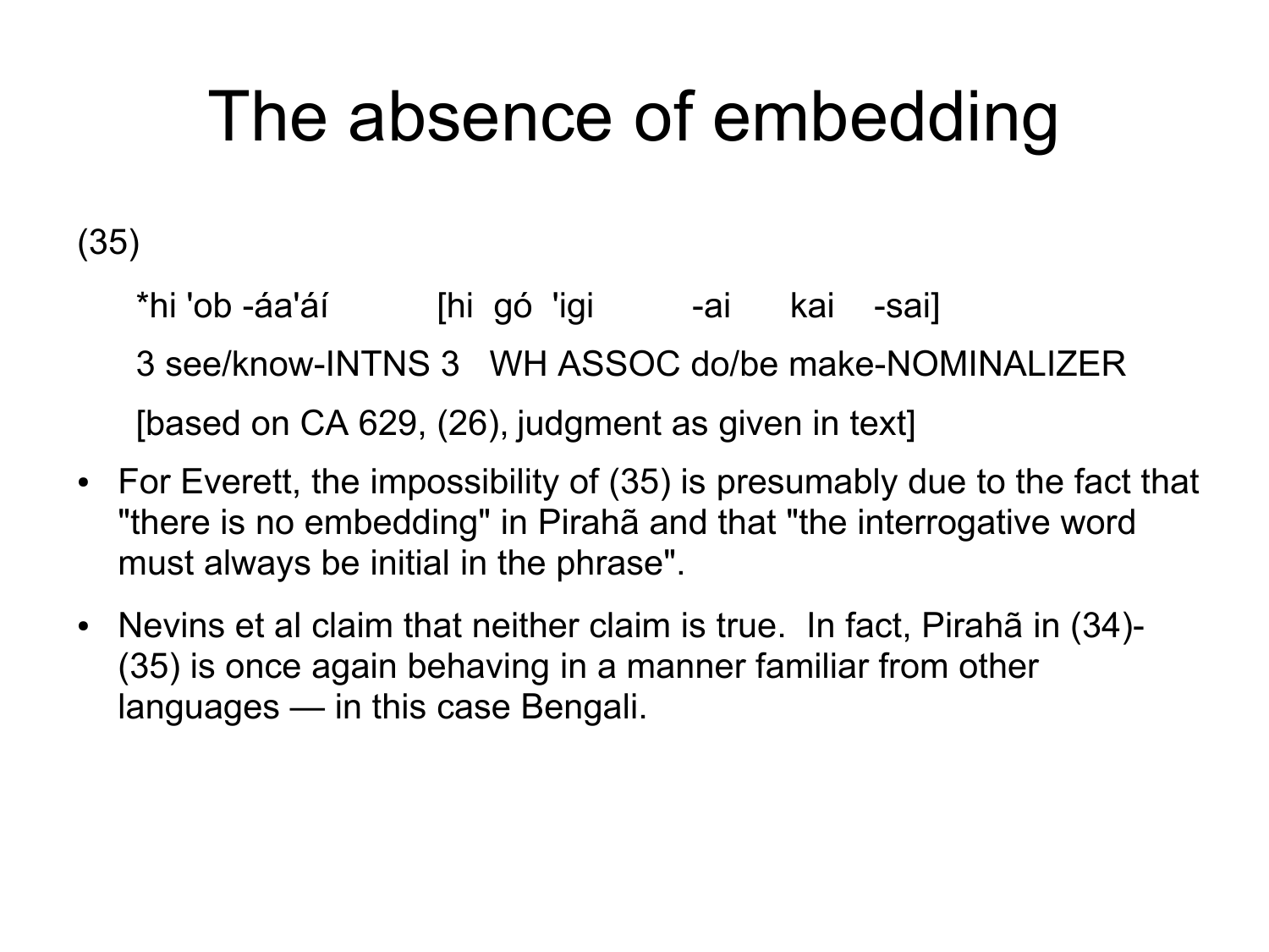# The absence of embedding

(35)

*hi 'ob -áa'áí [hi gó 'igi -ai kai -sai]

3 see/know-INTNS 3 WH ASSOC do/be make-NOMINALIZER

[based on CA 629, (26), judgment as given in text]

- For Everett, the impossibility of (35) is presumably due to the fact that "there is no embedding" in Pirahã and that "the interrogative word must always be initial in the phrase".
- Nevins et al claim that neither claim is true. In fact, Pirahã in (34)-(35) is once again behaving in a manner familiar from other languages — in this case Bengali.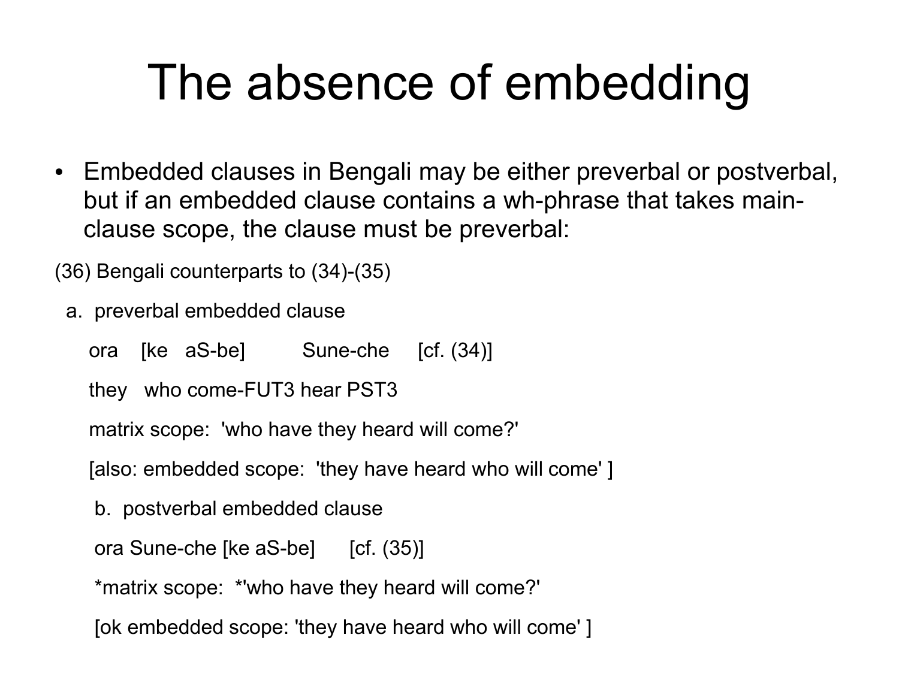# The absence of embedding

- Embedded clauses in Bengali may be either preverbal or postverbal, but if an embedded clause contains a wh-phrase that takes main-clause scope, the clause must be preverbal:

(36) Bengali counterparts to (34)-(35)

a. preverbal embedded clause

ora [ke aS-be] Sune-che [cf. (34)]

they who come-FUT3 hear PST3

matrix scope: 'who have they heard will come?'

[also: embedded scope: 'they have heard who will come' ]

b. postverbal embedded clause

ora Sune-che [ke aS-be] [cf. (35)]

*matrix scope: *'who have they heard will come?'

[ok embedded scope: 'they have heard who will come' ]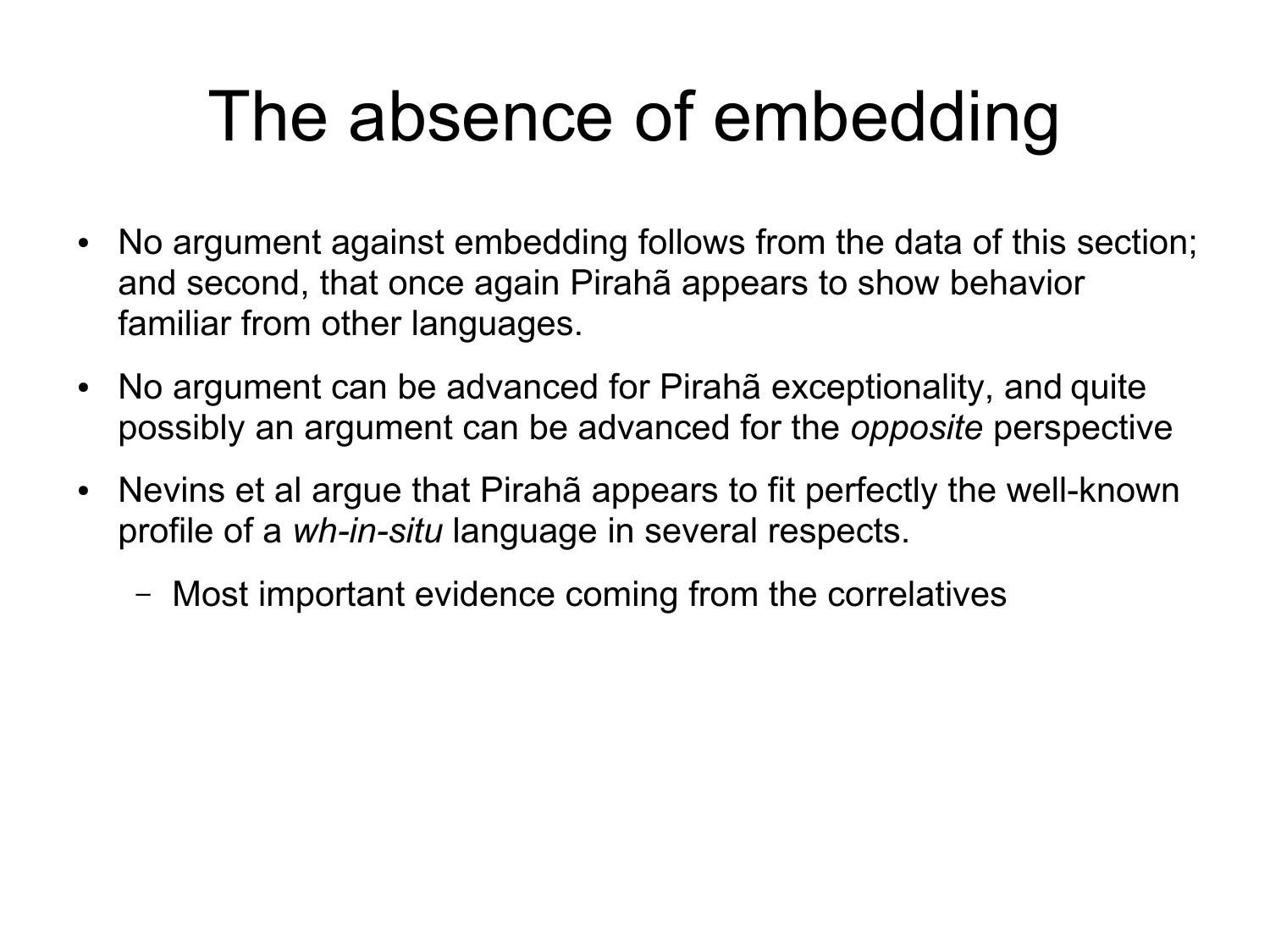# The absence of embedding

- No argument against embedding follows from the data of this section; and second, that once again Pirahã appears to show behavior familiar from other languages.
- No argument can be advanced for Pirahã exceptionality, and quite possibly an argument can be advanced for the *opposite* perspective
- Nevins et al argue that Pirahã appears to fit perfectly the well-known profile of a *wh-in-situ* language in several respects.
  - Most important evidence coming from the correlatives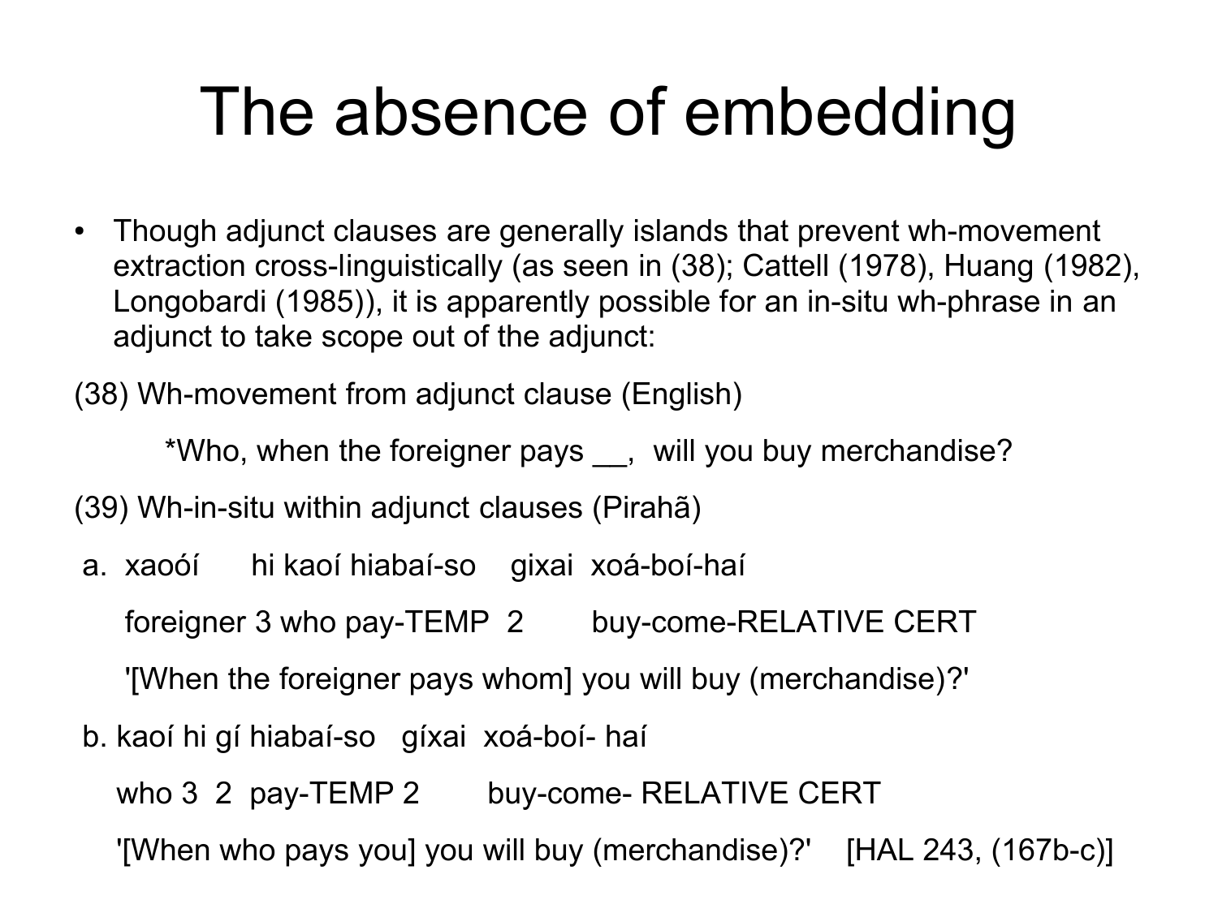# The absence of embedding

- Though adjunct clauses are generally islands that prevent wh-movement extraction cross-linguistically (as seen in (38); Cattell (1978), Huang (1982), Longobardi (1985)), it is apparently possible for an in-situ wh-phrase in an adjunct to take scope out of the adjunct:

(38) Wh-movement from adjunct clause (English)

*Who, when the foreigner pays __, will you buy merchandise?

(39) Wh-in-situ within adjunct clauses (Pirahã)

a. xaoóí hi kaoí hiabaí-so gixai xoá-boí-haí

foreigner 3 who pay-TEMP 2 buy-come-RELATIVE CERT

'[When the foreigner pays whom] you will buy (merchandise)?'

b. kaoí hi gí hiabaí-so gíxai xoá-boí- haí

who 3 2 pay-TEMP 2 buy-come- RELATIVE CERT

'[When who pays you] you will buy (merchandise)?' [HAL 243, (167b-c)]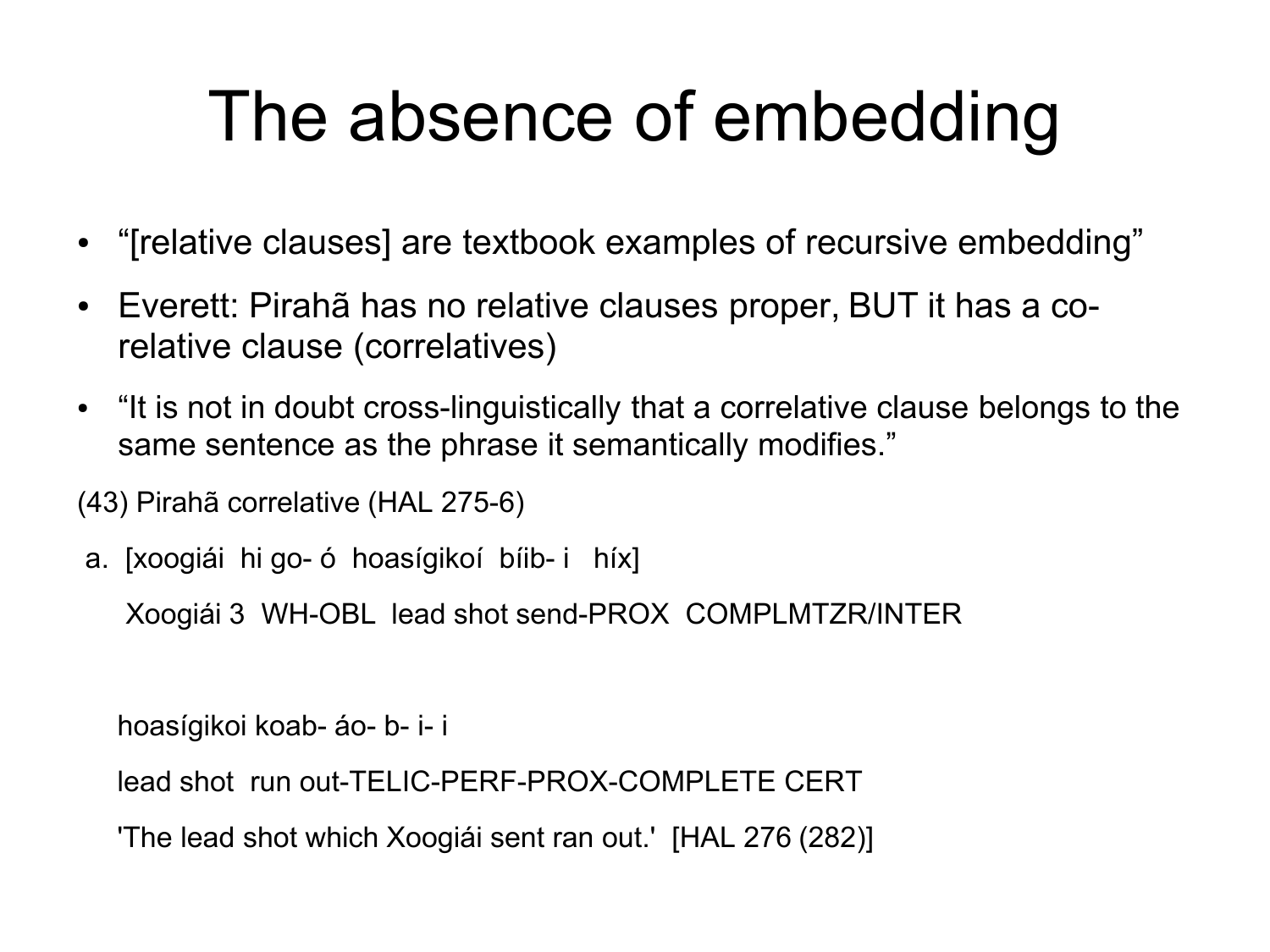# The absence of embedding

- "[relative clauses] are textbook examples of recursive embedding"
- Everett: Pirahã has no relative clauses proper, BUT it has a co-relative clause (correlatives)
- "It is not in doubt cross-linguistically that a correlative clause belongs to the same sentence as the phrase it semantically modifies."

(43) Pirahã correlative (HAL 275-6)

a. [xoogiái hi go- ó hoasígikoí bíib- i híx]

Xoogiái 3 WH-OBL lead shot send-PROX COMPLMTZR/INTER

hoasígikoi koab- áo- b- i- i

lead shot run out-TELIC-PERF-PROX-COMPLETE CERT

'The lead shot which Xoogiái sent ran out.' [HAL 276 (282)]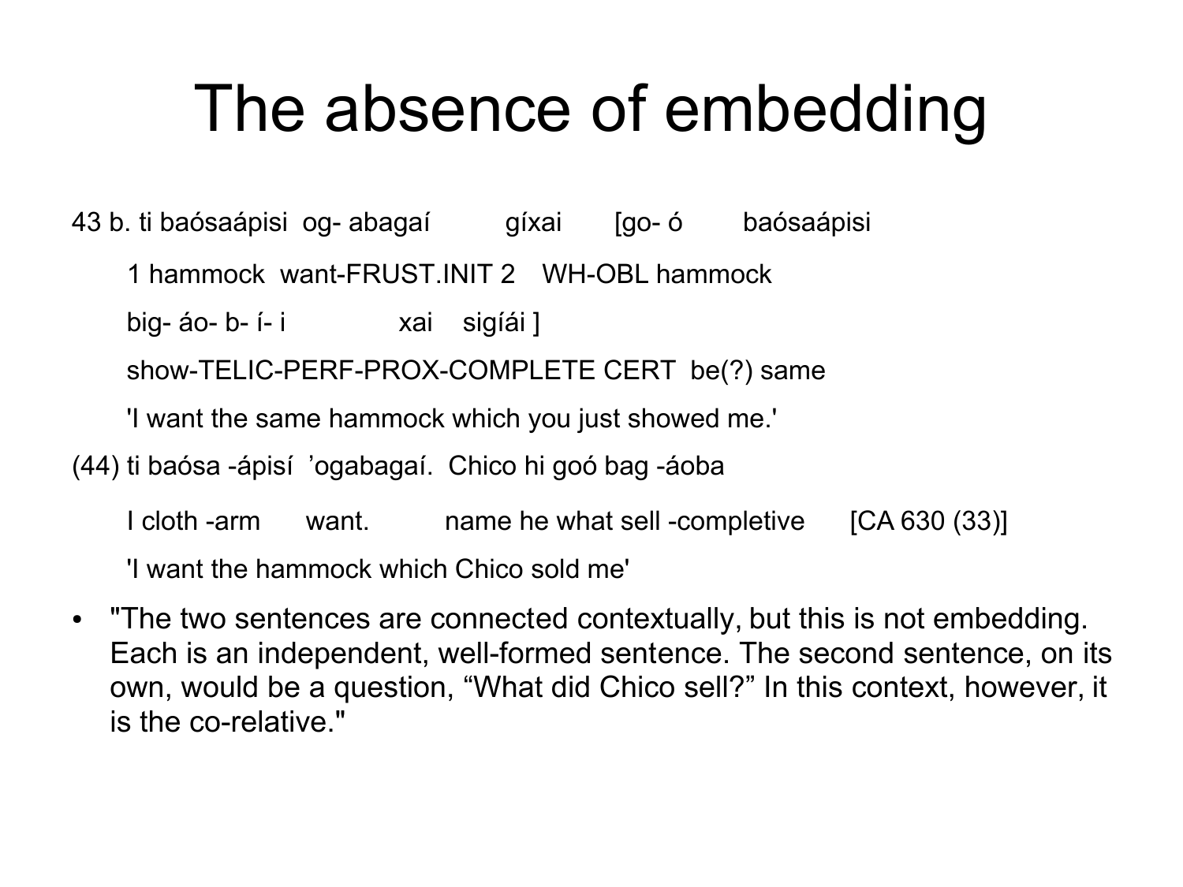# The absence of embedding

43 b. ti baósaápisi og- abagaí gíxai [go- ó baósaápisi

1 hammock want-FRUST.INIT 2 WH-OBL hammock

big- áo- b- í- i xai sigíái ]

show-TELIC-PERF-PROX-COMPLETE CERT be(?) same

'I want the same hammock which you just showed me.'

(44) ti baósa -ápisí ’ogabagaí. Chico hi goó bag -áoba

I cloth -arm want. name he what sell -completive [CA 630 (33)]

'I want the hammock which Chico sold me'

- "The two sentences are connected contextually, but this is not embedding. Each is an independent, well-formed sentence. The second sentence, on its own, would be a question, “What did Chico sell?” In this context, however, it is the co-relative."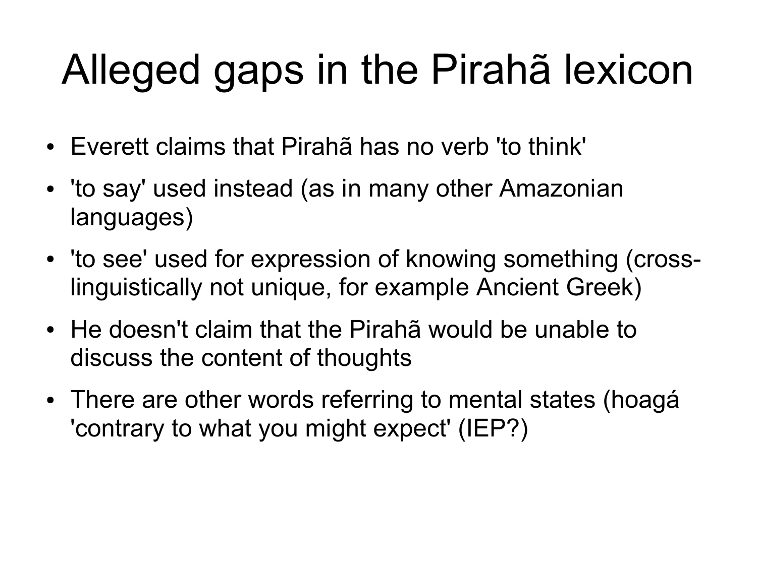# Alleged gaps in the Pirahã lexicon

- Everett claims that Pirahã has no verb 'to think'
- 'to say' used instead (as in many other Amazonian languages)
- 'to see' used for expression of knowing something (cross-linguistically not unique, for example Ancient Greek)
- He doesn't claim that the Pirahã would be unable to discuss the content of thoughts
- There are other words referring to mental states (hoagá 'contrary to what you might expect' (IEP?)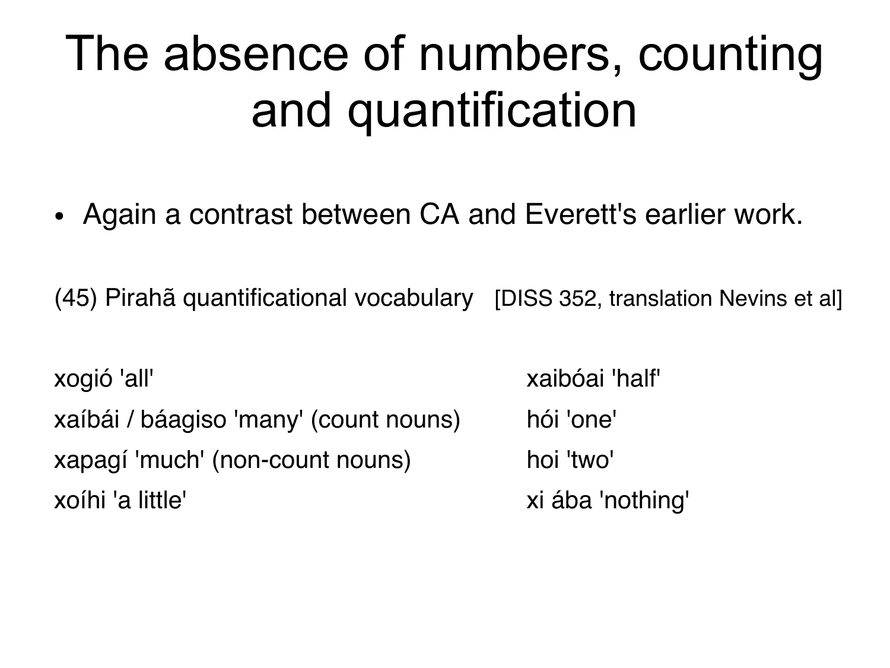# The absence of numbers, counting and quantification

- Again a contrast between CA and Everett's earlier work.

(45) Pirahã quantificational vocabulary [DISS 352, translation Nevins et al]

| | |
|---|---|
| xogió 'all' | xaibóai 'half' |
| xaíbái / báagiso 'many' (count nouns) | hói 'one' |
| xapagí 'much' (non-count nouns) | hoi 'two' |
| xoíhi 'a little' | xi ába 'nothing' |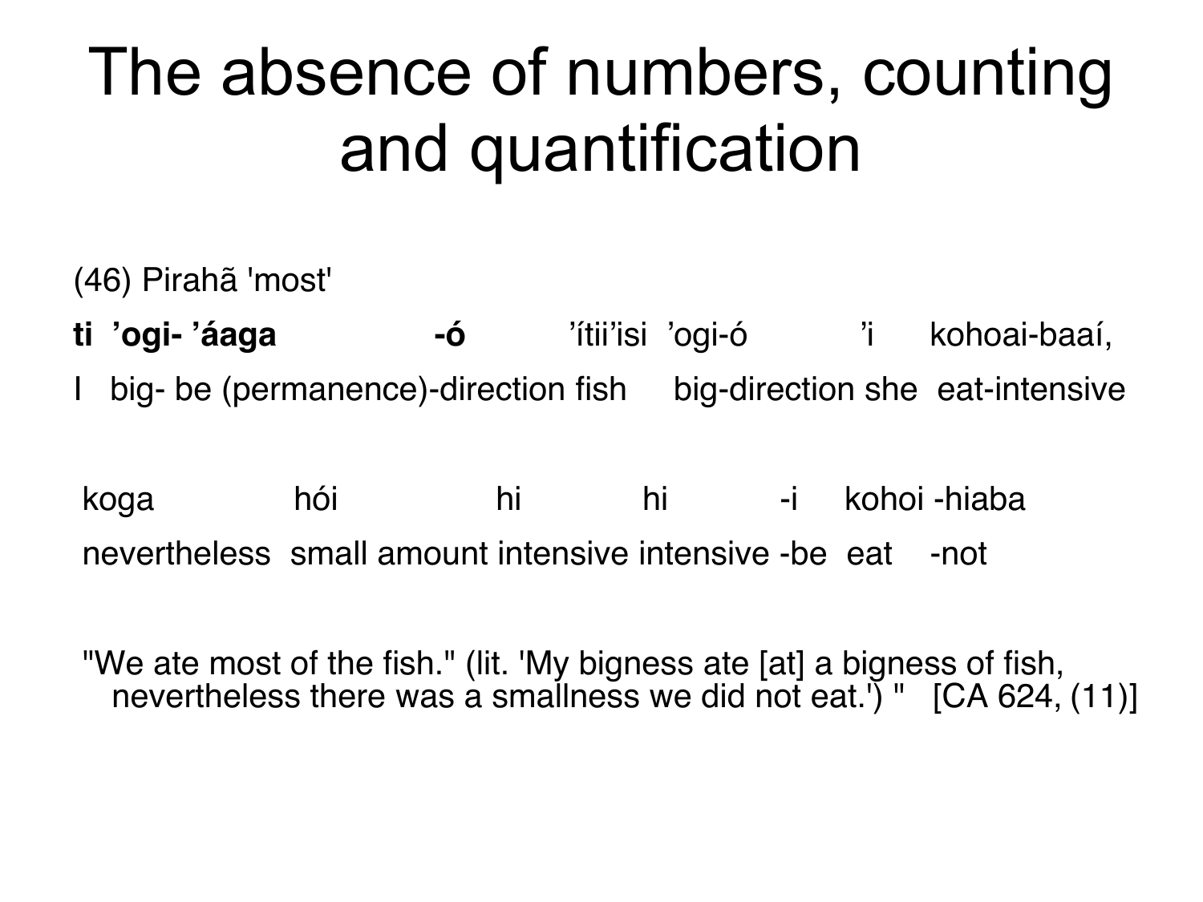# The absence of numbers, counting and quantification

(46) Pirahã 'most'

| **ti** | **’ogi-** | **’áaga** | **-ó** | ’ítii’isi | ’ogi-ó | ’i | kohoai-baaí, |
|---|---|---|---|---|---|---|---|
| I | big- | be (permanence) | -direction | fish | big-direction | she | eat-intensive |

| koga | hói | hi | hi | -i | kohoi | -hiaba |
|---|---|---|---|---|---|---|
| nevertheless | small amount | intensive | intensive | -be | eat | -not |

"We ate most of the fish." (lit. 'My bigness ate [at] a bigness of fish, nevertheless there was a smallness we did not eat.') " [CA 624, (11)]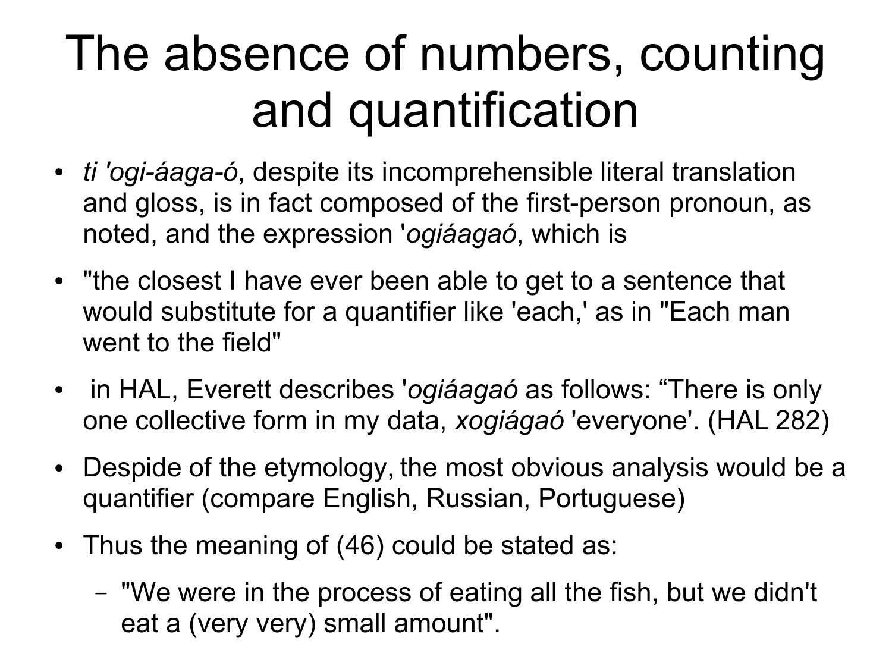# The absence of numbers, counting and quantification

- *ti 'ogi-áaga-ó*, despite its incomprehensible literal translation and gloss, is in fact composed of the first-person pronoun, as noted, and the expression '*ogiáagaó*, which is
- "the closest I have ever been able to get to a sentence that would substitute for a quantifier like 'each,' as in "Each man went to the field"
- in HAL, Everett describes '*ogiáagaó* as follows: "There is only one collective form in my data, *xogiágaó* 'everyone'. (HAL 282)
- Despide of the etymology, the most obvious analysis would be a quantifier (compare English, Russian, Portuguese)
- Thus the meaning of (46) could be stated as:
  - "We were in the process of eating all the fish, but we didn't eat a (very very) small amount".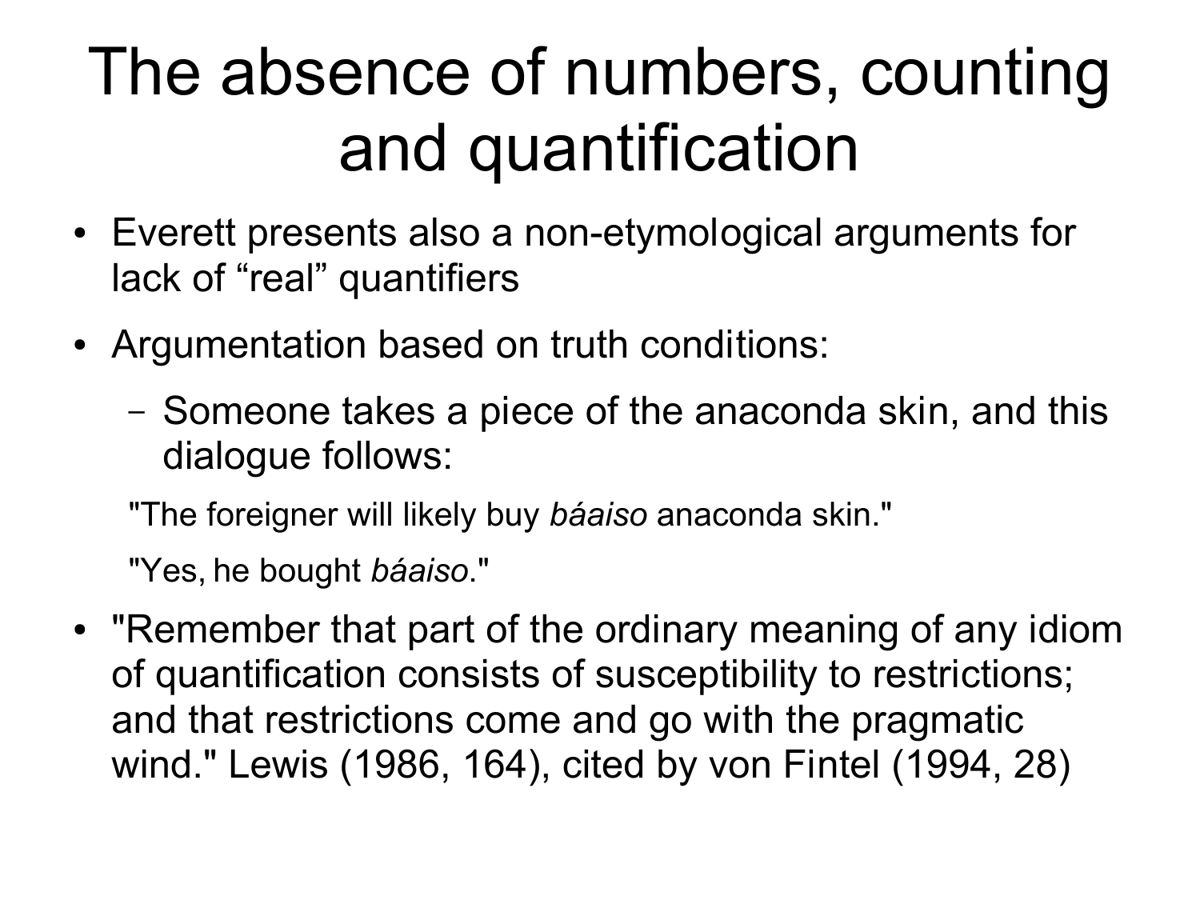# The absence of numbers, counting and quantification

- Everett presents also a non-etymological arguments for lack of "real" quantifiers
- Argumentation based on truth conditions:
  - Someone takes a piece of the anaconda skin, and this dialogue follows:

  "The foreigner will likely buy *báaiso* anaconda skin."

  "Yes, he bought *báaiso*."

- "Remember that part of the ordinary meaning of any idiom of quantification consists of susceptibility to restrictions; and that restrictions come and go with the pragmatic wind." Lewis (1986, 164), cited by von Fintel (1994, 28)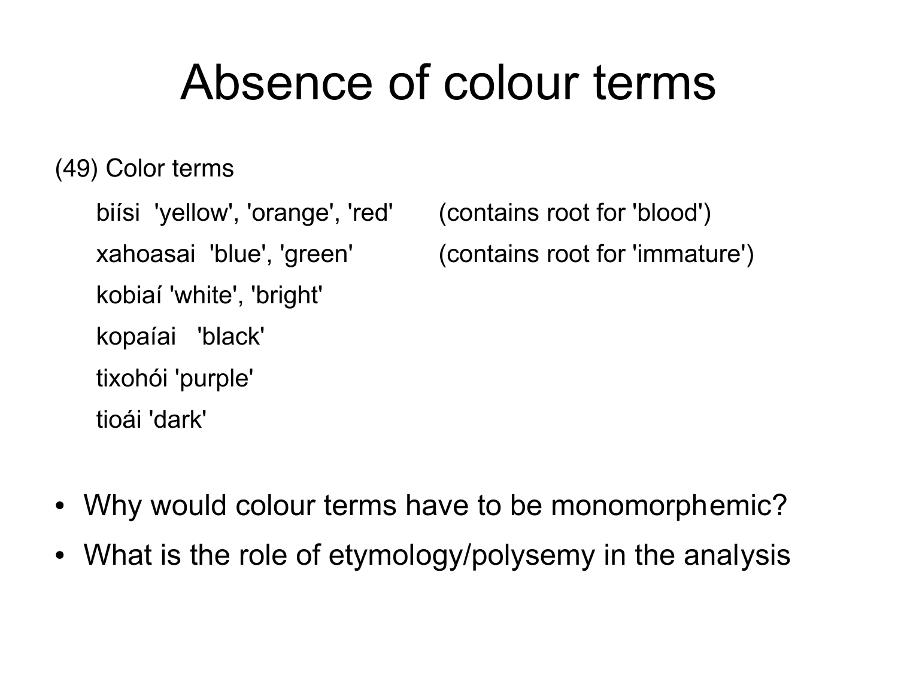# Absence of colour terms

(49) Color terms

| | |
|---|---|
| biísi 'yellow', 'orange', 'red' | (contains root for 'blood') |
| xahoasai 'blue', 'green' | (contains root for 'immature') |
| kobiaí 'white', 'bright' | |
| kopaíai 'black' | |
| tixohói 'purple' | |
| tioái 'dark' | |

- Why would colour terms have to be monomorphemic?
- What is the role of etymology/polysemy in the analysis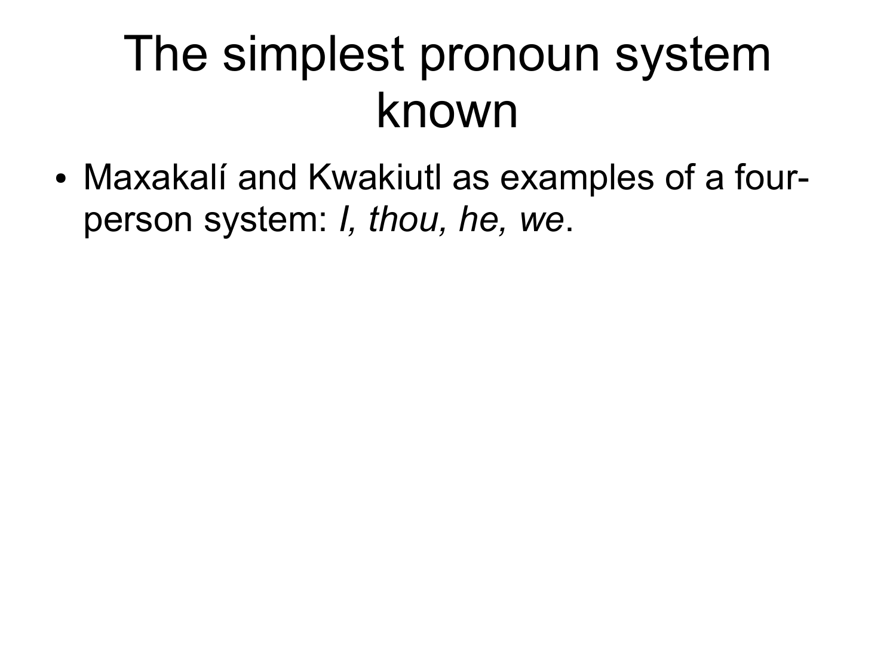# The simplest pronoun system known

- Maxakalí and Kwakiutl as examples of a four-person system: *I, thou, he, we*.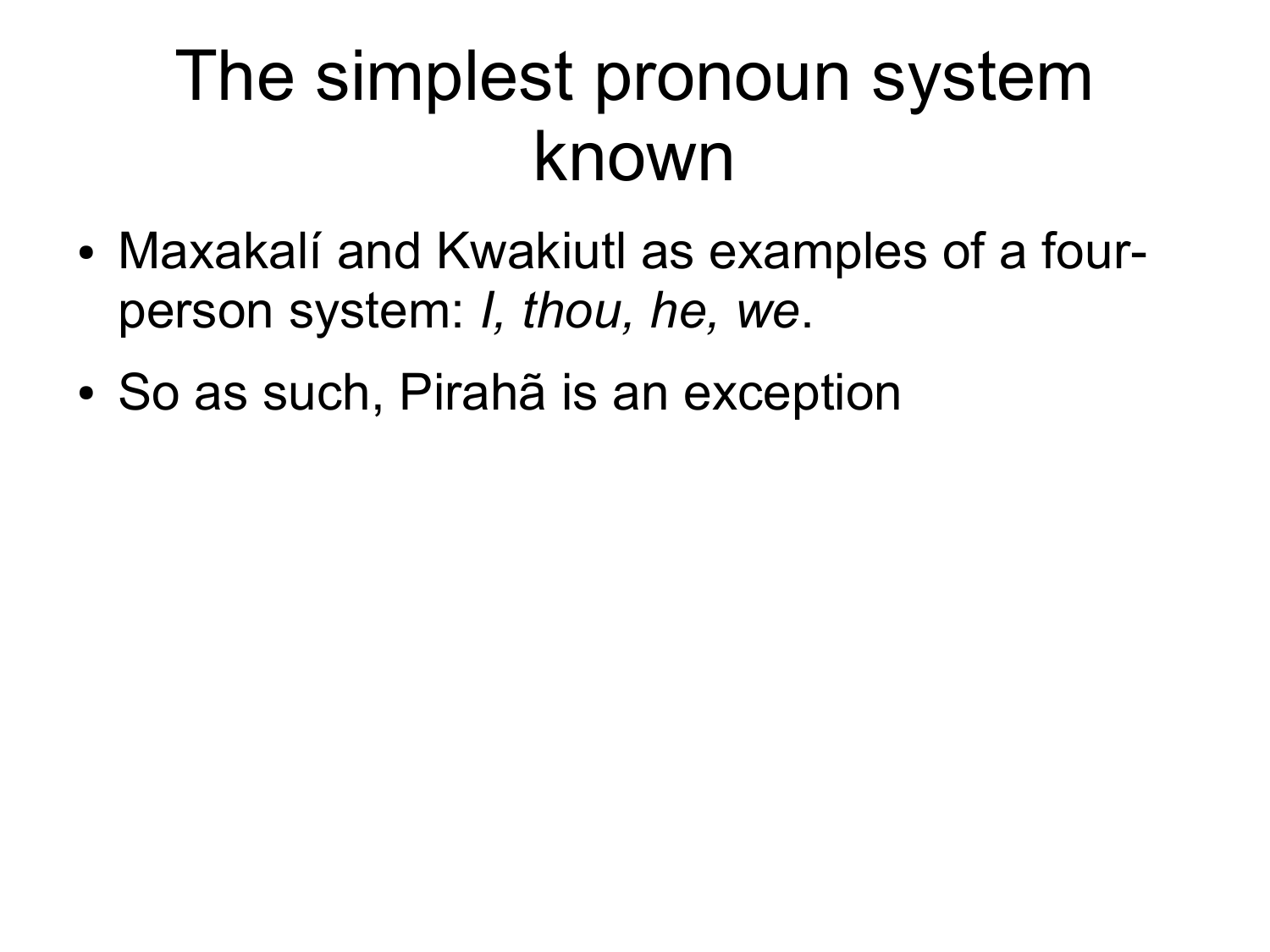# The simplest pronoun system known

- Maxakalí and Kwakiutl as examples of a four-person system: *I, thou, he, we*.
- So as such, Pirahã is an exception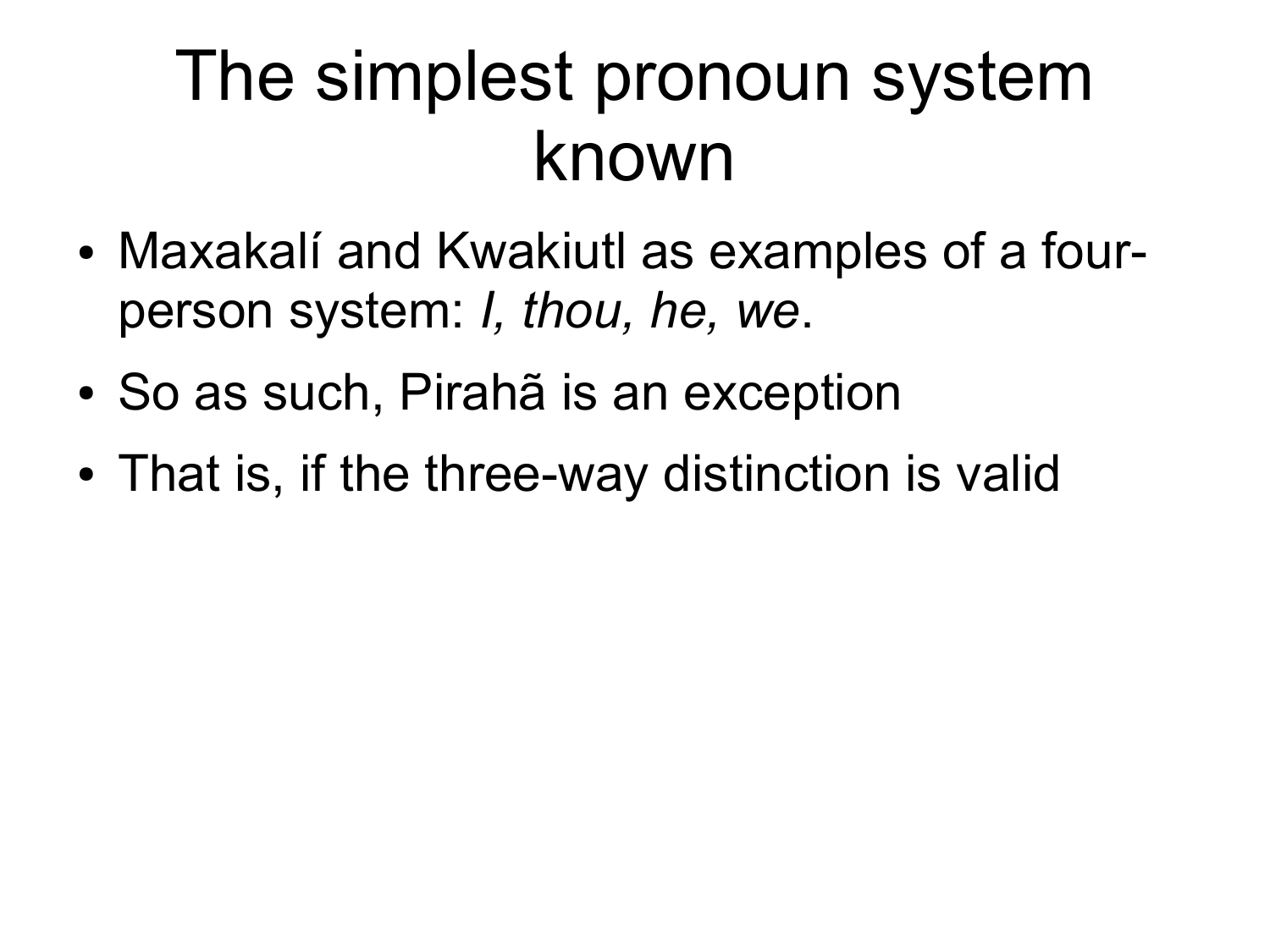# The simplest pronoun system known

- Maxakalí and Kwakiutl as examples of a four-person system: *I, thou, he, we*.
- So as such, Pirahã is an exception
- That is, if the three-way distinction is valid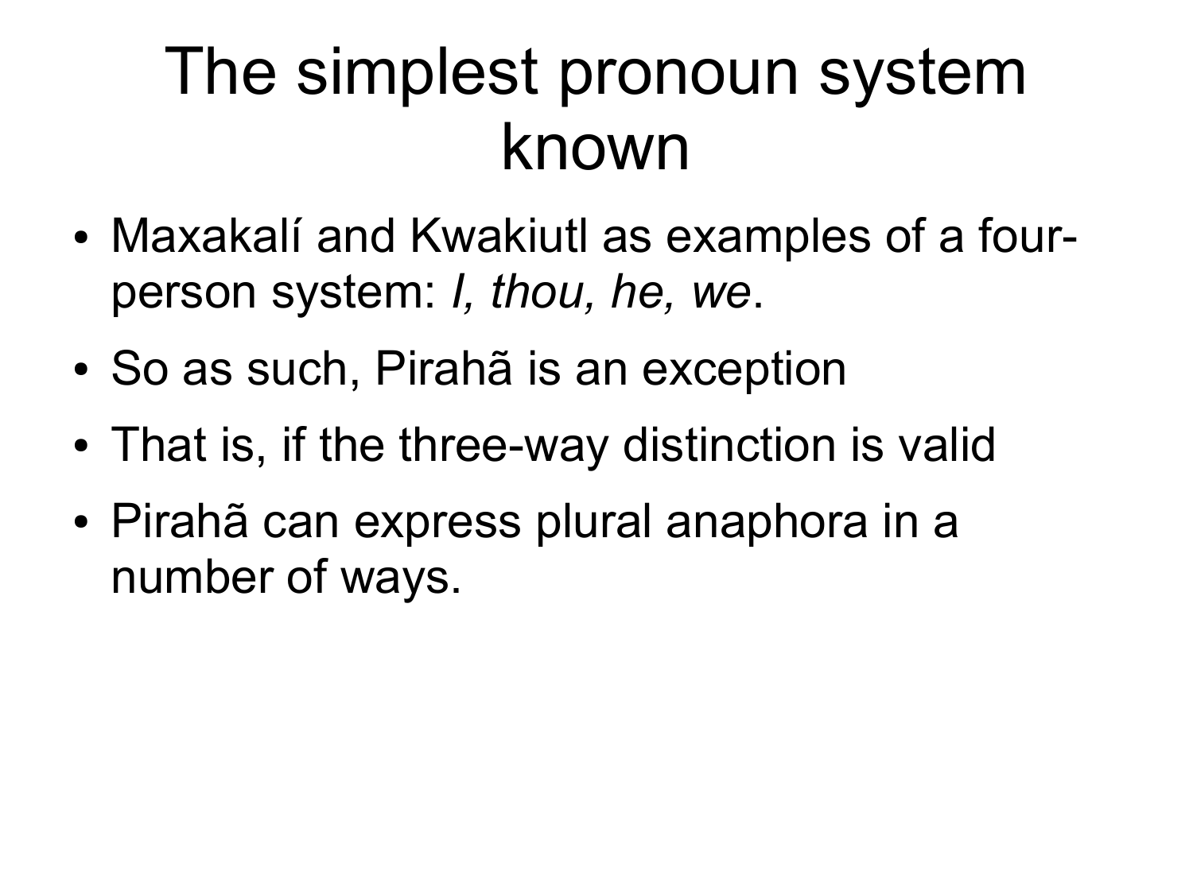# The simplest pronoun system known

- Maxakalí and Kwakiutl as examples of a four-person system: *I, thou, he, we*.
- So as such, Pirahã is an exception
- That is, if the three-way distinction is valid
- Pirahã can express plural anaphora in a number of ways.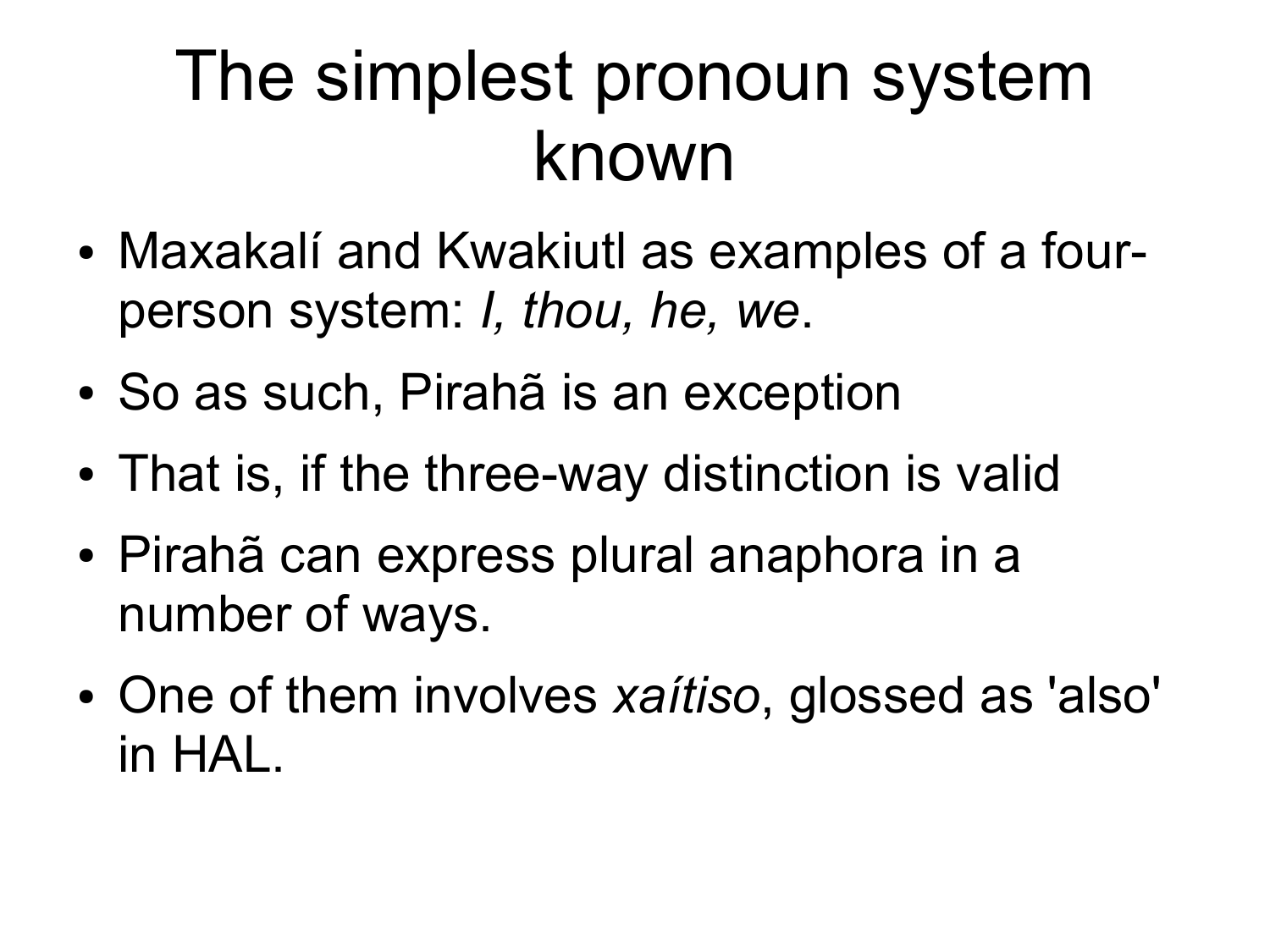# The simplest pronoun system known

- Maxakalí and Kwakiutl as examples of a four-person system: *I, thou, he, we*.
- So as such, Pirahã is an exception
- That is, if the three-way distinction is valid
- Pirahã can express plural anaphora in a number of ways.
- One of them involves *xaítiso*, glossed as 'also' in HAL.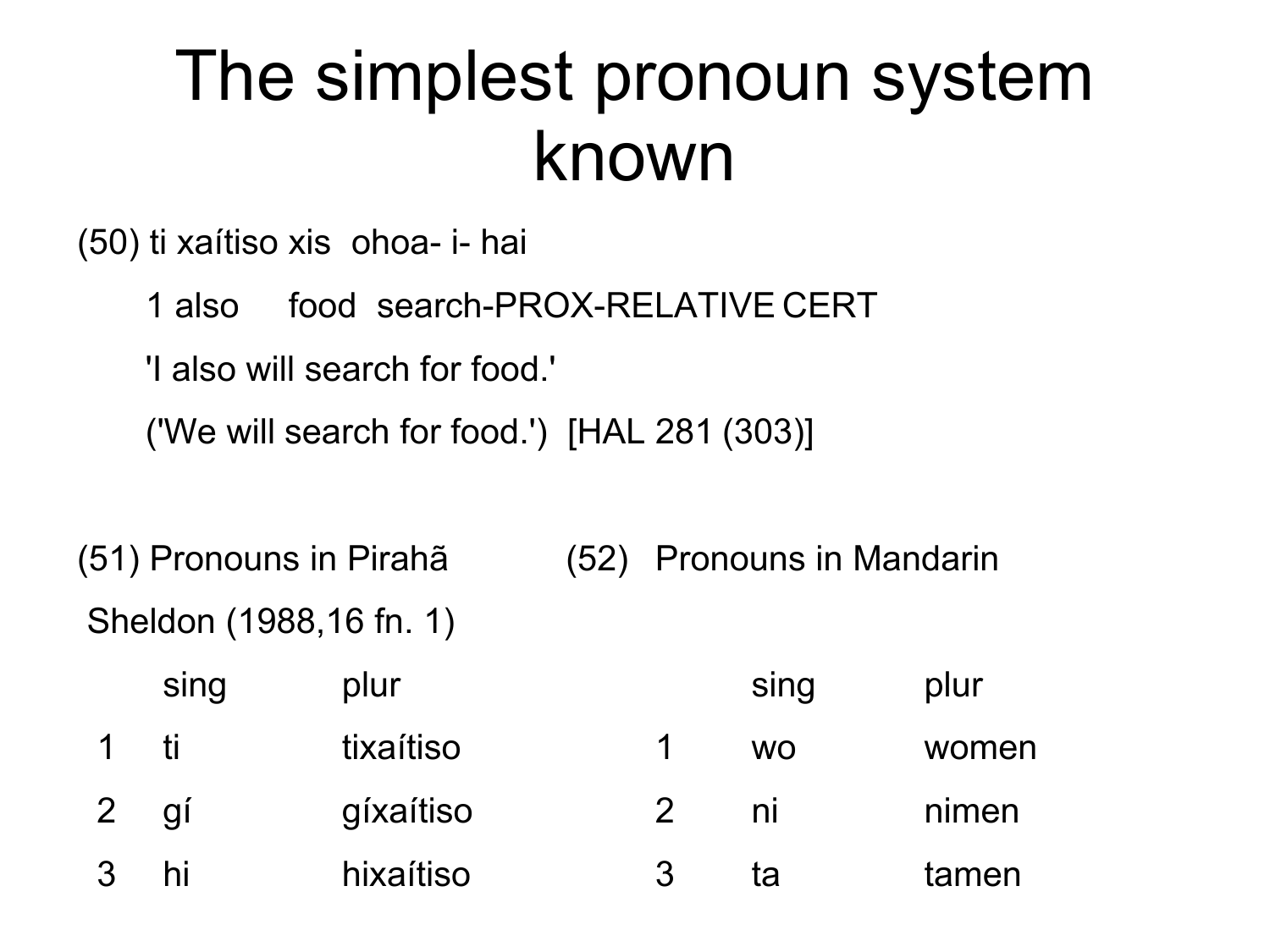# The simplest pronoun system known

(50) ti xaítiso xis ohoa- i- hai

1 also food search-PROX-RELATIVE CERT

'I also will search for food.'

('We will search for food.') [HAL 281 (303)]

(51) Pronouns in Pirahã

Sheldon (1988,16 fn. 1)

|   | sing | plur |
|---|---|---|
| 1 | ti | tixaítiso |
| 2 | gí | gíxaítiso |
| 3 | hi | hixaítiso |

(52) Pronouns in Mandarin

|   | sing | plur |
|---|---|---|
| 1 | wo | women |
| 2 | ni | nimen |
| 3 | ta | tamen |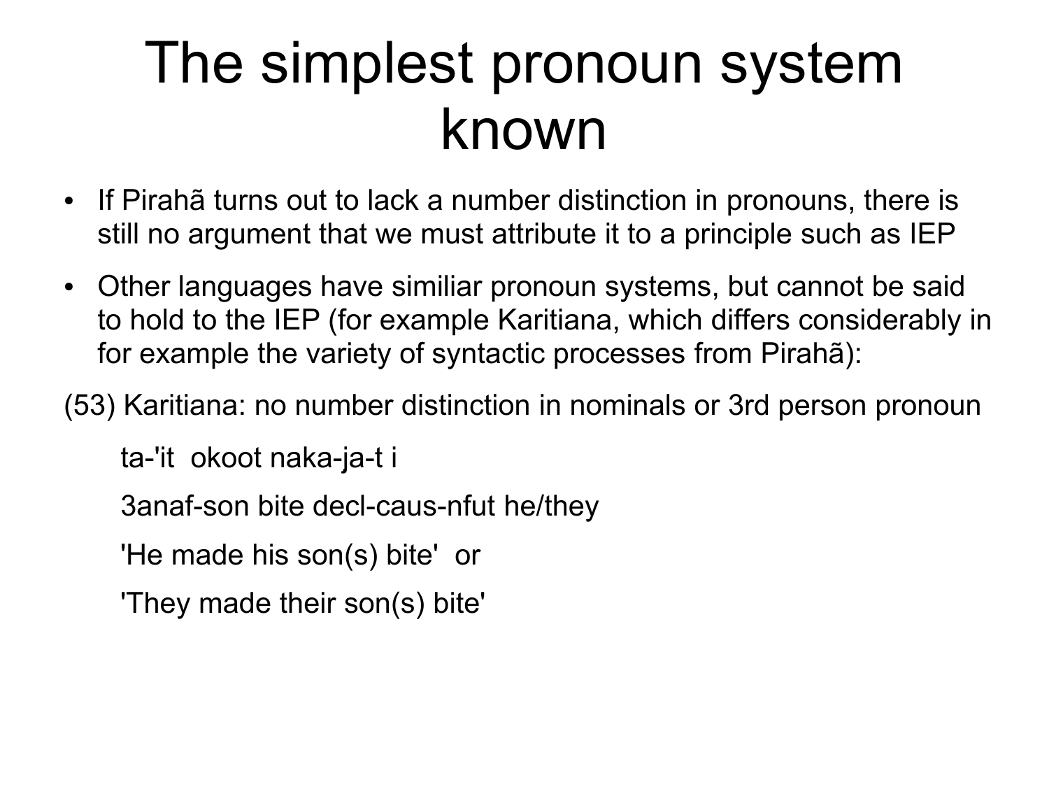# The simplest pronoun system known

- If Pirahã turns out to lack a number distinction in pronouns, there is still no argument that we must attribute it to a principle such as IEP
- Other languages have similiar pronoun systems, but cannot be said to hold to the IEP (for example Karitiana, which differs considerably in for example the variety of syntactic processes from Pirahã):

(53) Karitiana: no number distinction in nominals or 3rd person pronoun

ta-'it okoot naka-ja-t i

3anaf-son bite decl-caus-nfut he/they

'He made his son(s) bite' or

'They made their son(s) bite'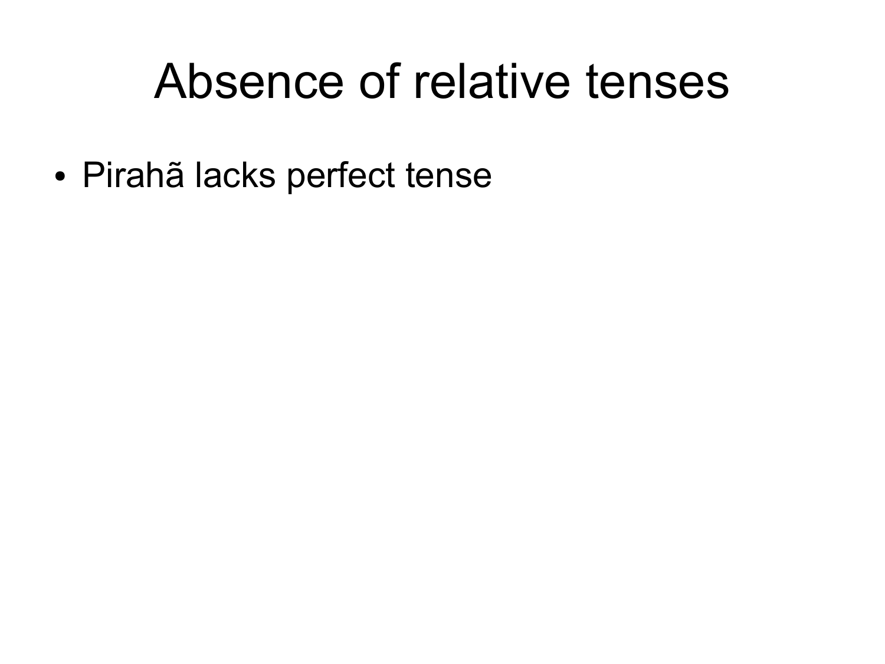# Absence of relative tenses

- Pirahã lacks perfect tense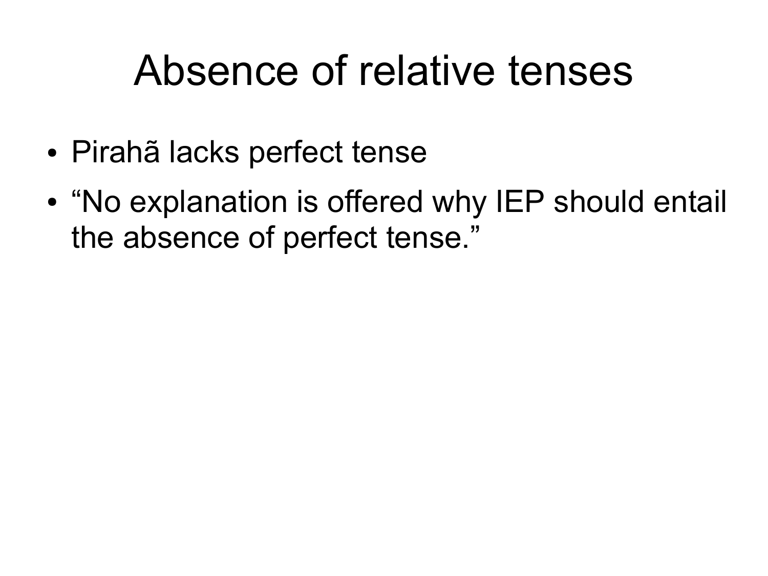# Absence of relative tenses

- Pirahã lacks perfect tense
- “No explanation is offered why IEP should entail the absence of perfect tense.”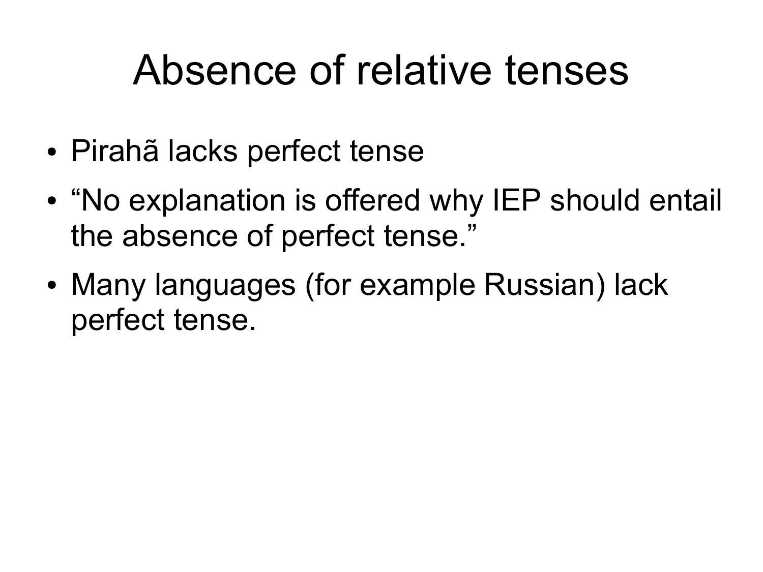# Absence of relative tenses

- Pirahã lacks perfect tense
- “No explanation is offered why IEP should entail the absence of perfect tense.”
- Many languages (for example Russian) lack perfect tense.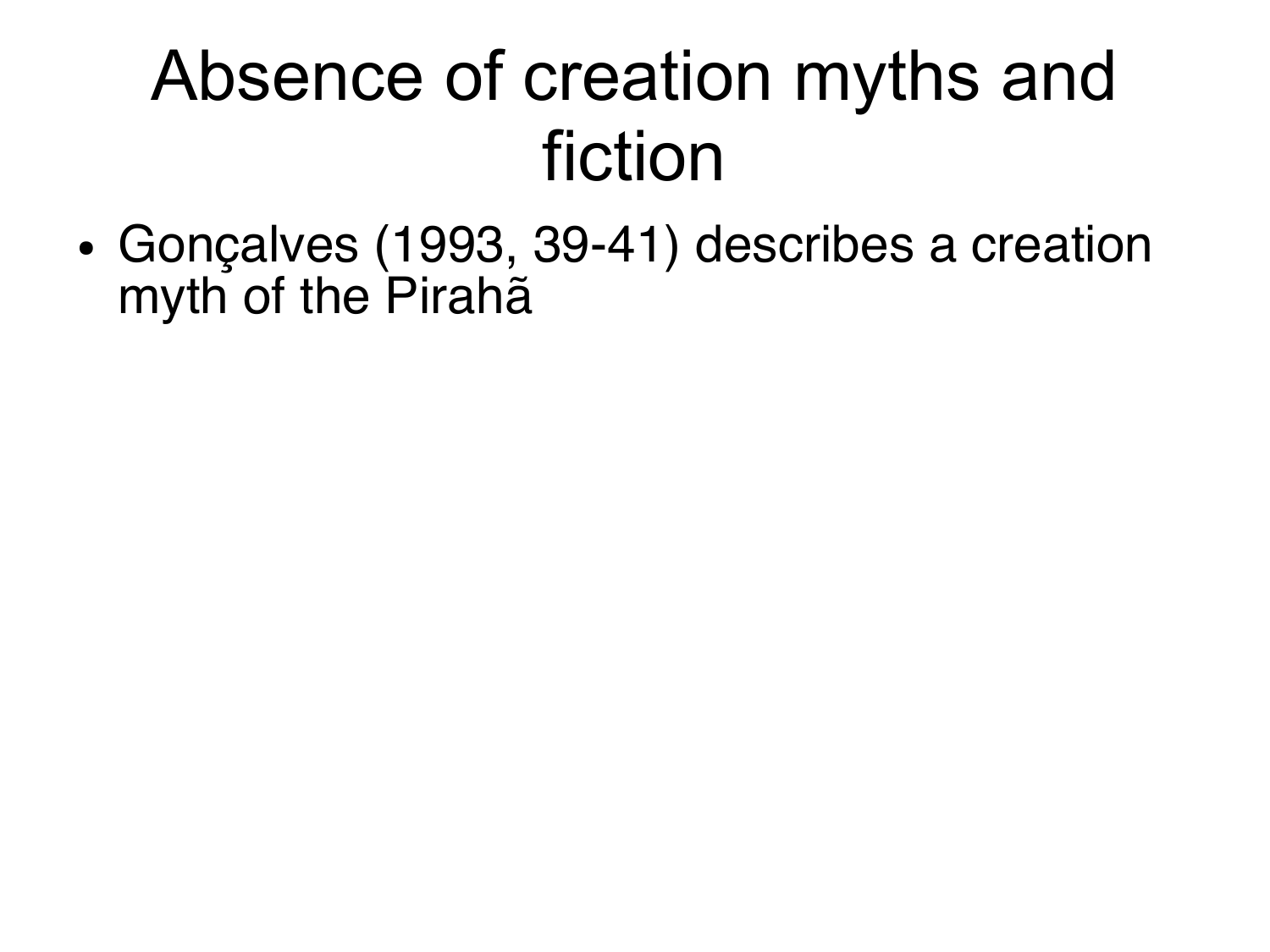# Absence of creation myths and fiction

- Gonçalves (1993, 39-41) describes a creation myth of the Pirahã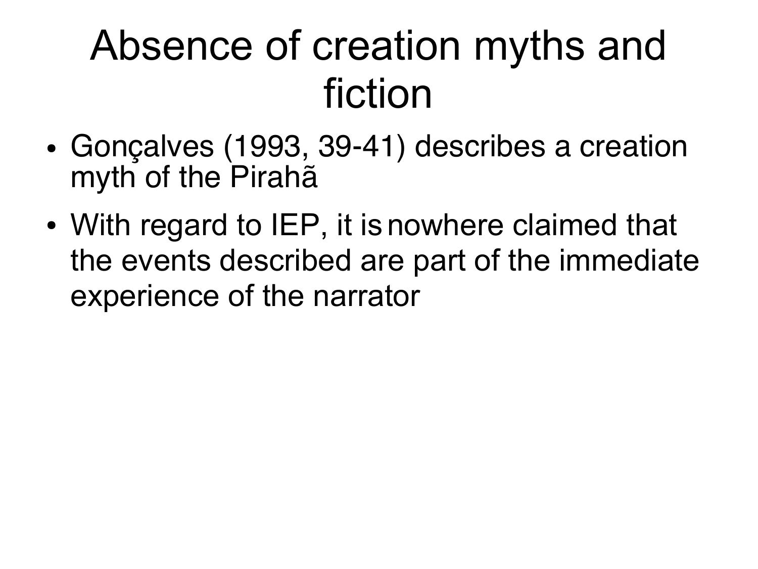# Absence of creation myths and fiction

- Gonçalves (1993, 39-41) describes a creation myth of the Pirahã
- With regard to IEP, it is nowhere claimed that the events described are part of the immediate experience of the narrator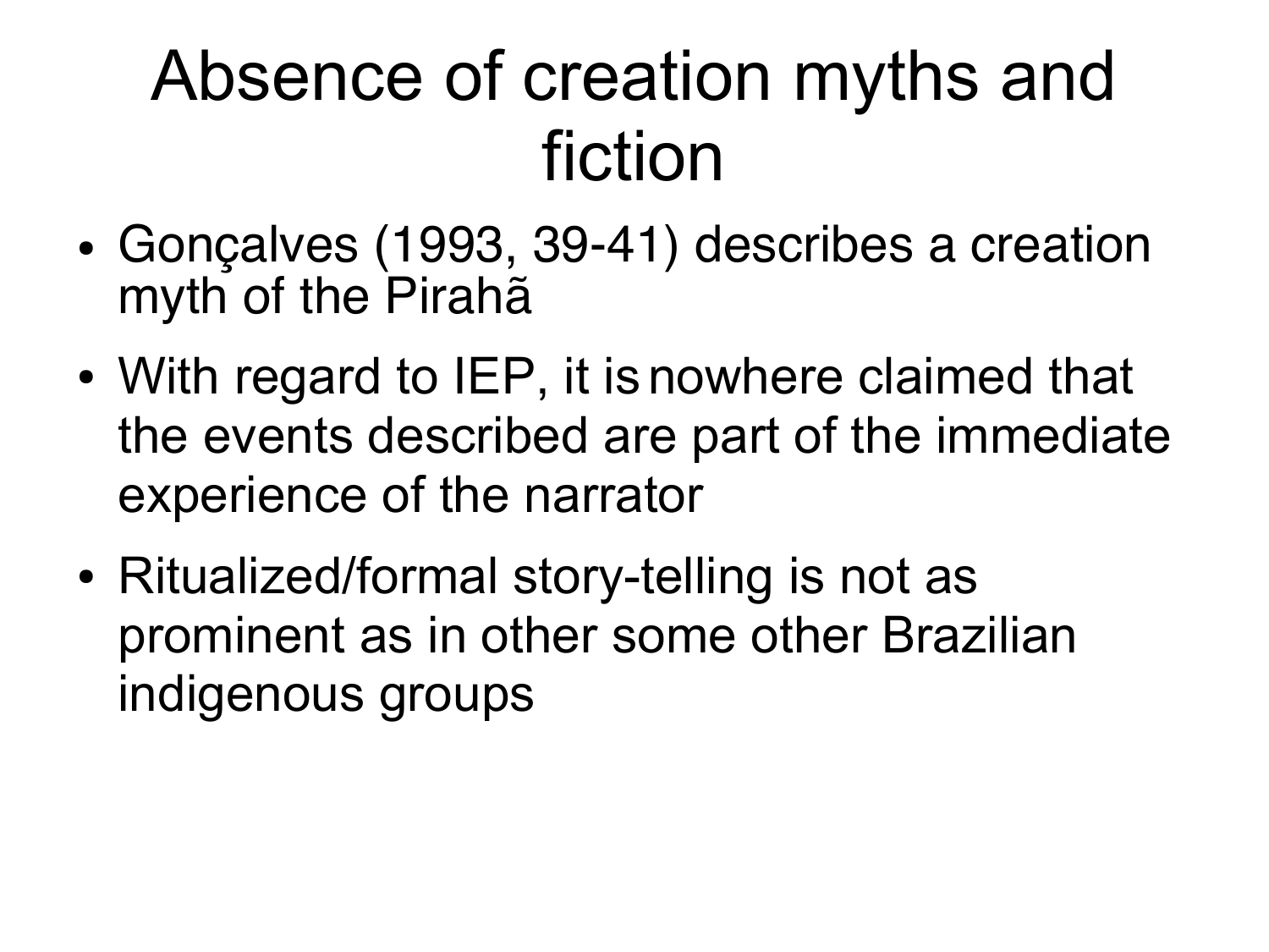# Absence of creation myths and fiction

- Gonçalves (1993, 39-41) describes a creation myth of the Pirahã
- With regard to IEP, it is nowhere claimed that the events described are part of the immediate experience of the narrator
- Ritualized/formal story-telling is not as prominent as in other some other Brazilian indigenous groups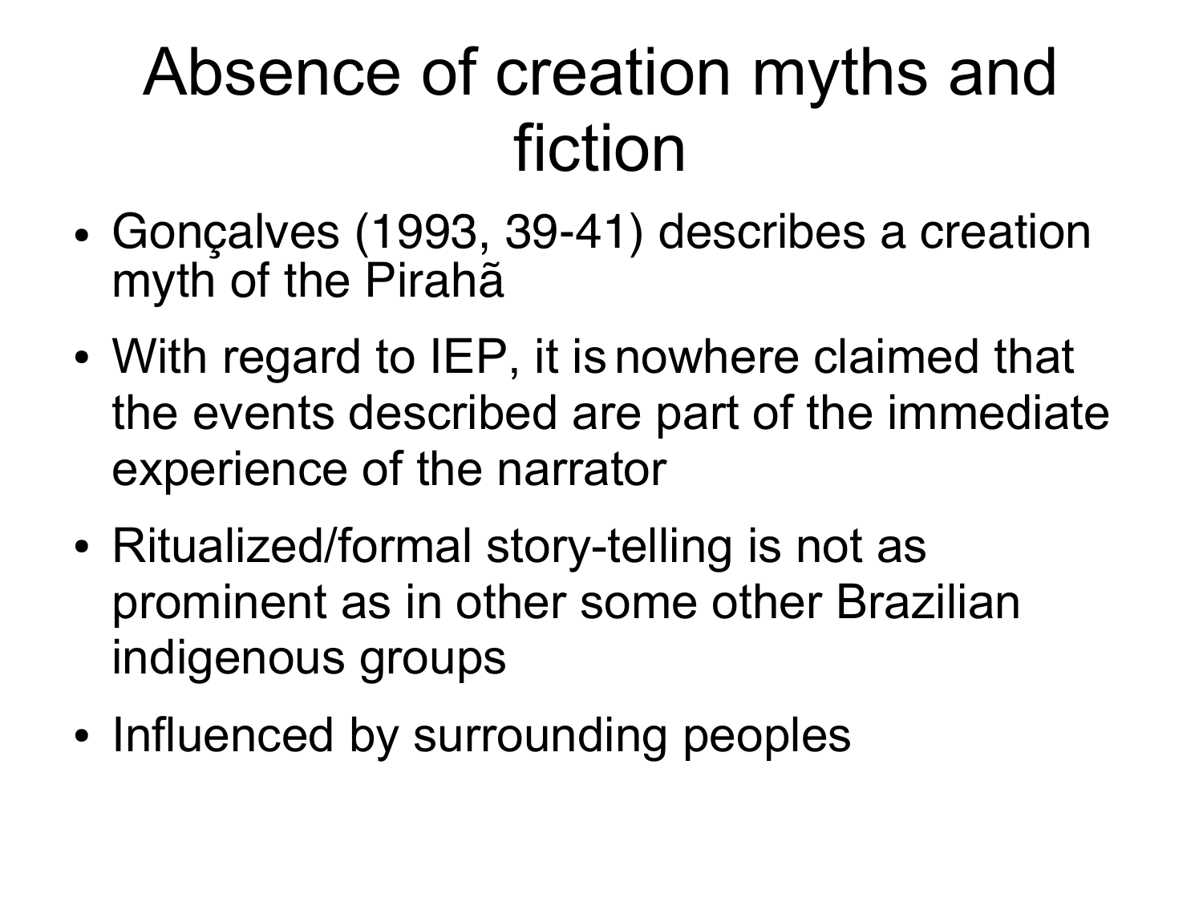# Absence of creation myths and fiction

- Gonçalves (1993, 39-41) describes a creation myth of the Pirahã
- With regard to IEP, it is nowhere claimed that the events described are part of the immediate experience of the narrator
- Ritualized/formal story-telling is not as prominent as in other some other Brazilian indigenous groups
- Influenced by surrounding peoples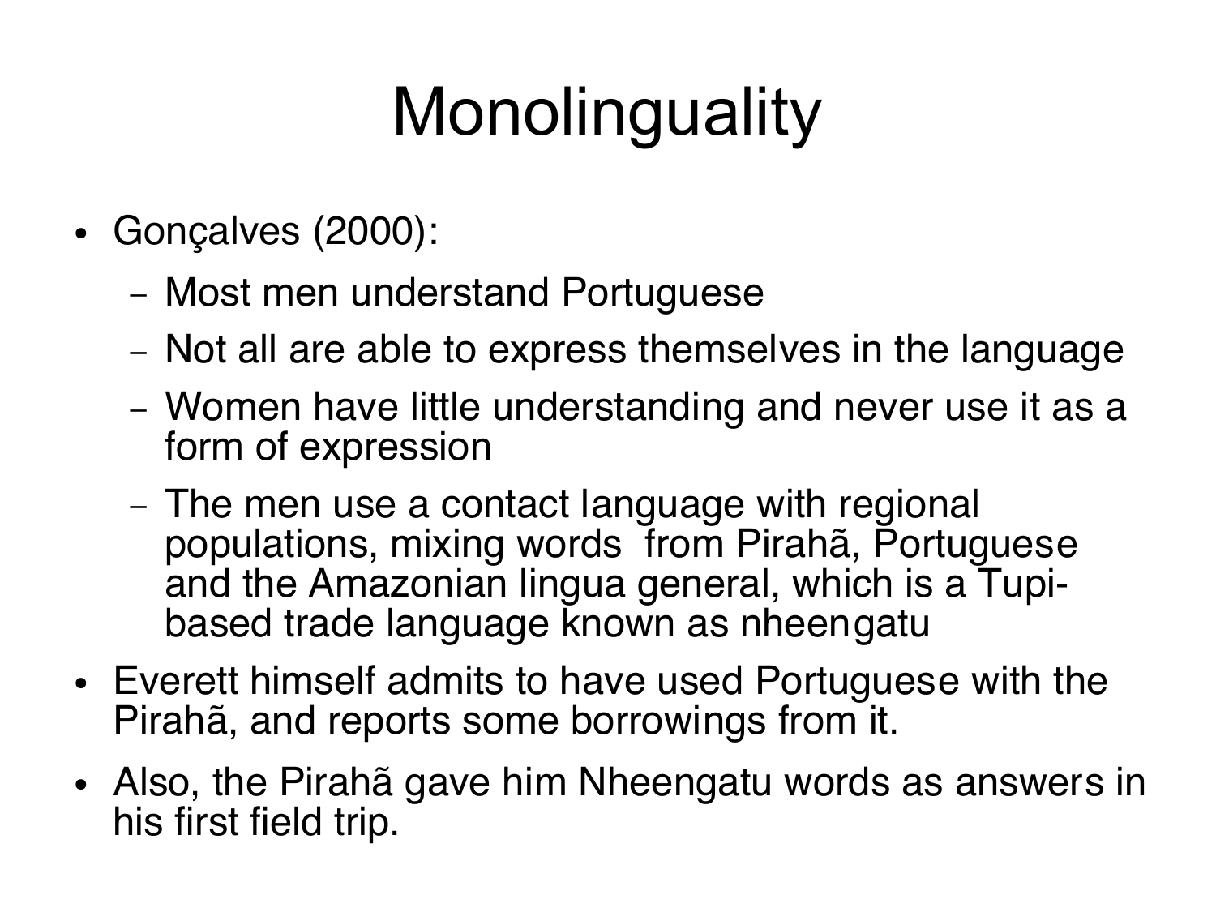# Monolinguality

- Gonçalves (2000):
  - Most men understand Portuguese
  - Not all are able to express themselves in the language
  - Women have little understanding and never use it as a form of expression
  - The men use a contact language with regional populations, mixing words from Pirahã, Portuguese and the Amazonian lingua general, which is a Tupi-based trade language known as nheengatu
- Everett himself admits to have used Portuguese with the Pirahã, and reports some borrowings from it.
- Also, the Pirahã gave him Nheengatu words as answers in his first field trip.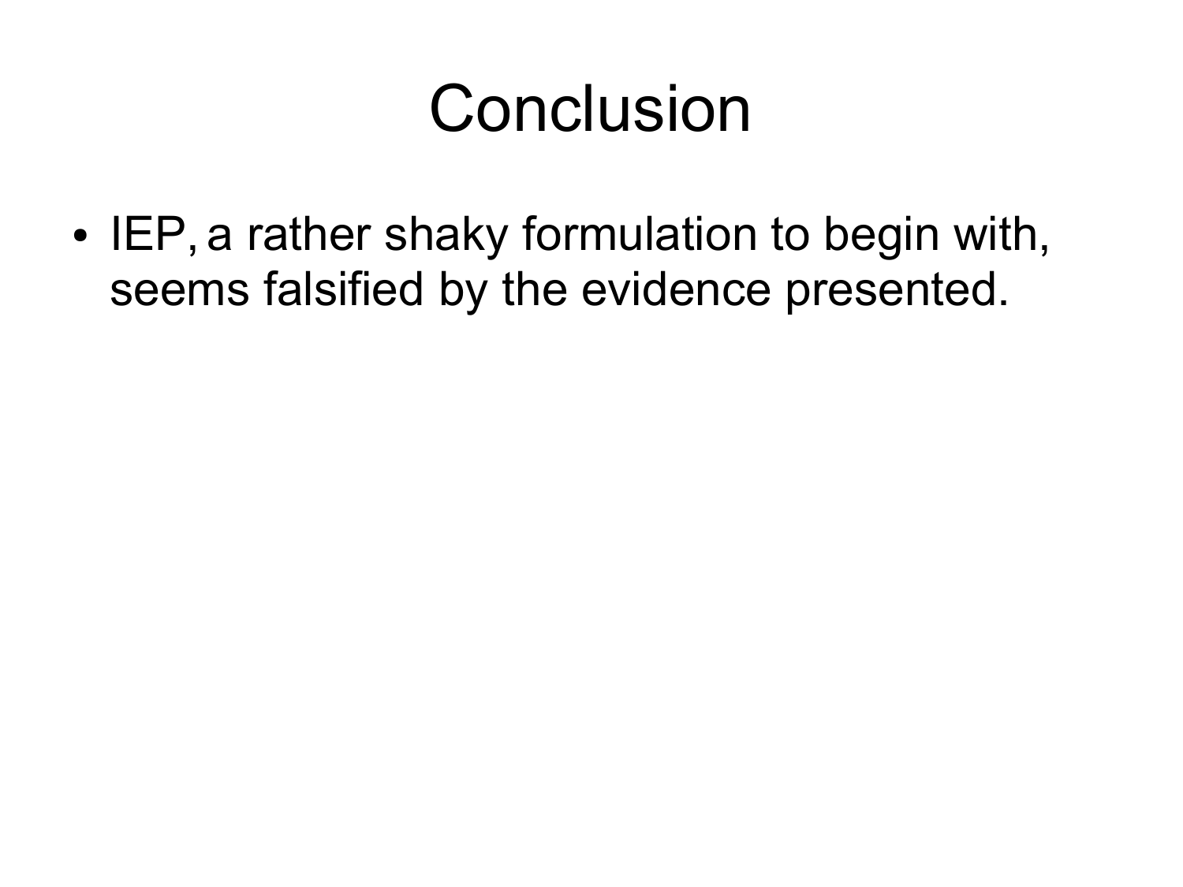# Conclusion

- IEP, a rather shaky formulation to begin with, seems falsified by the evidence presented.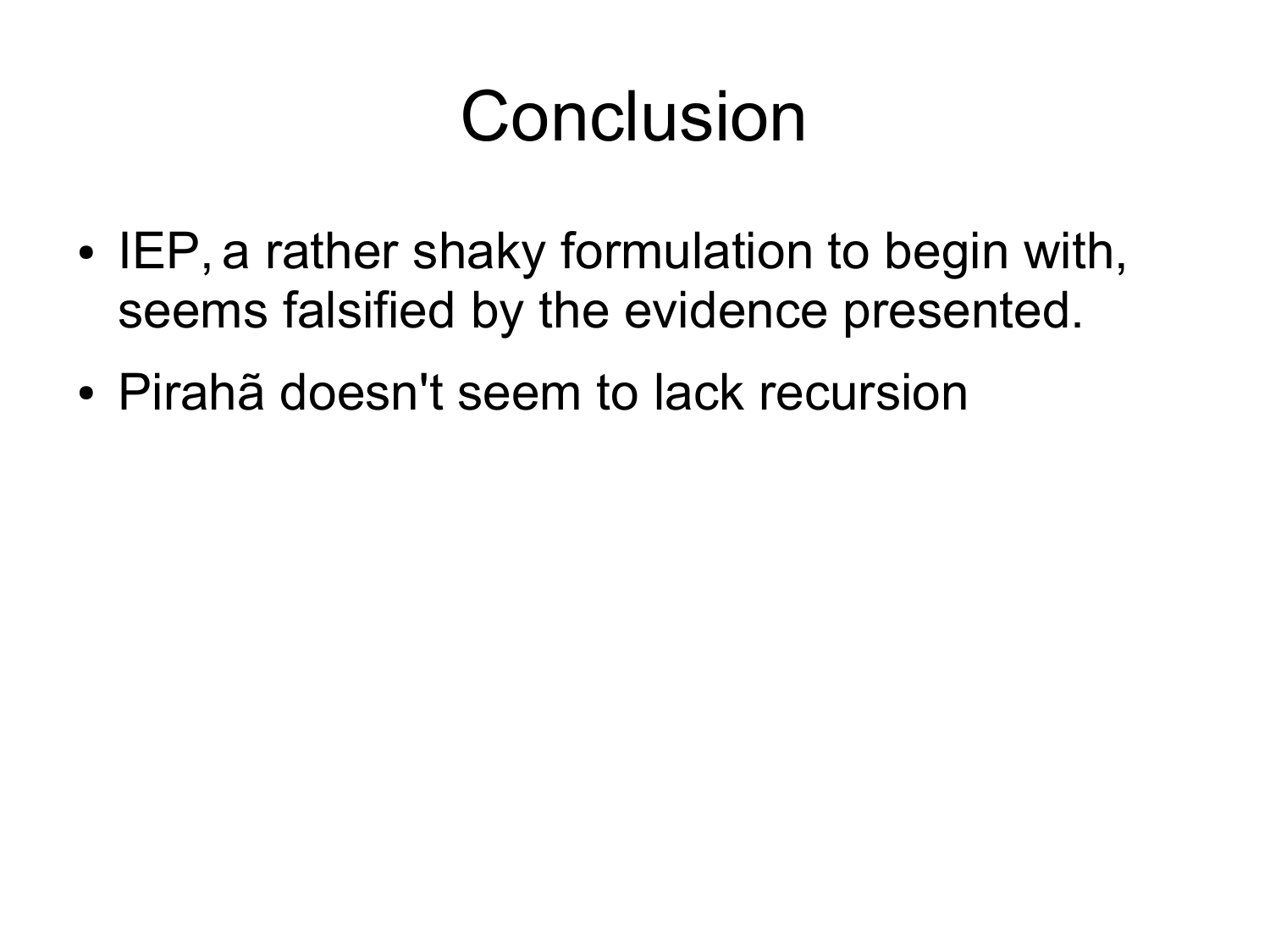# Conclusion

- IEP, a rather shaky formulation to begin with, seems falsified by the evidence presented.
- Pirahã doesn't seem to lack recursion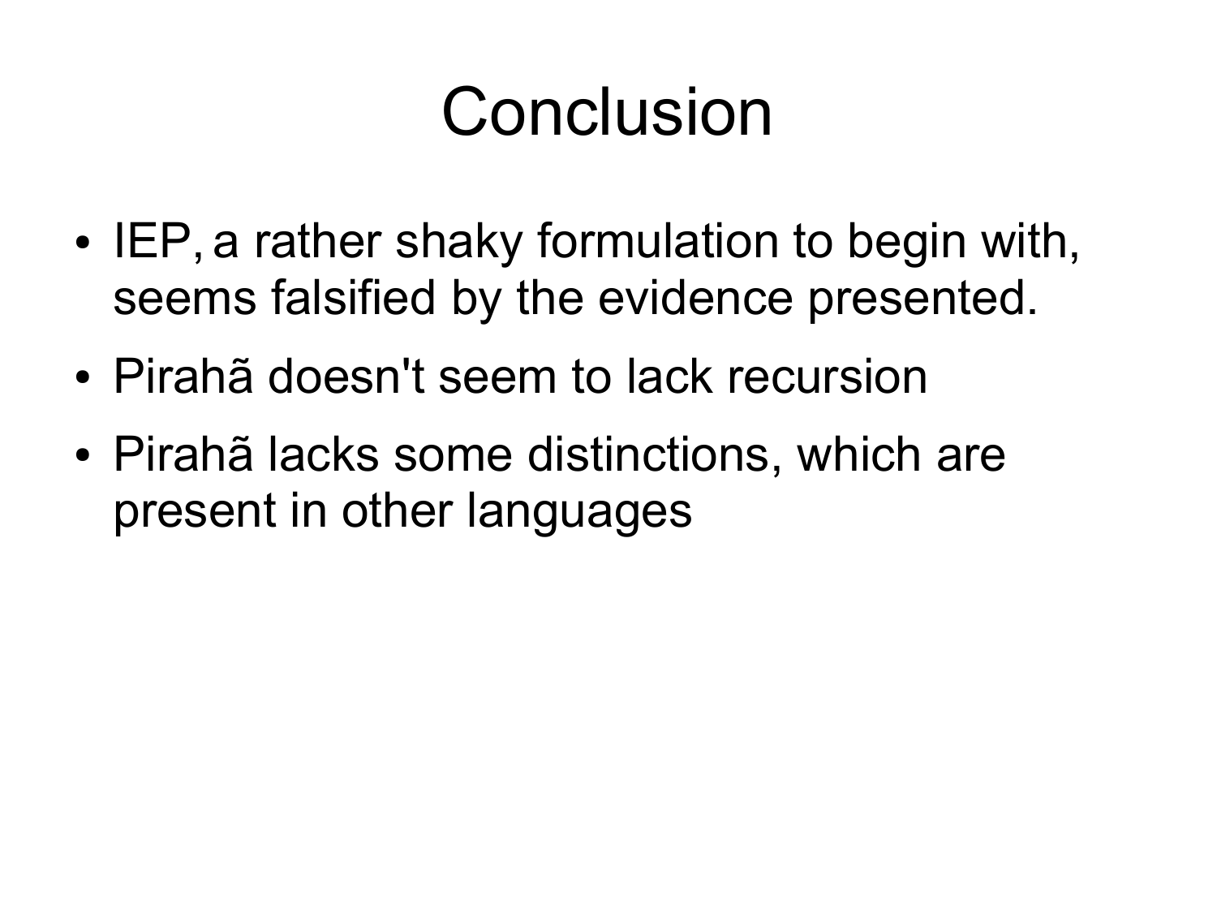# Conclusion

- IEP, a rather shaky formulation to begin with, seems falsified by the evidence presented.
- Pirahã doesn't seem to lack recursion
- Pirahã lacks some distinctions, which are present in other languages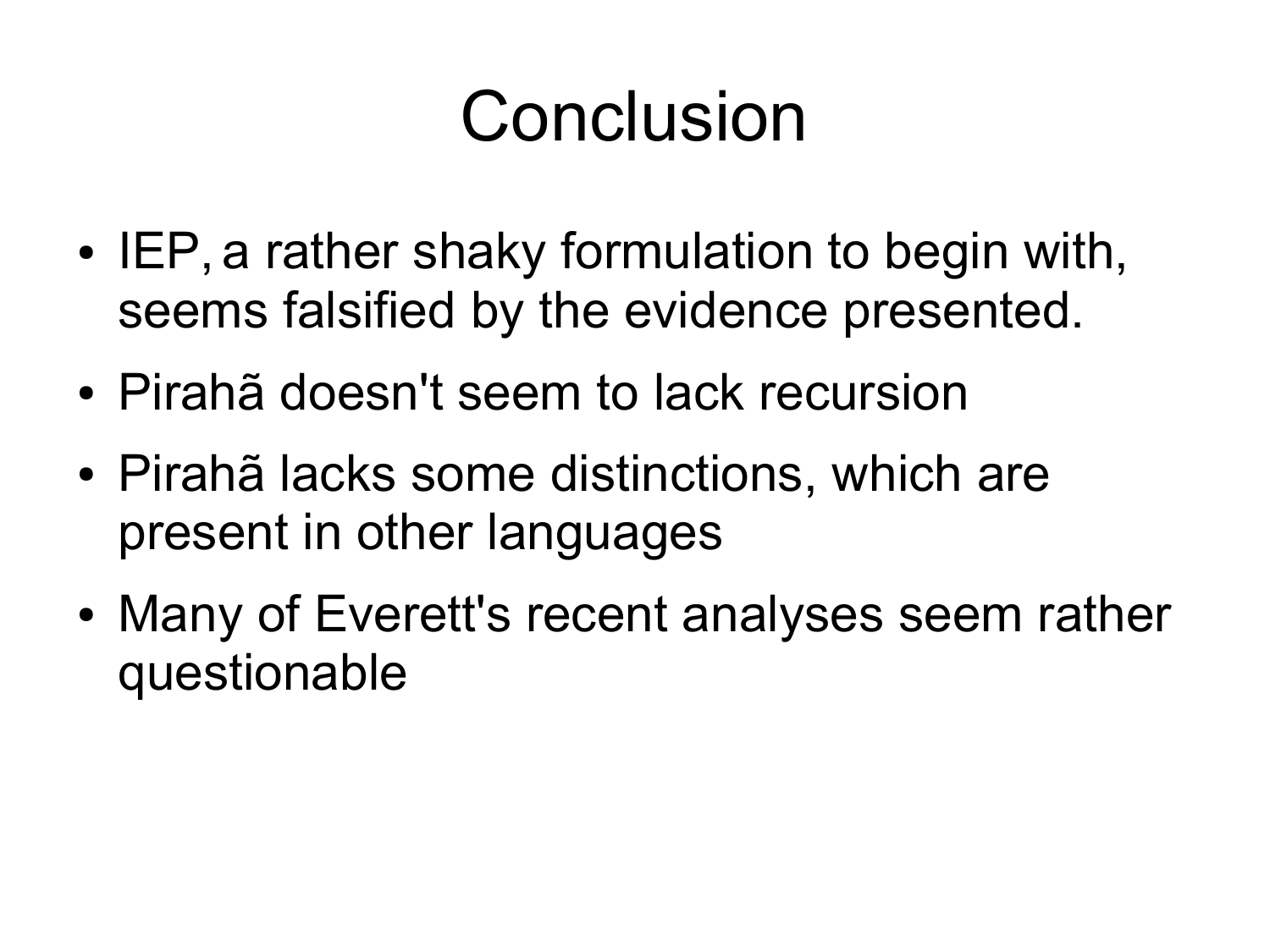# Conclusion

- IEP, a rather shaky formulation to begin with, seems falsified by the evidence presented.
- Pirahã doesn't seem to lack recursion
- Pirahã lacks some distinctions, which are present in other languages
- Many of Everett's recent analyses seem rather questionable